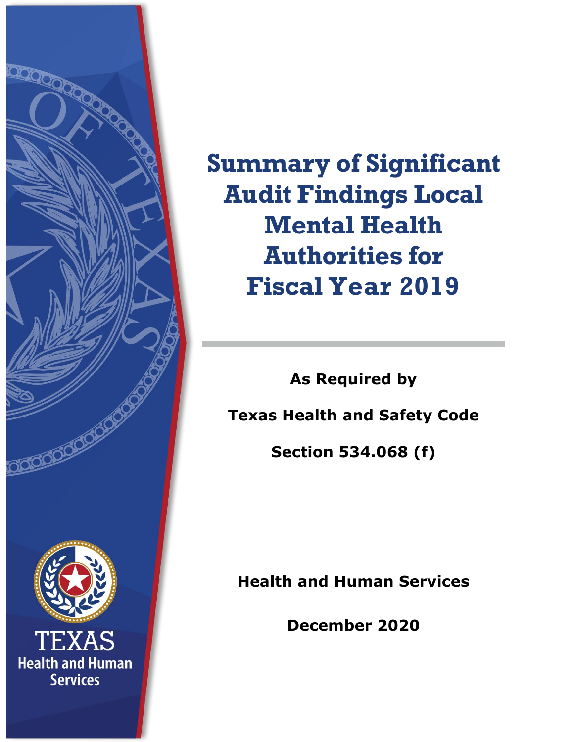# Summary of Significant Audit Findings Local Mental Health Authorities for Fiscal Year 2019

**As Required by**

**Texas Health and Safety Code**

**Section 534.068 (f)**

**Health and Human Services**

**December 2020**

TEXAS Health and Human Services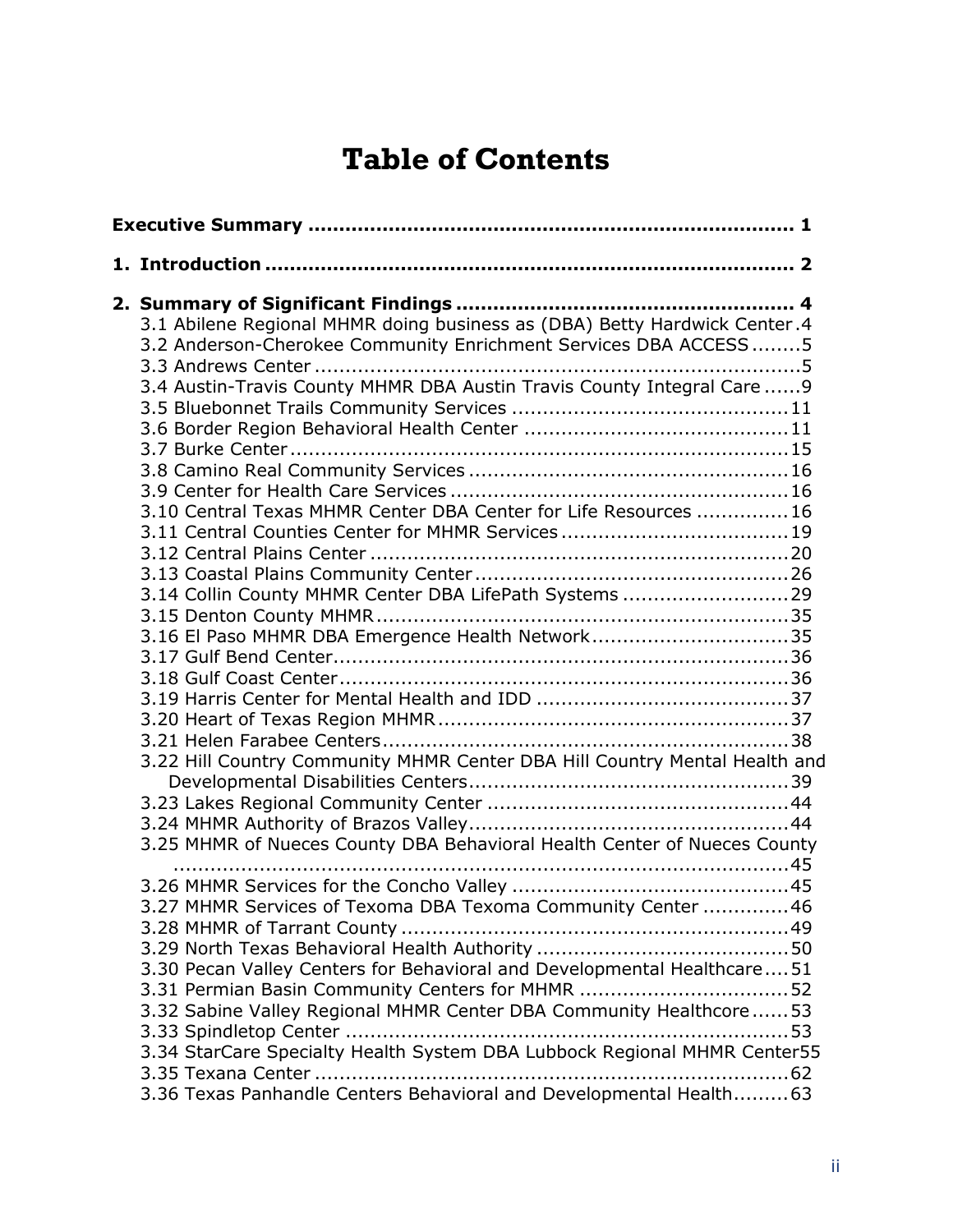# Table of Contents

**Executive Summary ............................................................................ 1**

**1. Introduction .................................................................................. 2**

**2. Summary of Significant Findings .................................................... 4**

3.1 Abilene Regional MHMR doing business as (DBA) Betty Hardwick Center . 4

3.2 Anderson-Cherokee Community Enrichment Services DBA ACCESS ........ 5

3.3 Andrews Center ............................................................................ 5

3.4 Austin-Travis County MHMR DBA Austin Travis County Integral Care ...... 9

3.5 Bluebonnet Trails Community Services ............................................ 11

3.6 Border Region Behavioral Health Center .......................................... 11

3.7 Burke Center ................................................................................ 15

3.8 Camino Real Community Services ................................................... 16

3.9 Center for Health Care Services ...................................................... 16

3.10 Central Texas MHMR Center DBA Center for Life Resources ............... 16

3.11 Central Counties Center for MHMR Services ..................................... 19

3.12 Central Plains Center .................................................................. 20

3.13 Coastal Plains Community Center .................................................. 26

3.14 Collin County MHMR Center DBA LifePath Systems ........................... 29

3.15 Denton County MHMR .................................................................. 35

3.16 El Paso MHMR DBA Emergence Health Network ................................ 35

3.17 Gulf Bend Center ........................................................................ 36

3.18 Gulf Coast Center ........................................................................ 36

3.19 Harris Center for Mental Health and IDD ......................................... 37

3.20 Heart of Texas Region MHMR ........................................................ 37

3.21 Helen Farabee Centers ................................................................. 38

3.22 Hill Country Community MHMR Center DBA Hill Country Mental Health and Developmental Disabilities Centers .................................................. 39

3.23 Lakes Regional Community Center ................................................. 44

3.24 MHMR Authority of Brazos Valley ................................................... 44

3.25 MHMR of Nueces County DBA Behavioral Health Center of Nueces County ..................................................................................... 45

3.26 MHMR Services for the Concho Valley ............................................ 45

3.27 MHMR Services of Texoma DBA Texoma Community Center .............. 46

3.28 MHMR of Tarrant County .............................................................. 49

3.29 North Texas Behavioral Health Authority ......................................... 50

3.30 Pecan Valley Centers for Behavioral and Developmental Healthcare .... 51

3.31 Permian Basin Community Centers for MHMR ................................... 52

3.32 Sabine Valley Regional MHMR Center DBA Community Healthcore ...... 53

3.33 Spindletop Center ....................................................................... 53

3.34 StarCare Specialty Health System DBA Lubbock Regional MHMR Center 55

3.35 Texana Center ............................................................................ 62

3.36 Texas Panhandle Centers Behavioral and Developmental Health ......... 63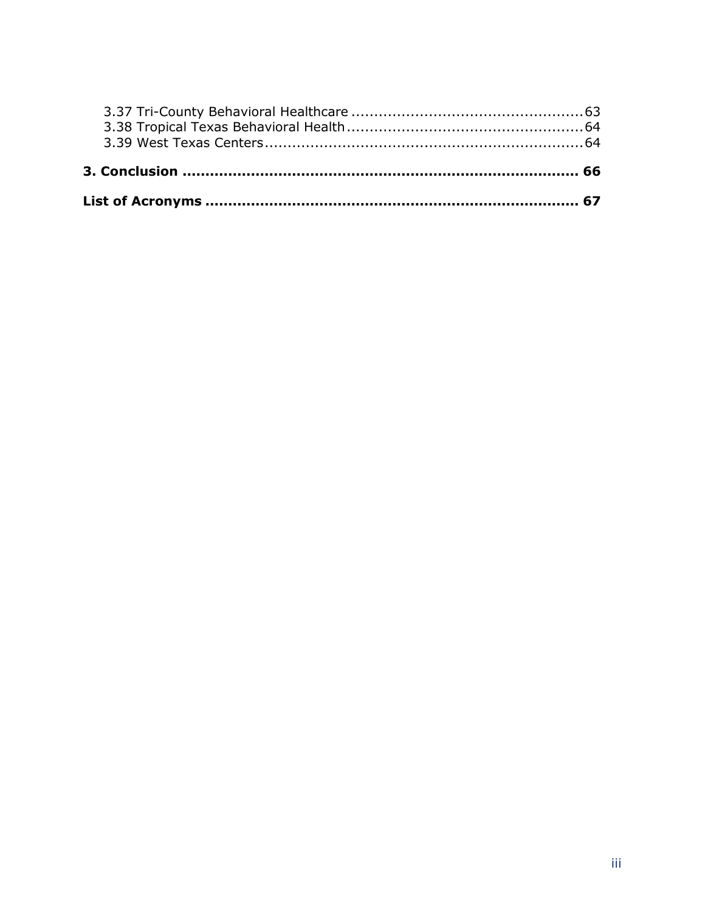3.37 Tri-County Behavioral Healthcare .................................................. 63
3.38 Tropical Texas Behavioral Health .................................................. 64
3.39 West Texas Centers ...................................................................... 64

**3. Conclusion ..................................................................................... 66**

**List of Acronyms ................................................................................ 67**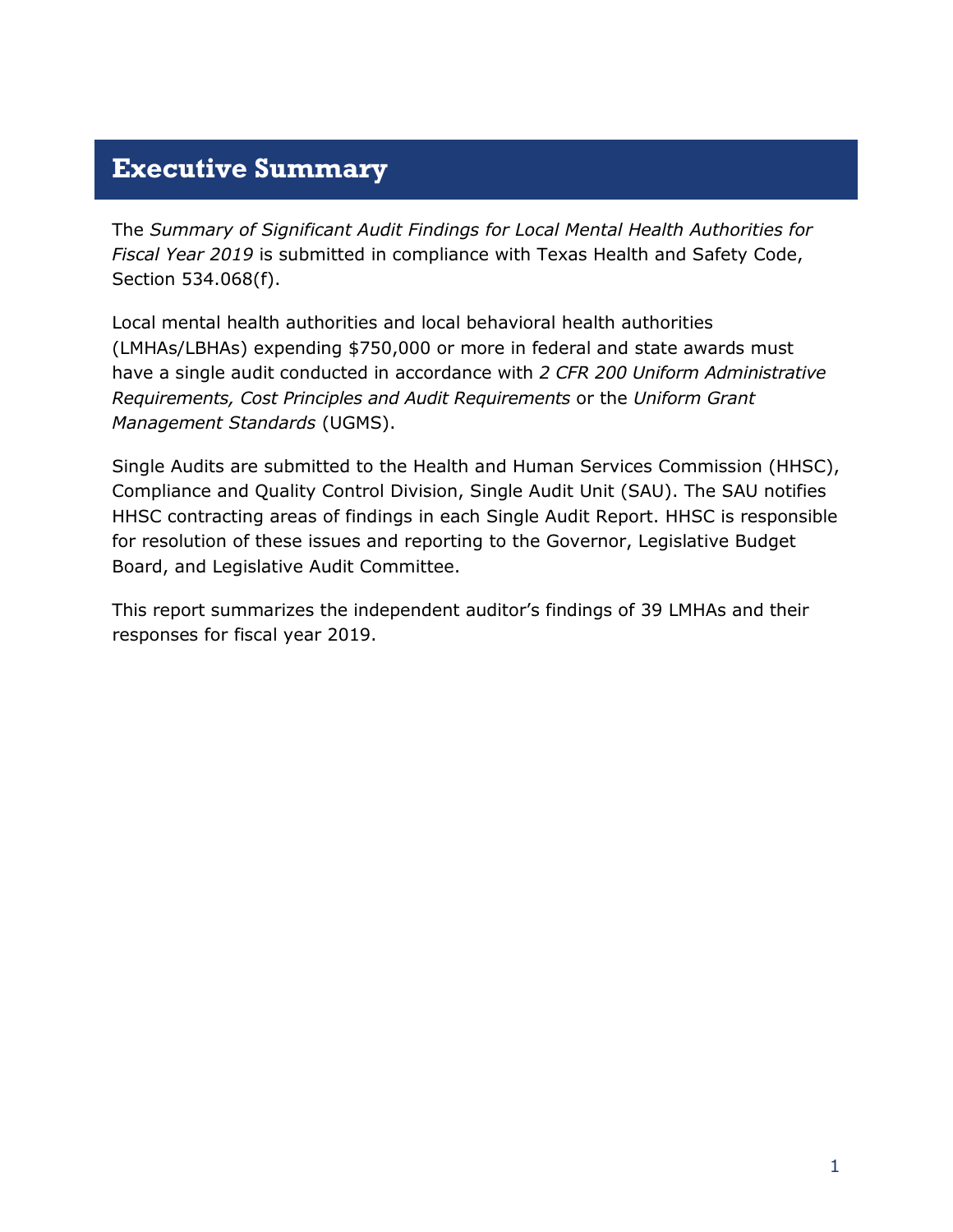# Executive Summary

The *Summary of Significant Audit Findings for Local Mental Health Authorities for Fiscal Year 2019* is submitted in compliance with Texas Health and Safety Code, Section 534.068(f).

Local mental health authorities and local behavioral health authorities (LMHAs/LBHAs) expending $750,000 or more in federal and state awards must have a single audit conducted in accordance with *2 CFR 200 Uniform Administrative Requirements, Cost Principles and Audit Requirements* or the *Uniform Grant Management Standards* (UGMS).

Single Audits are submitted to the Health and Human Services Commission (HHSC), Compliance and Quality Control Division, Single Audit Unit (SAU). The SAU notifies HHSC contracting areas of findings in each Single Audit Report. HHSC is responsible for resolution of these issues and reporting to the Governor, Legislative Budget Board, and Legislative Audit Committee.

This report summarizes the independent auditor's findings of 39 LMHAs and their responses for fiscal year 2019.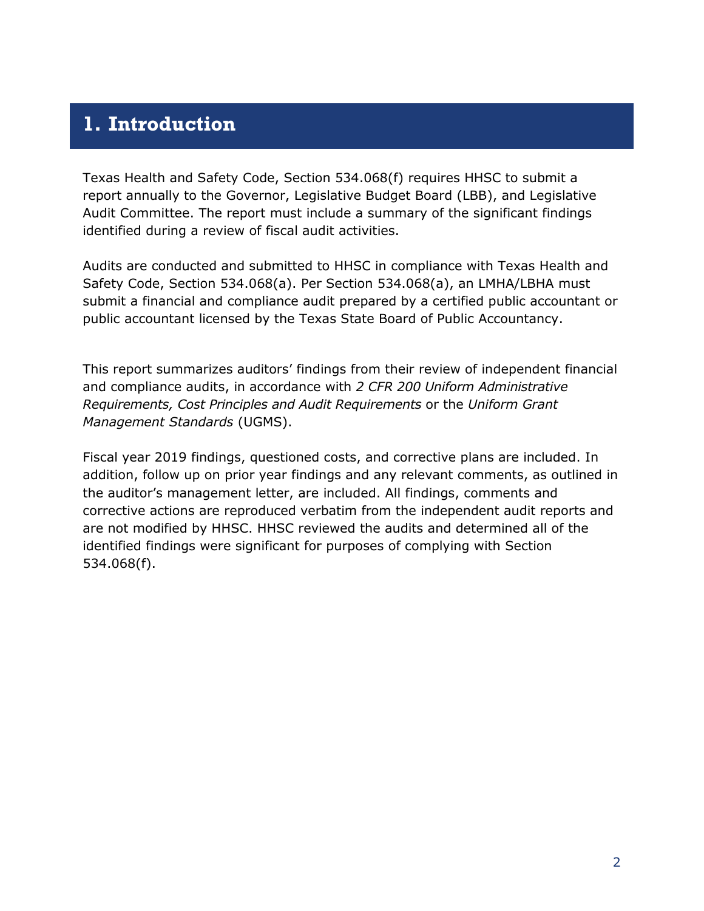# 1. Introduction

Texas Health and Safety Code, Section 534.068(f) requires HHSC to submit a report annually to the Governor, Legislative Budget Board (LBB), and Legislative Audit Committee. The report must include a summary of the significant findings identified during a review of fiscal audit activities.

Audits are conducted and submitted to HHSC in compliance with Texas Health and Safety Code, Section 534.068(a). Per Section 534.068(a), an LMHA/LBHA must submit a financial and compliance audit prepared by a certified public accountant or public accountant licensed by the Texas State Board of Public Accountancy.

This report summarizes auditors' findings from their review of independent financial and compliance audits, in accordance with *2 CFR 200 Uniform Administrative Requirements, Cost Principles and Audit Requirements* or the *Uniform Grant Management Standards* (UGMS).

Fiscal year 2019 findings, questioned costs, and corrective plans are included. In addition, follow up on prior year findings and any relevant comments, as outlined in the auditor's management letter, are included. All findings, comments and corrective actions are reproduced verbatim from the independent audit reports and are not modified by HHSC. HHSC reviewed the audits and determined all of the identified findings were significant for purposes of complying with Section 534.068(f).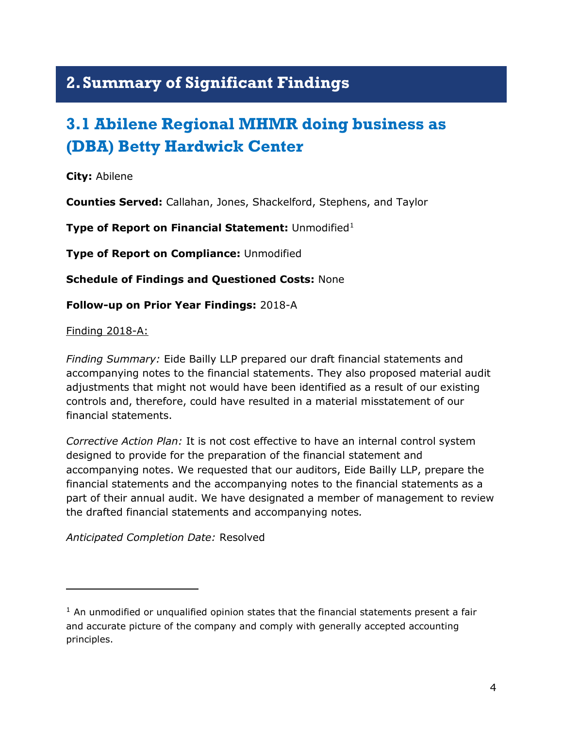# 2. Summary of Significant Findings

## 3.1 Abilene Regional MHMR doing business as (DBA) Betty Hardwick Center

**City:** Abilene

**Counties Served:** Callahan, Jones, Shackelford, Stephens, and Taylor

**Type of Report on Financial Statement:** Unmodified[1]

**Type of Report on Compliance:** Unmodified

**Schedule of Findings and Questioned Costs:** None

**Follow-up on Prior Year Findings:** 2018-A

Finding 2018-A:

*Finding Summary:* Eide Bailly LLP prepared our draft financial statements and accompanying notes to the financial statements. They also proposed material audit adjustments that might not would have been identified as a result of our existing controls and, therefore, could have resulted in a material misstatement of our financial statements.

*Corrective Action Plan:* It is not cost effective to have an internal control system designed to provide for the preparation of the financial statement and accompanying notes. We requested that our auditors, Eide Bailly LLP, prepare the financial statements and the accompanying notes to the financial statements as a part of their annual audit. We have designated a member of management to review the drafted financial statements and accompanying notes.

*Anticipated Completion Date:* Resolved

---

[1] An unmodified or unqualified opinion states that the financial statements present a fair and accurate picture of the company and comply with generally accepted accounting principles.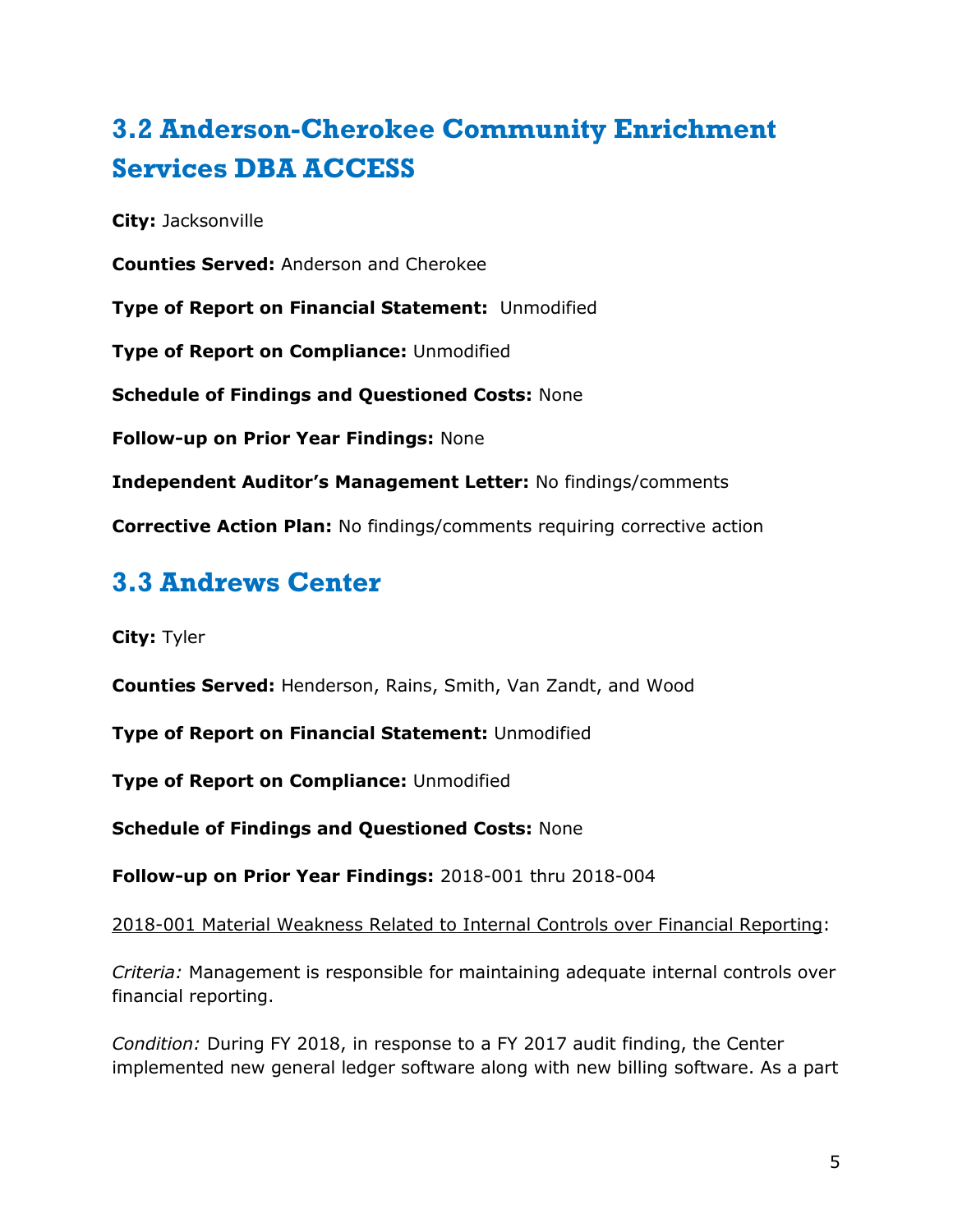## 3.2 Anderson-Cherokee Community Enrichment Services DBA ACCESS

**City:** Jacksonville

**Counties Served:** Anderson and Cherokee

**Type of Report on Financial Statement:** Unmodified

**Type of Report on Compliance:** Unmodified

**Schedule of Findings and Questioned Costs:** None

**Follow-up on Prior Year Findings:** None

**Independent Auditor's Management Letter:** No findings/comments

**Corrective Action Plan:** No findings/comments requiring corrective action

## 3.3 Andrews Center

**City:** Tyler

**Counties Served:** Henderson, Rains, Smith, Van Zandt, and Wood

**Type of Report on Financial Statement:** Unmodified

**Type of Report on Compliance:** Unmodified

**Schedule of Findings and Questioned Costs:** None

**Follow-up on Prior Year Findings:** 2018-001 thru 2018-004

2018-001 Material Weakness Related to Internal Controls over Financial Reporting:

*Criteria:* Management is responsible for maintaining adequate internal controls over financial reporting.

*Condition:* During FY 2018, in response to a FY 2017 audit finding, the Center implemented new general ledger software along with new billing software. As a part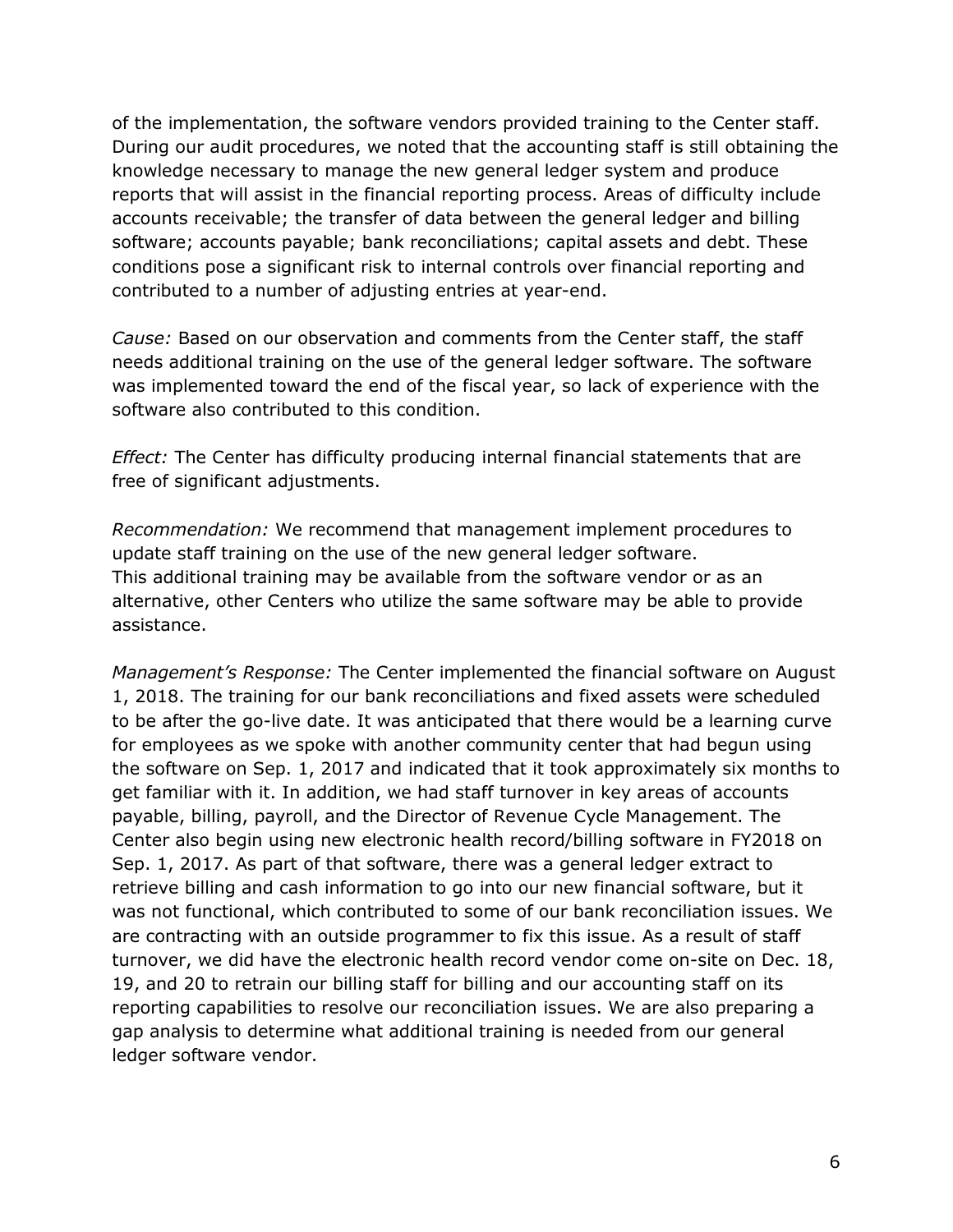of the implementation, the software vendors provided training to the Center staff. During our audit procedures, we noted that the accounting staff is still obtaining the knowledge necessary to manage the new general ledger system and produce reports that will assist in the financial reporting process. Areas of difficulty include accounts receivable; the transfer of data between the general ledger and billing software; accounts payable; bank reconciliations; capital assets and debt. These conditions pose a significant risk to internal controls over financial reporting and contributed to a number of adjusting entries at year-end.

*Cause:* Based on our observation and comments from the Center staff, the staff needs additional training on the use of the general ledger software. The software was implemented toward the end of the fiscal year, so lack of experience with the software also contributed to this condition.

*Effect:* The Center has difficulty producing internal financial statements that are free of significant adjustments.

*Recommendation:* We recommend that management implement procedures to update staff training on the use of the new general ledger software. This additional training may be available from the software vendor or as an alternative, other Centers who utilize the same software may be able to provide assistance.

*Management's Response:* The Center implemented the financial software on August 1, 2018. The training for our bank reconciliations and fixed assets were scheduled to be after the go-live date. It was anticipated that there would be a learning curve for employees as we spoke with another community center that had begun using the software on Sep. 1, 2017 and indicated that it took approximately six months to get familiar with it. In addition, we had staff turnover in key areas of accounts payable, billing, payroll, and the Director of Revenue Cycle Management. The Center also begin using new electronic health record/billing software in FY2018 on Sep. 1, 2017. As part of that software, there was a general ledger extract to retrieve billing and cash information to go into our new financial software, but it was not functional, which contributed to some of our bank reconciliation issues. We are contracting with an outside programmer to fix this issue. As a result of staff turnover, we did have the electronic health record vendor come on-site on Dec. 18, 19, and 20 to retrain our billing staff for billing and our accounting staff on its reporting capabilities to resolve our reconciliation issues. We are also preparing a gap analysis to determine what additional training is needed from our general ledger software vendor.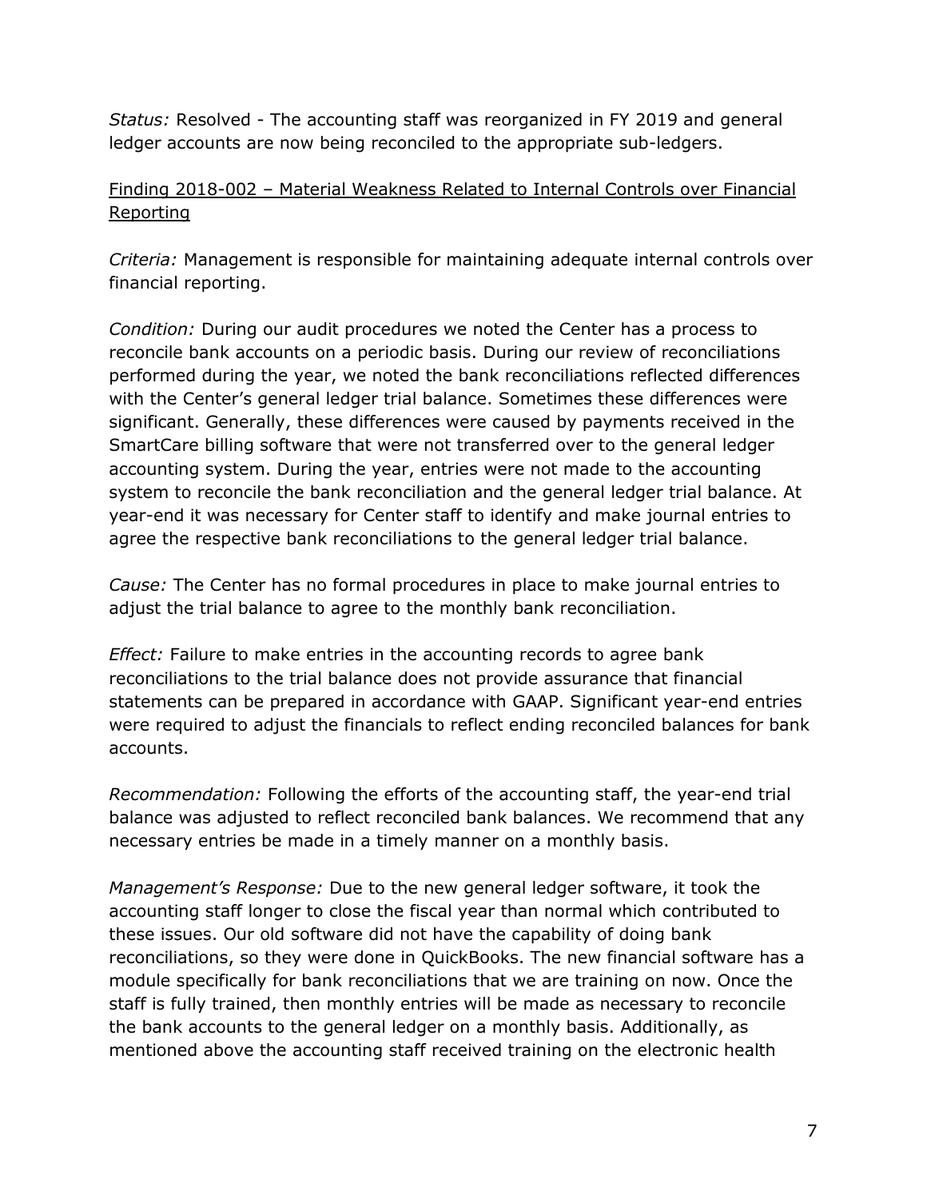*Status:* Resolved - The accounting staff was reorganized in FY 2019 and general ledger accounts are now being reconciled to the appropriate sub-ledgers.

<u>Finding 2018-002 – Material Weakness Related to Internal Controls over Financial Reporting</u>

*Criteria:* Management is responsible for maintaining adequate internal controls over financial reporting.

*Condition:* During our audit procedures we noted the Center has a process to reconcile bank accounts on a periodic basis. During our review of reconciliations performed during the year, we noted the bank reconciliations reflected differences with the Center's general ledger trial balance. Sometimes these differences were significant. Generally, these differences were caused by payments received in the SmartCare billing software that were not transferred over to the general ledger accounting system. During the year, entries were not made to the accounting system to reconcile the bank reconciliation and the general ledger trial balance. At year-end it was necessary for Center staff to identify and make journal entries to agree the respective bank reconciliations to the general ledger trial balance.

*Cause:* The Center has no formal procedures in place to make journal entries to adjust the trial balance to agree to the monthly bank reconciliation.

*Effect:* Failure to make entries in the accounting records to agree bank reconciliations to the trial balance does not provide assurance that financial statements can be prepared in accordance with GAAP. Significant year-end entries were required to adjust the financials to reflect ending reconciled balances for bank accounts.

*Recommendation:* Following the efforts of the accounting staff, the year-end trial balance was adjusted to reflect reconciled bank balances. We recommend that any necessary entries be made in a timely manner on a monthly basis.

*Management's Response:* Due to the new general ledger software, it took the accounting staff longer to close the fiscal year than normal which contributed to these issues. Our old software did not have the capability of doing bank reconciliations, so they were done in QuickBooks. The new financial software has a module specifically for bank reconciliations that we are training on now. Once the staff is fully trained, then monthly entries will be made as necessary to reconcile the bank accounts to the general ledger on a monthly basis. Additionally, as mentioned above the accounting staff received training on the electronic health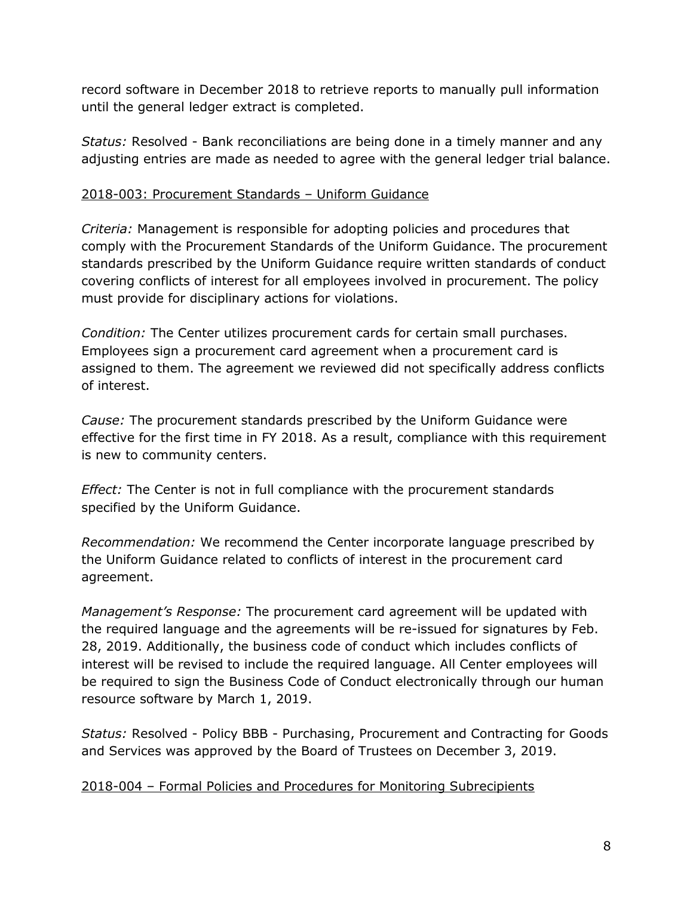record software in December 2018 to retrieve reports to manually pull information until the general ledger extract is completed.

*Status:* Resolved - Bank reconciliations are being done in a timely manner and any adjusting entries are made as needed to agree with the general ledger trial balance.

<u>2018-003: Procurement Standards – Uniform Guidance</u>

*Criteria:* Management is responsible for adopting policies and procedures that comply with the Procurement Standards of the Uniform Guidance. The procurement standards prescribed by the Uniform Guidance require written standards of conduct covering conflicts of interest for all employees involved in procurement. The policy must provide for disciplinary actions for violations.

*Condition:* The Center utilizes procurement cards for certain small purchases. Employees sign a procurement card agreement when a procurement card is assigned to them. The agreement we reviewed did not specifically address conflicts of interest.

*Cause:* The procurement standards prescribed by the Uniform Guidance were effective for the first time in FY 2018. As a result, compliance with this requirement is new to community centers.

*Effect:* The Center is not in full compliance with the procurement standards specified by the Uniform Guidance.

*Recommendation:* We recommend the Center incorporate language prescribed by the Uniform Guidance related to conflicts of interest in the procurement card agreement.

*Management's Response:* The procurement card agreement will be updated with the required language and the agreements will be re-issued for signatures by Feb. 28, 2019. Additionally, the business code of conduct which includes conflicts of interest will be revised to include the required language. All Center employees will be required to sign the Business Code of Conduct electronically through our human resource software by March 1, 2019.

*Status:* Resolved - Policy BBB - Purchasing, Procurement and Contracting for Goods and Services was approved by the Board of Trustees on December 3, 2019.

<u>2018-004 – Formal Policies and Procedures for Monitoring Subrecipients</u>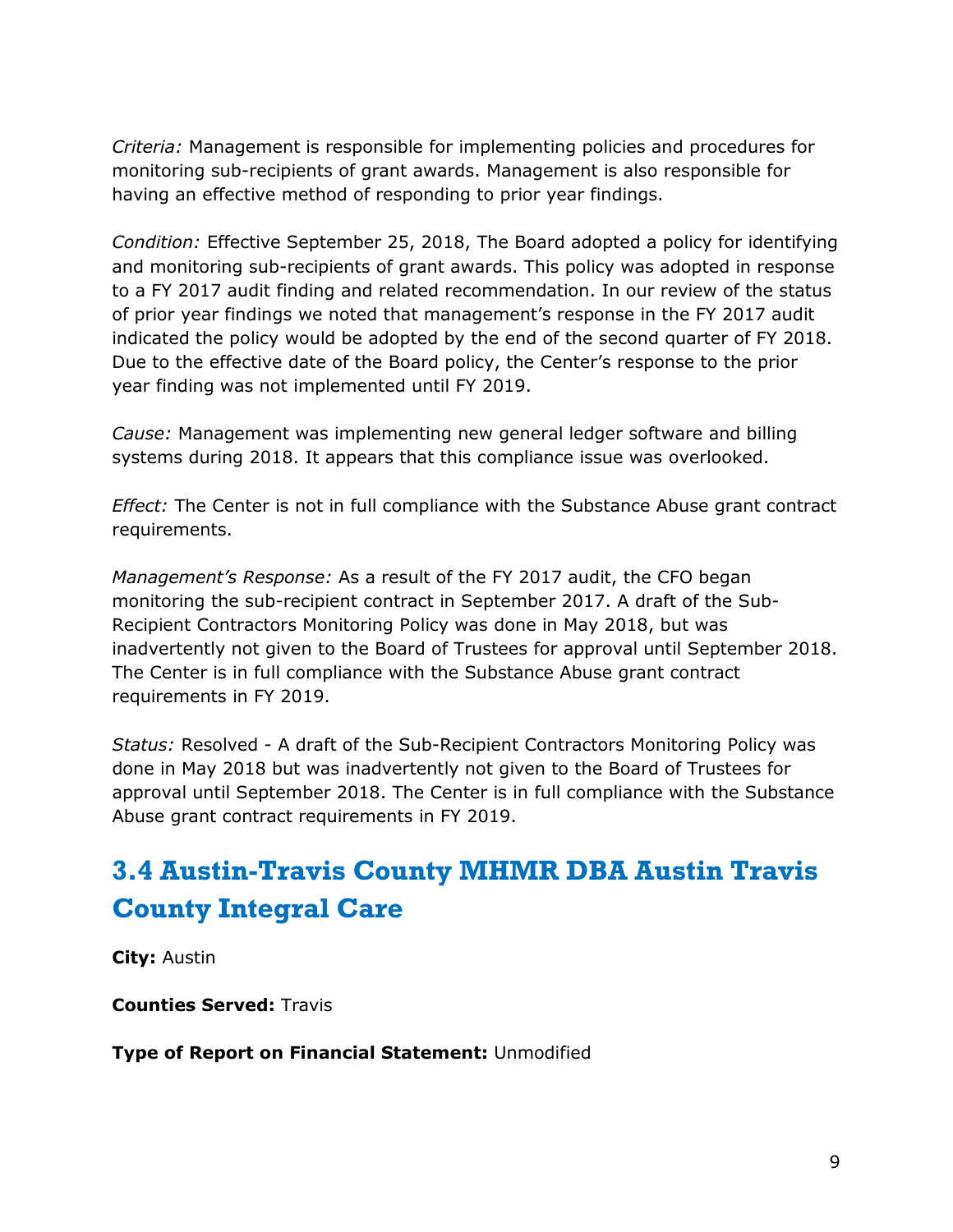*Criteria:* Management is responsible for implementing policies and procedures for monitoring sub-recipients of grant awards. Management is also responsible for having an effective method of responding to prior year findings.

*Condition:* Effective September 25, 2018, The Board adopted a policy for identifying and monitoring sub-recipients of grant awards. This policy was adopted in response to a FY 2017 audit finding and related recommendation. In our review of the status of prior year findings we noted that management's response in the FY 2017 audit indicated the policy would be adopted by the end of the second quarter of FY 2018. Due to the effective date of the Board policy, the Center's response to the prior year finding was not implemented until FY 2019.

*Cause:* Management was implementing new general ledger software and billing systems during 2018. It appears that this compliance issue was overlooked.

*Effect:* The Center is not in full compliance with the Substance Abuse grant contract requirements.

*Management's Response:* As a result of the FY 2017 audit, the CFO began monitoring the sub-recipient contract in September 2017. A draft of the Sub-Recipient Contractors Monitoring Policy was done in May 2018, but was inadvertently not given to the Board of Trustees for approval until September 2018. The Center is in full compliance with the Substance Abuse grant contract requirements in FY 2019.

*Status:* Resolved - A draft of the Sub-Recipient Contractors Monitoring Policy was done in May 2018 but was inadvertently not given to the Board of Trustees for approval until September 2018. The Center is in full compliance with the Substance Abuse grant contract requirements in FY 2019.

## 3.4 Austin-Travis County MHMR DBA Austin Travis County Integral Care

**City:** Austin

**Counties Served:** Travis

**Type of Report on Financial Statement:** Unmodified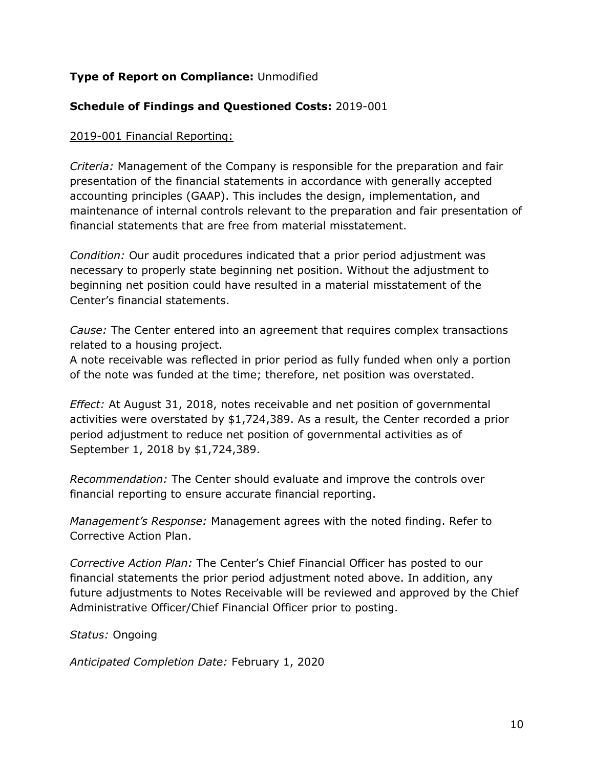**Type of Report on Compliance:** Unmodified

**Schedule of Findings and Questioned Costs:** 2019-001

<u>2019-001 Financial Reporting:</u>

*Criteria:* Management of the Company is responsible for the preparation and fair presentation of the financial statements in accordance with generally accepted accounting principles (GAAP). This includes the design, implementation, and maintenance of internal controls relevant to the preparation and fair presentation of financial statements that are free from material misstatement.

*Condition:* Our audit procedures indicated that a prior period adjustment was necessary to properly state beginning net position. Without the adjustment to beginning net position could have resulted in a material misstatement of the Center's financial statements.

*Cause:* The Center entered into an agreement that requires complex transactions related to a housing project.
A note receivable was reflected in prior period as fully funded when only a portion of the note was funded at the time; therefore, net position was overstated.

*Effect:* At August 31, 2018, notes receivable and net position of governmental activities were overstated by $1,724,389. As a result, the Center recorded a prior period adjustment to reduce net position of governmental activities as of September 1, 2018 by $1,724,389.

*Recommendation:* The Center should evaluate and improve the controls over financial reporting to ensure accurate financial reporting.

*Management's Response:* Management agrees with the noted finding. Refer to Corrective Action Plan.

*Corrective Action Plan:* The Center's Chief Financial Officer has posted to our financial statements the prior period adjustment noted above. In addition, any future adjustments to Notes Receivable will be reviewed and approved by the Chief Administrative Officer/Chief Financial Officer prior to posting.

*Status:* Ongoing

*Anticipated Completion Date:* February 1, 2020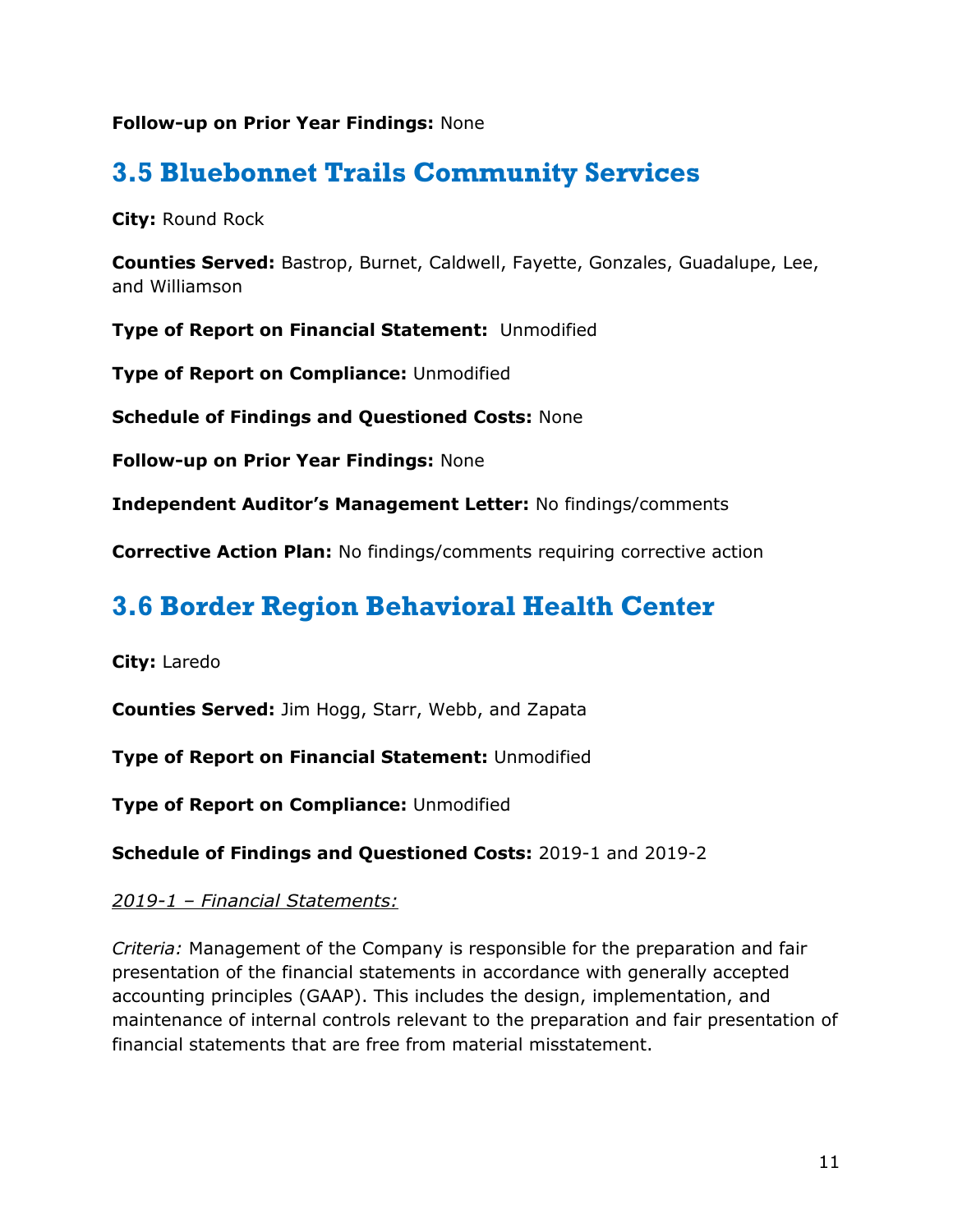**Follow-up on Prior Year Findings:** None

## 3.5 Bluebonnet Trails Community Services

**City:** Round Rock

**Counties Served:** Bastrop, Burnet, Caldwell, Fayette, Gonzales, Guadalupe, Lee, and Williamson

**Type of Report on Financial Statement:** Unmodified

**Type of Report on Compliance:** Unmodified

**Schedule of Findings and Questioned Costs:** None

**Follow-up on Prior Year Findings:** None

**Independent Auditor's Management Letter:** No findings/comments

**Corrective Action Plan:** No findings/comments requiring corrective action

## 3.6 Border Region Behavioral Health Center

**City:** Laredo

**Counties Served:** Jim Hogg, Starr, Webb, and Zapata

**Type of Report on Financial Statement:** Unmodified

**Type of Report on Compliance:** Unmodified

**Schedule of Findings and Questioned Costs:** 2019-1 and 2019-2

*2019-1 – Financial Statements:*

*Criteria:* Management of the Company is responsible for the preparation and fair presentation of the financial statements in accordance with generally accepted accounting principles (GAAP). This includes the design, implementation, and maintenance of internal controls relevant to the preparation and fair presentation of financial statements that are free from material misstatement.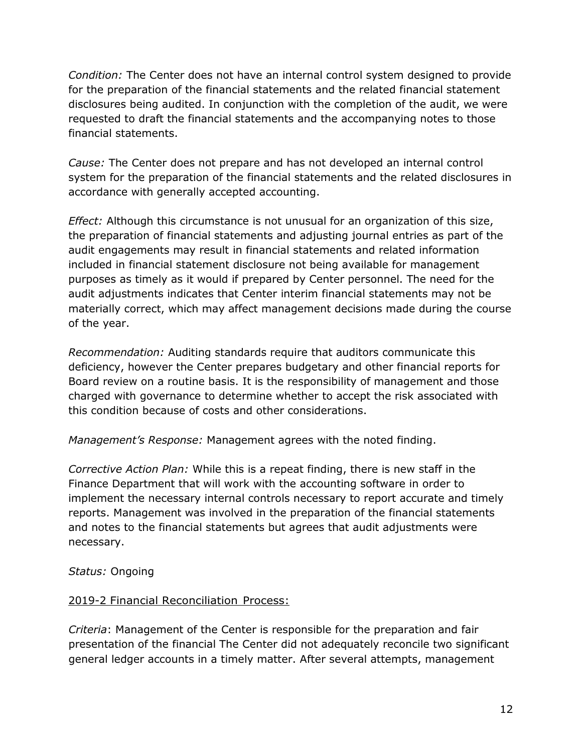*Condition:* The Center does not have an internal control system designed to provide for the preparation of the financial statements and the related financial statement disclosures being audited. In conjunction with the completion of the audit, we were requested to draft the financial statements and the accompanying notes to those financial statements.

*Cause:* The Center does not prepare and has not developed an internal control system for the preparation of the financial statements and the related disclosures in accordance with generally accepted accounting.

*Effect:* Although this circumstance is not unusual for an organization of this size, the preparation of financial statements and adjusting journal entries as part of the audit engagements may result in financial statements and related information included in financial statement disclosure not being available for management purposes as timely as it would if prepared by Center personnel. The need for the audit adjustments indicates that Center interim financial statements may not be materially correct, which may affect management decisions made during the course of the year.

*Recommendation:* Auditing standards require that auditors communicate this deficiency, however the Center prepares budgetary and other financial reports for Board review on a routine basis. It is the responsibility of management and those charged with governance to determine whether to accept the risk associated with this condition because of costs and other considerations.

*Management's Response:* Management agrees with the noted finding.

*Corrective Action Plan:* While this is a repeat finding, there is new staff in the Finance Department that will work with the accounting software in order to implement the necessary internal controls necessary to report accurate and timely reports. Management was involved in the preparation of the financial statements and notes to the financial statements but agrees that audit adjustments were necessary.

*Status:* Ongoing

<u>2019-2 Financial Reconciliation Process:</u>

*Criteria*: Management of the Center is responsible for the preparation and fair presentation of the financial The Center did not adequately reconcile two significant general ledger accounts in a timely matter. After several attempts, management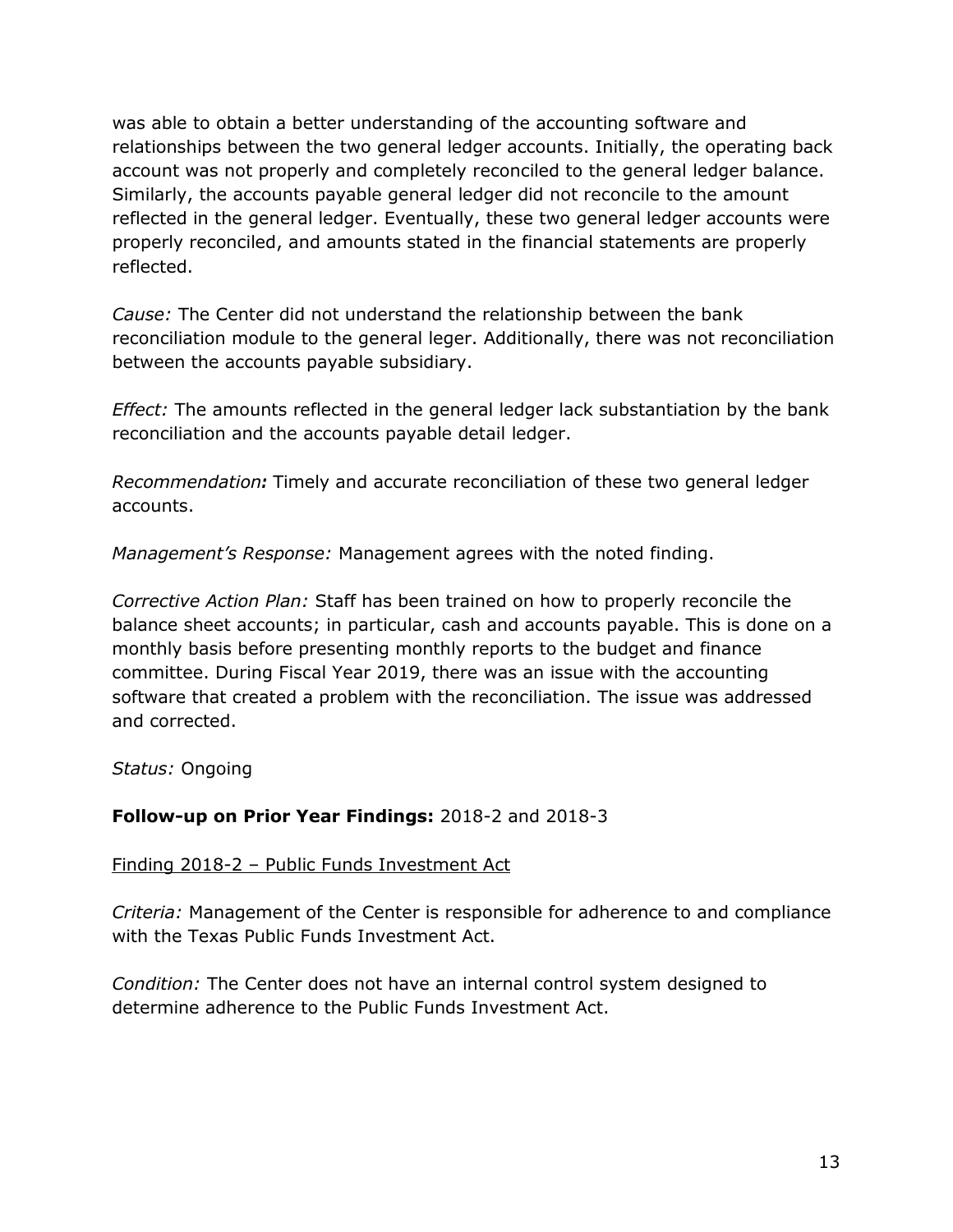was able to obtain a better understanding of the accounting software and relationships between the two general ledger accounts. Initially, the operating back account was not properly and completely reconciled to the general ledger balance. Similarly, the accounts payable general ledger did not reconcile to the amount reflected in the general ledger. Eventually, these two general ledger accounts were properly reconciled, and amounts stated in the financial statements are properly reflected.

*Cause:* The Center did not understand the relationship between the bank reconciliation module to the general leger. Additionally, there was not reconciliation between the accounts payable subsidiary.

*Effect:* The amounts reflected in the general ledger lack substantiation by the bank reconciliation and the accounts payable detail ledger.

*Recommendation**:*** Timely and accurate reconciliation of these two general ledger accounts.

*Management's Response:* Management agrees with the noted finding.

*Corrective Action Plan:* Staff has been trained on how to properly reconcile the balance sheet accounts; in particular, cash and accounts payable. This is done on a monthly basis before presenting monthly reports to the budget and finance committee. During Fiscal Year 2019, there was an issue with the accounting software that created a problem with the reconciliation. The issue was addressed and corrected.

*Status:* Ongoing

**Follow-up on Prior Year Findings:** 2018-2 and 2018-3

<u>Finding 2018-2 – Public Funds Investment Act</u>

*Criteria:* Management of the Center is responsible for adherence to and compliance with the Texas Public Funds Investment Act.

*Condition:* The Center does not have an internal control system designed to determine adherence to the Public Funds Investment Act.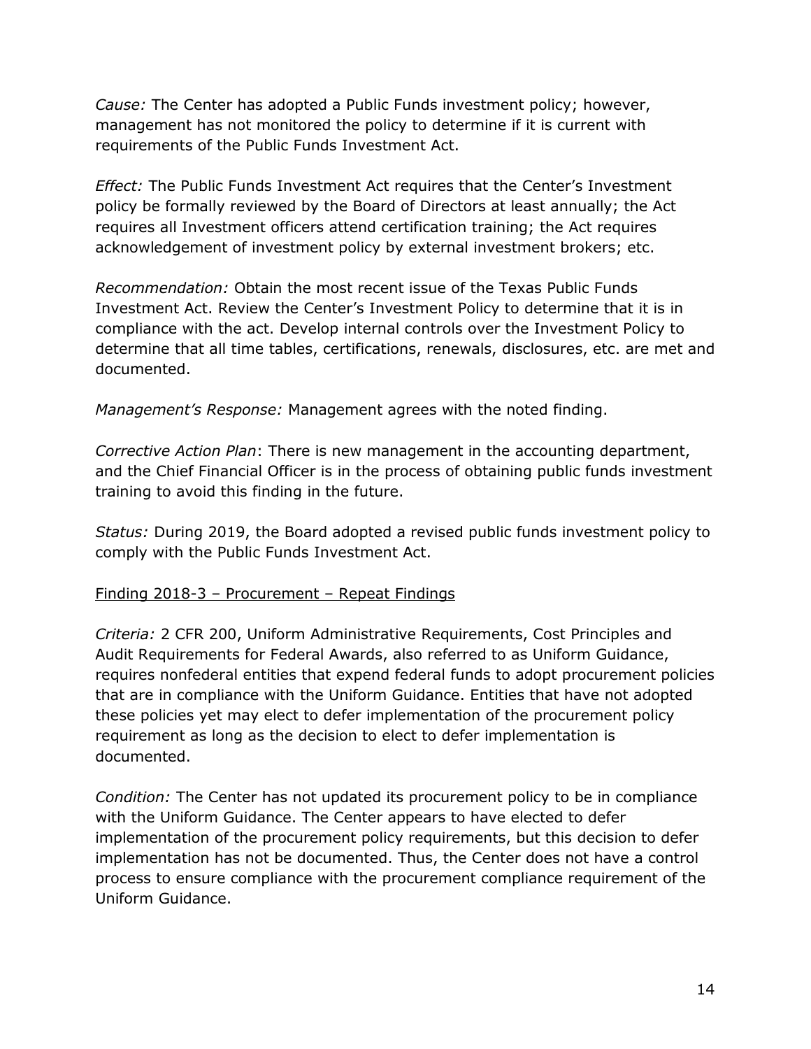*Cause:* The Center has adopted a Public Funds investment policy; however, management has not monitored the policy to determine if it is current with requirements of the Public Funds Investment Act.

*Effect:* The Public Funds Investment Act requires that the Center's Investment policy be formally reviewed by the Board of Directors at least annually; the Act requires all Investment officers attend certification training; the Act requires acknowledgement of investment policy by external investment brokers; etc.

*Recommendation:* Obtain the most recent issue of the Texas Public Funds Investment Act. Review the Center's Investment Policy to determine that it is in compliance with the act. Develop internal controls over the Investment Policy to determine that all time tables, certifications, renewals, disclosures, etc. are met and documented.

*Management's Response:* Management agrees with the noted finding.

*Corrective Action Plan*: There is new management in the accounting department, and the Chief Financial Officer is in the process of obtaining public funds investment training to avoid this finding in the future.

*Status:* During 2019, the Board adopted a revised public funds investment policy to comply with the Public Funds Investment Act.

<u>Finding 2018-3 – Procurement – Repeat Findings</u>

*Criteria:* 2 CFR 200, Uniform Administrative Requirements, Cost Principles and Audit Requirements for Federal Awards, also referred to as Uniform Guidance, requires nonfederal entities that expend federal funds to adopt procurement policies that are in compliance with the Uniform Guidance. Entities that have not adopted these policies yet may elect to defer implementation of the procurement policy requirement as long as the decision to elect to defer implementation is documented.

*Condition:* The Center has not updated its procurement policy to be in compliance with the Uniform Guidance. The Center appears to have elected to defer implementation of the procurement policy requirements, but this decision to defer implementation has not be documented. Thus, the Center does not have a control process to ensure compliance with the procurement compliance requirement of the Uniform Guidance.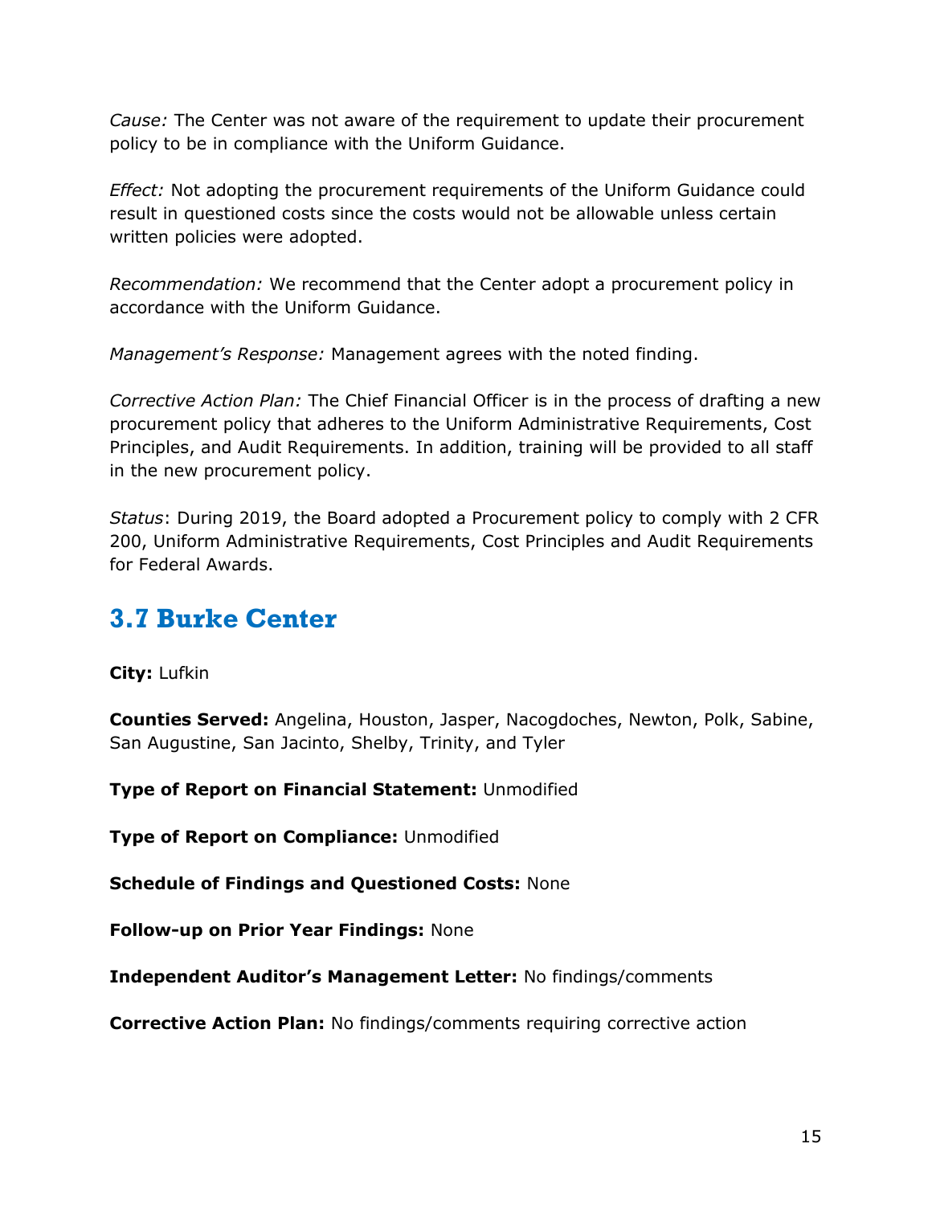*Cause:* The Center was not aware of the requirement to update their procurement policy to be in compliance with the Uniform Guidance.

*Effect:* Not adopting the procurement requirements of the Uniform Guidance could result in questioned costs since the costs would not be allowable unless certain written policies were adopted.

*Recommendation:* We recommend that the Center adopt a procurement policy in accordance with the Uniform Guidance.

*Management's Response:* Management agrees with the noted finding.

*Corrective Action Plan:* The Chief Financial Officer is in the process of drafting a new procurement policy that adheres to the Uniform Administrative Requirements, Cost Principles, and Audit Requirements. In addition, training will be provided to all staff in the new procurement policy.

*Status*: During 2019, the Board adopted a Procurement policy to comply with 2 CFR 200, Uniform Administrative Requirements, Cost Principles and Audit Requirements for Federal Awards.

## 3.7 Burke Center

**City:** Lufkin

**Counties Served:** Angelina, Houston, Jasper, Nacogdoches, Newton, Polk, Sabine, San Augustine, San Jacinto, Shelby, Trinity, and Tyler

**Type of Report on Financial Statement:** Unmodified

**Type of Report on Compliance:** Unmodified

**Schedule of Findings and Questioned Costs:** None

**Follow-up on Prior Year Findings:** None

**Independent Auditor's Management Letter:** No findings/comments

**Corrective Action Plan:** No findings/comments requiring corrective action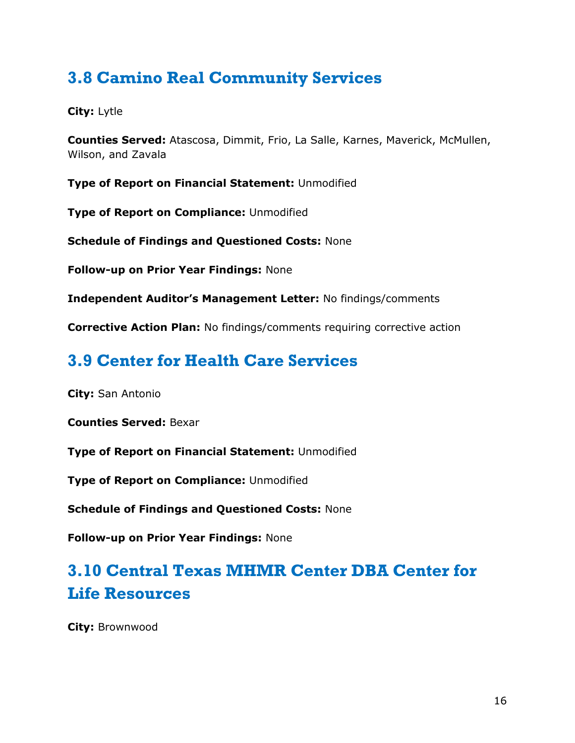## 3.8 Camino Real Community Services

**City:** Lytle

**Counties Served:** Atascosa, Dimmit, Frio, La Salle, Karnes, Maverick, McMullen, Wilson, and Zavala

**Type of Report on Financial Statement:** Unmodified

**Type of Report on Compliance:** Unmodified

**Schedule of Findings and Questioned Costs:** None

**Follow-up on Prior Year Findings:** None

**Independent Auditor's Management Letter:** No findings/comments

**Corrective Action Plan:** No findings/comments requiring corrective action

## 3.9 Center for Health Care Services

**City:** San Antonio

**Counties Served:** Bexar

**Type of Report on Financial Statement:** Unmodified

**Type of Report on Compliance:** Unmodified

**Schedule of Findings and Questioned Costs:** None

**Follow-up on Prior Year Findings:** None

## 3.10 Central Texas MHMR Center DBA Center for Life Resources

**City:** Brownwood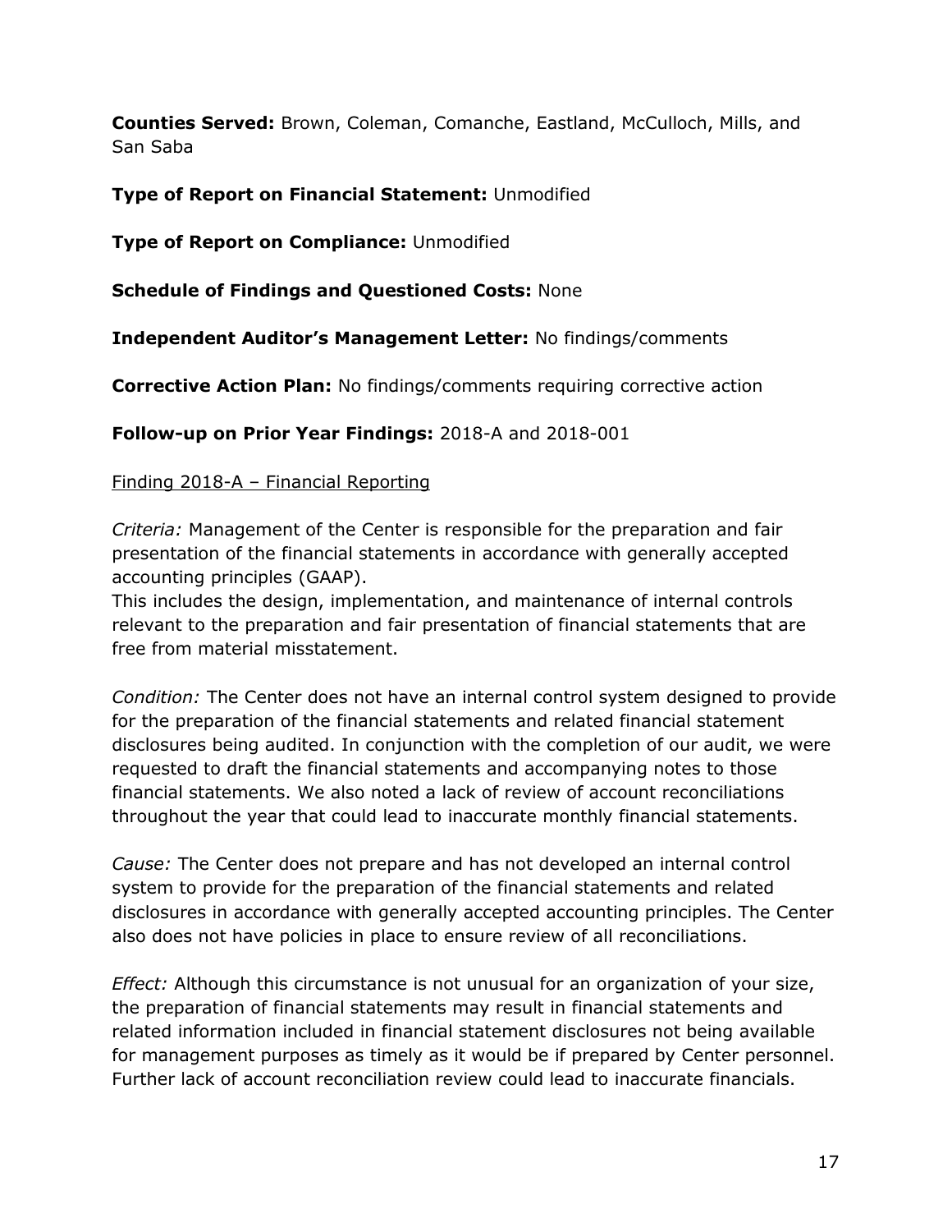**Counties Served:** Brown, Coleman, Comanche, Eastland, McCulloch, Mills, and San Saba

**Type of Report on Financial Statement:** Unmodified

**Type of Report on Compliance:** Unmodified

**Schedule of Findings and Questioned Costs:** None

**Independent Auditor's Management Letter:** No findings/comments

**Corrective Action Plan:** No findings/comments requiring corrective action

**Follow-up on Prior Year Findings:** 2018-A and 2018-001

Finding 2018-A – Financial Reporting

*Criteria:* Management of the Center is responsible for the preparation and fair presentation of the financial statements in accordance with generally accepted accounting principles (GAAP).
This includes the design, implementation, and maintenance of internal controls relevant to the preparation and fair presentation of financial statements that are free from material misstatement.

*Condition:* The Center does not have an internal control system designed to provide for the preparation of the financial statements and related financial statement disclosures being audited. In conjunction with the completion of our audit, we were requested to draft the financial statements and accompanying notes to those financial statements. We also noted a lack of review of account reconciliations throughout the year that could lead to inaccurate monthly financial statements.

*Cause:* The Center does not prepare and has not developed an internal control system to provide for the preparation of the financial statements and related disclosures in accordance with generally accepted accounting principles. The Center also does not have policies in place to ensure review of all reconciliations.

*Effect:* Although this circumstance is not unusual for an organization of your size, the preparation of financial statements may result in financial statements and related information included in financial statement disclosures not being available for management purposes as timely as it would be if prepared by Center personnel. Further lack of account reconciliation review could lead to inaccurate financials.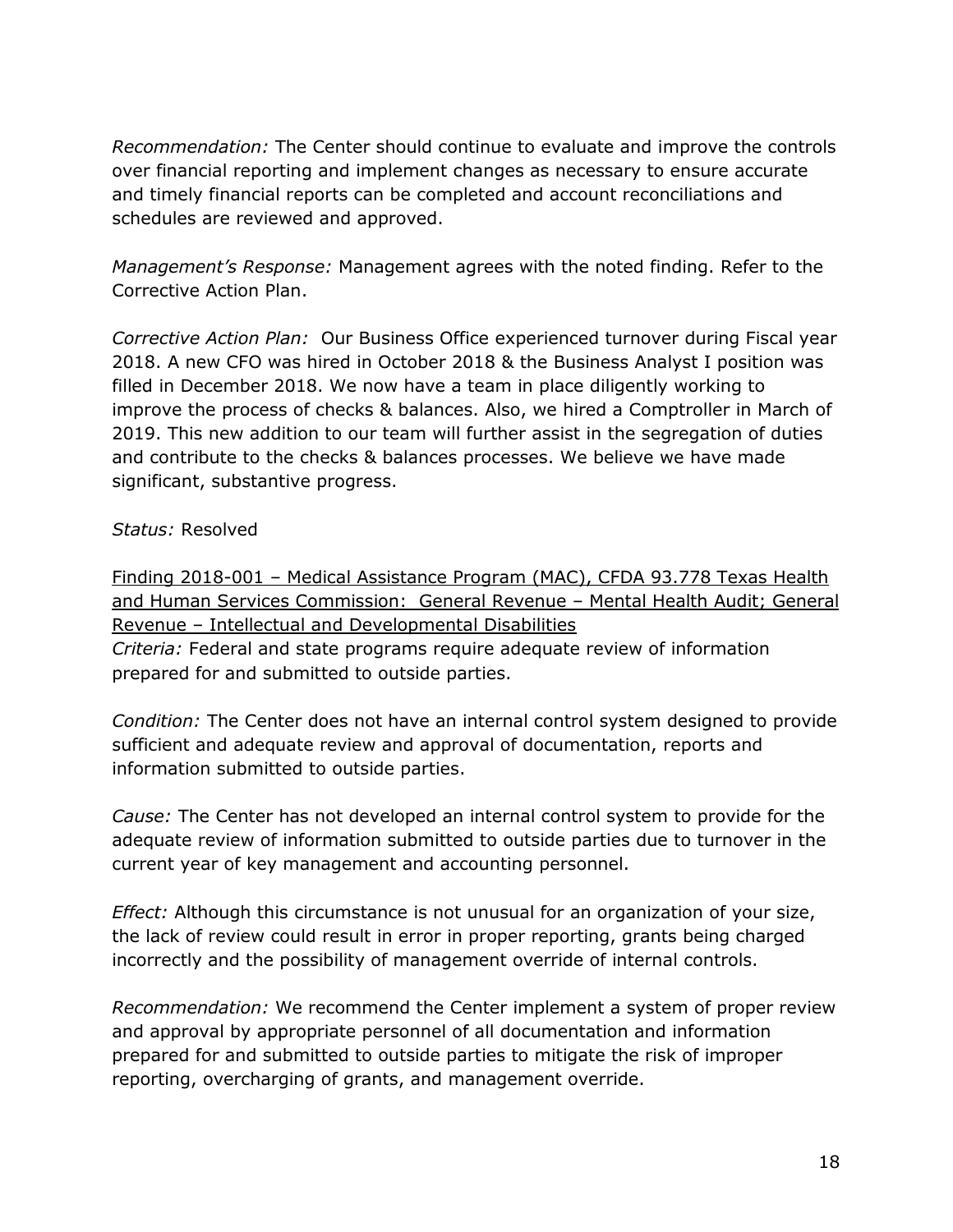*Recommendation:* The Center should continue to evaluate and improve the controls over financial reporting and implement changes as necessary to ensure accurate and timely financial reports can be completed and account reconciliations and schedules are reviewed and approved.

*Management's Response:* Management agrees with the noted finding. Refer to the Corrective Action Plan.

*Corrective Action Plan:* Our Business Office experienced turnover during Fiscal year 2018. A new CFO was hired in October 2018 & the Business Analyst I position was filled in December 2018. We now have a team in place diligently working to improve the process of checks & balances. Also, we hired a Comptroller in March of 2019. This new addition to our team will further assist in the segregation of duties and contribute to the checks & balances processes. We believe we have made significant, substantive progress.

*Status:* Resolved

<u>Finding 2018-001 – Medical Assistance Program (MAC), CFDA 93.778 Texas Health and Human Services Commission: General Revenue – Mental Health Audit; General Revenue – Intellectual and Developmental Disabilities</u>

*Criteria:* Federal and state programs require adequate review of information prepared for and submitted to outside parties.

*Condition:* The Center does not have an internal control system designed to provide sufficient and adequate review and approval of documentation, reports and information submitted to outside parties.

*Cause:* The Center has not developed an internal control system to provide for the adequate review of information submitted to outside parties due to turnover in the current year of key management and accounting personnel.

*Effect:* Although this circumstance is not unusual for an organization of your size, the lack of review could result in error in proper reporting, grants being charged incorrectly and the possibility of management override of internal controls.

*Recommendation:* We recommend the Center implement a system of proper review and approval by appropriate personnel of all documentation and information prepared for and submitted to outside parties to mitigate the risk of improper reporting, overcharging of grants, and management override.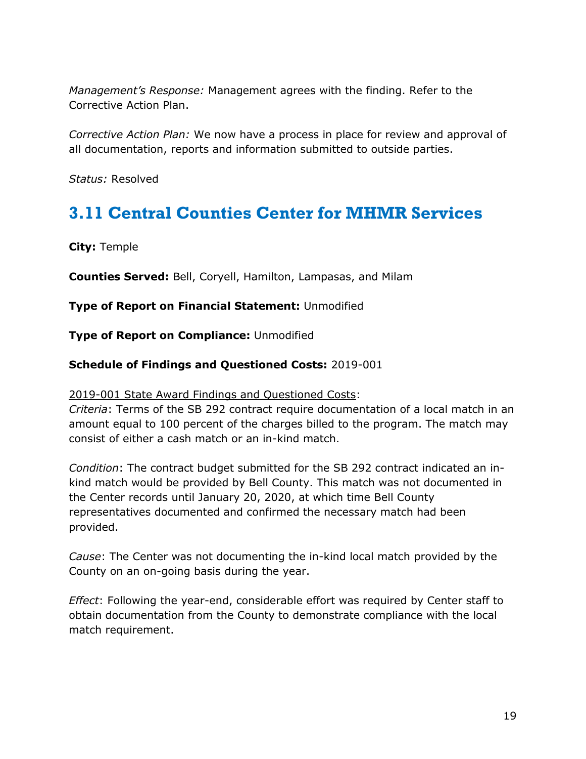*Management's Response:* Management agrees with the finding. Refer to the Corrective Action Plan.

*Corrective Action Plan:* We now have a process in place for review and approval of all documentation, reports and information submitted to outside parties.

*Status:* Resolved

## 3.11 Central Counties Center for MHMR Services

**City:** Temple

**Counties Served:** Bell, Coryell, Hamilton, Lampasas, and Milam

**Type of Report on Financial Statement:** Unmodified

**Type of Report on Compliance:** Unmodified

**Schedule of Findings and Questioned Costs:** 2019-001

<u>2019-001 State Award Findings and Questioned Costs</u>:
*Criteria*: Terms of the SB 292 contract require documentation of a local match in an amount equal to 100 percent of the charges billed to the program. The match may consist of either a cash match or an in-kind match.

*Condition*: The contract budget submitted for the SB 292 contract indicated an in-kind match would be provided by Bell County. This match was not documented in the Center records until January 20, 2020, at which time Bell County representatives documented and confirmed the necessary match had been provided.

*Cause*: The Center was not documenting the in-kind local match provided by the County on an on-going basis during the year.

*Effect*: Following the year-end, considerable effort was required by Center staff to obtain documentation from the County to demonstrate compliance with the local match requirement.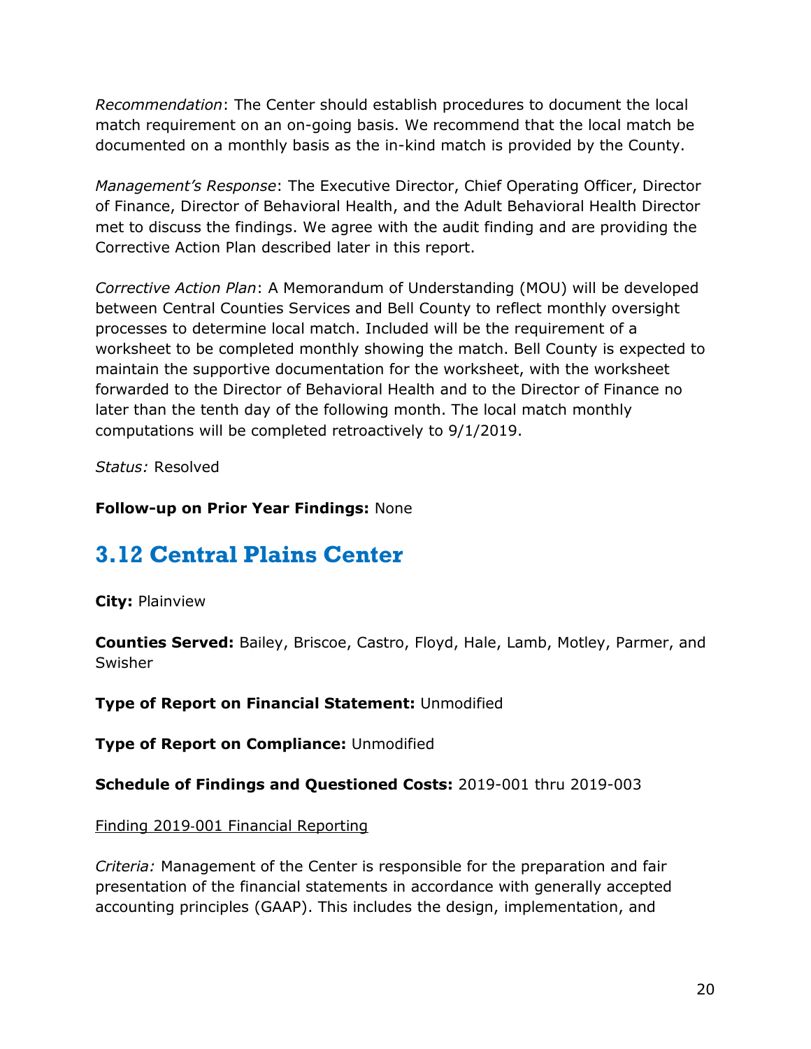*Recommendation*: The Center should establish procedures to document the local match requirement on an on-going basis. We recommend that the local match be documented on a monthly basis as the in-kind match is provided by the County.

*Management's Response*: The Executive Director, Chief Operating Officer, Director of Finance, Director of Behavioral Health, and the Adult Behavioral Health Director met to discuss the findings. We agree with the audit finding and are providing the Corrective Action Plan described later in this report.

*Corrective Action Plan*: A Memorandum of Understanding (MOU) will be developed between Central Counties Services and Bell County to reflect monthly oversight processes to determine local match. Included will be the requirement of a worksheet to be completed monthly showing the match. Bell County is expected to maintain the supportive documentation for the worksheet, with the worksheet forwarded to the Director of Behavioral Health and to the Director of Finance no later than the tenth day of the following month. The local match monthly computations will be completed retroactively to 9/1/2019.

*Status:* Resolved

**Follow-up on Prior Year Findings:** None

## 3.12 Central Plains Center

**City:** Plainview

**Counties Served:** Bailey, Briscoe, Castro, Floyd, Hale, Lamb, Motley, Parmer, and Swisher

**Type of Report on Financial Statement:** Unmodified

**Type of Report on Compliance:** Unmodified

**Schedule of Findings and Questioned Costs:** 2019-001 thru 2019-003

<u>Finding 2019-001 Financial Reporting</u>

*Criteria:* Management of the Center is responsible for the preparation and fair presentation of the financial statements in accordance with generally accepted accounting principles (GAAP). This includes the design, implementation, and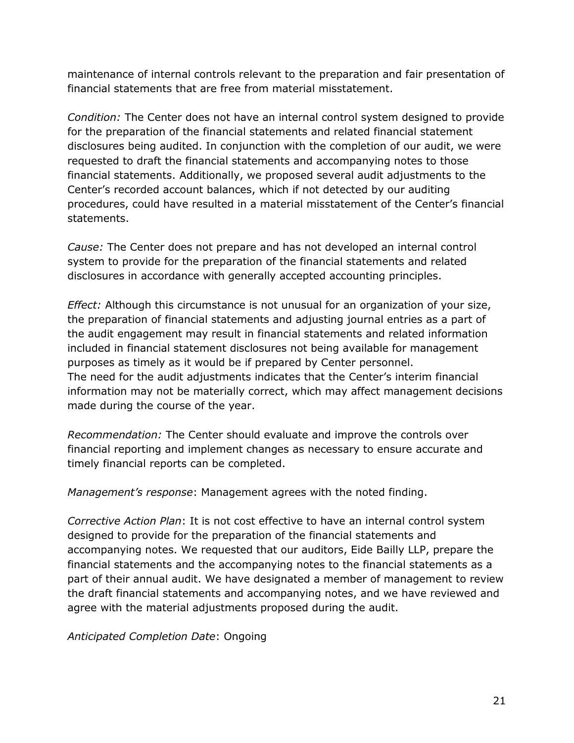maintenance of internal controls relevant to the preparation and fair presentation of financial statements that are free from material misstatement.

*Condition:* The Center does not have an internal control system designed to provide for the preparation of the financial statements and related financial statement disclosures being audited. In conjunction with the completion of our audit, we were requested to draft the financial statements and accompanying notes to those financial statements. Additionally, we proposed several audit adjustments to the Center's recorded account balances, which if not detected by our auditing procedures, could have resulted in a material misstatement of the Center's financial statements.

*Cause:* The Center does not prepare and has not developed an internal control system to provide for the preparation of the financial statements and related disclosures in accordance with generally accepted accounting principles.

*Effect:* Although this circumstance is not unusual for an organization of your size, the preparation of financial statements and adjusting journal entries as a part of the audit engagement may result in financial statements and related information included in financial statement disclosures not being available for management purposes as timely as it would be if prepared by Center personnel.
The need for the audit adjustments indicates that the Center's interim financial information may not be materially correct, which may affect management decisions made during the course of the year.

*Recommendation:* The Center should evaluate and improve the controls over financial reporting and implement changes as necessary to ensure accurate and timely financial reports can be completed.

*Management's response*: Management agrees with the noted finding.

*Corrective Action Plan*: It is not cost effective to have an internal control system designed to provide for the preparation of the financial statements and accompanying notes. We requested that our auditors, Eide Bailly LLP, prepare the financial statements and the accompanying notes to the financial statements as a part of their annual audit. We have designated a member of management to review the draft financial statements and accompanying notes, and we have reviewed and agree with the material adjustments proposed during the audit.

*Anticipated Completion Date*: Ongoing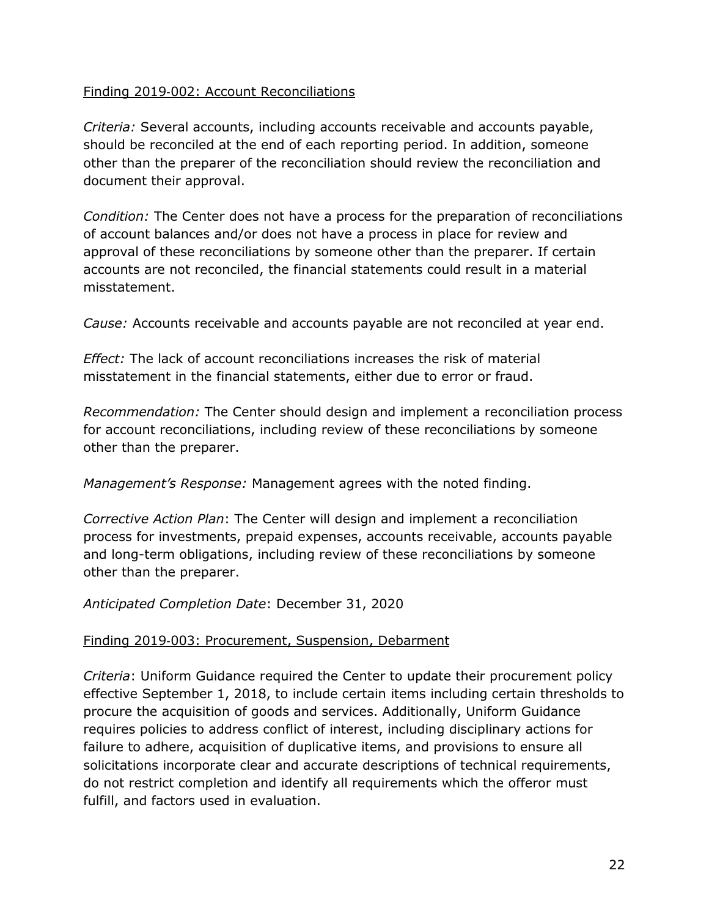Finding 2019-002: Account Reconciliations

*Criteria:* Several accounts, including accounts receivable and accounts payable, should be reconciled at the end of each reporting period. In addition, someone other than the preparer of the reconciliation should review the reconciliation and document their approval.

*Condition:* The Center does not have a process for the preparation of reconciliations of account balances and/or does not have a process in place for review and approval of these reconciliations by someone other than the preparer. If certain accounts are not reconciled, the financial statements could result in a material misstatement.

*Cause:* Accounts receivable and accounts payable are not reconciled at year end.

*Effect:* The lack of account reconciliations increases the risk of material misstatement in the financial statements, either due to error or fraud.

*Recommendation:* The Center should design and implement a reconciliation process for account reconciliations, including review of these reconciliations by someone other than the preparer.

*Management's Response:* Management agrees with the noted finding.

*Corrective Action Plan*: The Center will design and implement a reconciliation process for investments, prepaid expenses, accounts receivable, accounts payable and long-term obligations, including review of these reconciliations by someone other than the preparer.

*Anticipated Completion Date*: December 31, 2020

Finding 2019-003: Procurement, Suspension, Debarment

*Criteria*: Uniform Guidance required the Center to update their procurement policy effective September 1, 2018, to include certain items including certain thresholds to procure the acquisition of goods and services. Additionally, Uniform Guidance requires policies to address conflict of interest, including disciplinary actions for failure to adhere, acquisition of duplicative items, and provisions to ensure all solicitations incorporate clear and accurate descriptions of technical requirements, do not restrict completion and identify all requirements which the offeror must fulfill, and factors used in evaluation.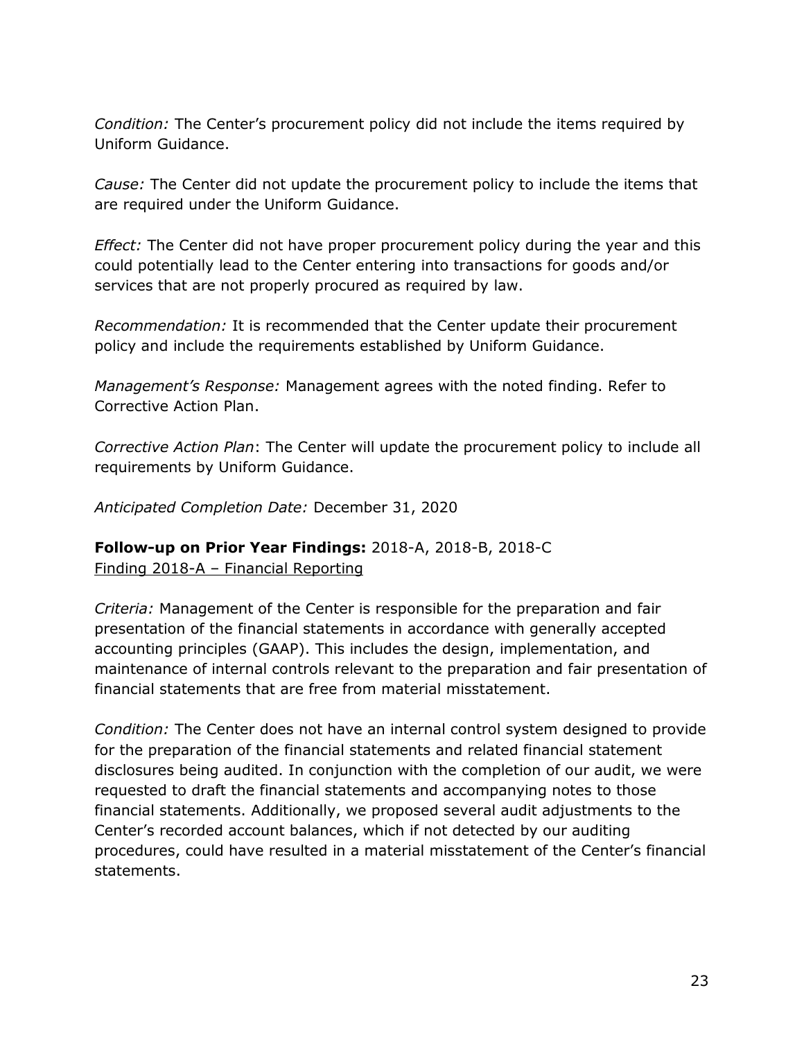*Condition:* The Center's procurement policy did not include the items required by Uniform Guidance.

*Cause:* The Center did not update the procurement policy to include the items that are required under the Uniform Guidance.

*Effect:* The Center did not have proper procurement policy during the year and this could potentially lead to the Center entering into transactions for goods and/or services that are not properly procured as required by law.

*Recommendation:* It is recommended that the Center update their procurement policy and include the requirements established by Uniform Guidance.

*Management's Response:* Management agrees with the noted finding. Refer to Corrective Action Plan.

*Corrective Action Plan*: The Center will update the procurement policy to include all requirements by Uniform Guidance.

*Anticipated Completion Date:* December 31, 2020

**Follow-up on Prior Year Findings:** 2018-A, 2018-B, 2018-C

<u>Finding 2018-A – Financial Reporting</u>

*Criteria:* Management of the Center is responsible for the preparation and fair presentation of the financial statements in accordance with generally accepted accounting principles (GAAP). This includes the design, implementation, and maintenance of internal controls relevant to the preparation and fair presentation of financial statements that are free from material misstatement.

*Condition:* The Center does not have an internal control system designed to provide for the preparation of the financial statements and related financial statement disclosures being audited. In conjunction with the completion of our audit, we were requested to draft the financial statements and accompanying notes to those financial statements. Additionally, we proposed several audit adjustments to the Center's recorded account balances, which if not detected by our auditing procedures, could have resulted in a material misstatement of the Center's financial statements.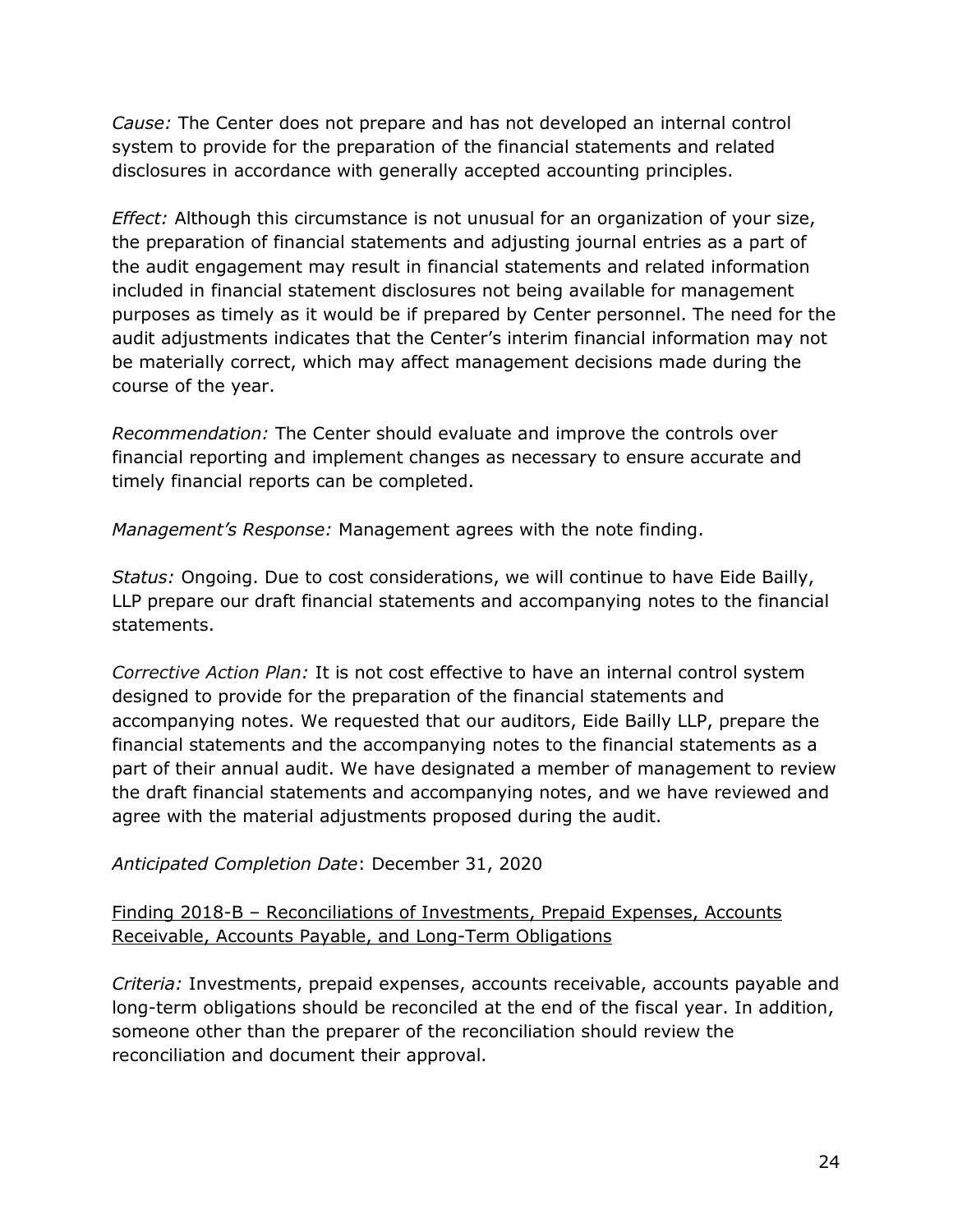*Cause:* The Center does not prepare and has not developed an internal control system to provide for the preparation of the financial statements and related disclosures in accordance with generally accepted accounting principles.

*Effect:* Although this circumstance is not unusual for an organization of your size, the preparation of financial statements and adjusting journal entries as a part of the audit engagement may result in financial statements and related information included in financial statement disclosures not being available for management purposes as timely as it would be if prepared by Center personnel. The need for the audit adjustments indicates that the Center's interim financial information may not be materially correct, which may affect management decisions made during the course of the year.

*Recommendation:* The Center should evaluate and improve the controls over financial reporting and implement changes as necessary to ensure accurate and timely financial reports can be completed.

*Management's Response:* Management agrees with the note finding.

*Status:* Ongoing. Due to cost considerations, we will continue to have Eide Bailly, LLP prepare our draft financial statements and accompanying notes to the financial statements.

*Corrective Action Plan:* It is not cost effective to have an internal control system designed to provide for the preparation of the financial statements and accompanying notes. We requested that our auditors, Eide Bailly LLP, prepare the financial statements and the accompanying notes to the financial statements as a part of their annual audit. We have designated a member of management to review the draft financial statements and accompanying notes, and we have reviewed and agree with the material adjustments proposed during the audit.

*Anticipated Completion Date*: December 31, 2020

<u>Finding 2018-B – Reconciliations of Investments, Prepaid Expenses, Accounts Receivable, Accounts Payable, and Long-Term Obligations</u>

*Criteria:* Investments, prepaid expenses, accounts receivable, accounts payable and long-term obligations should be reconciled at the end of the fiscal year. In addition, someone other than the preparer of the reconciliation should review the reconciliation and document their approval.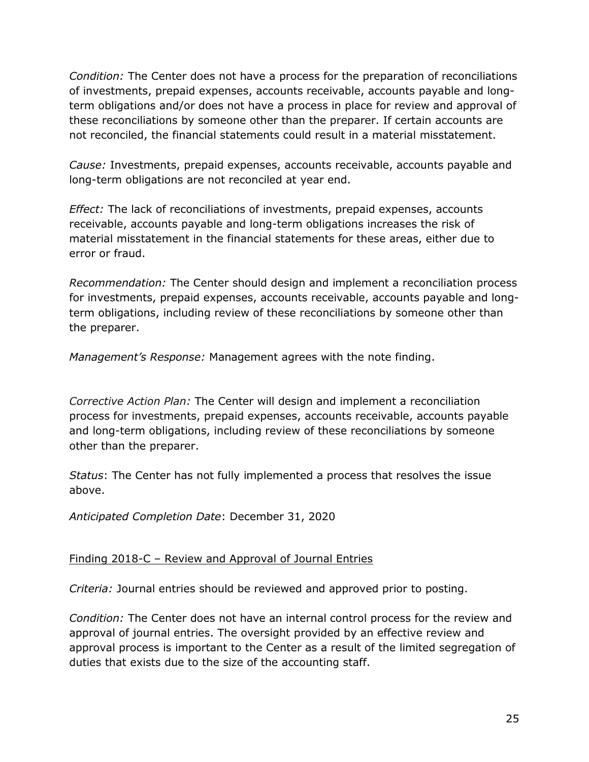*Condition:* The Center does not have a process for the preparation of reconciliations of investments, prepaid expenses, accounts receivable, accounts payable and long-term obligations and/or does not have a process in place for review and approval of these reconciliations by someone other than the preparer. If certain accounts are not reconciled, the financial statements could result in a material misstatement.

*Cause:* Investments, prepaid expenses, accounts receivable, accounts payable and long-term obligations are not reconciled at year end.

*Effect:* The lack of reconciliations of investments, prepaid expenses, accounts receivable, accounts payable and long-term obligations increases the risk of material misstatement in the financial statements for these areas, either due to error or fraud.

*Recommendation:* The Center should design and implement a reconciliation process for investments, prepaid expenses, accounts receivable, accounts payable and long-term obligations, including review of these reconciliations by someone other than the preparer.

*Management's Response:* Management agrees with the note finding.

*Corrective Action Plan:* The Center will design and implement a reconciliation process for investments, prepaid expenses, accounts receivable, accounts payable and long-term obligations, including review of these reconciliations by someone other than the preparer.

*Status*: The Center has not fully implemented a process that resolves the issue above.

*Anticipated Completion Date*: December 31, 2020

Finding 2018-C – Review and Approval of Journal Entries

*Criteria:* Journal entries should be reviewed and approved prior to posting.

*Condition:* The Center does not have an internal control process for the review and approval of journal entries. The oversight provided by an effective review and approval process is important to the Center as a result of the limited segregation of duties that exists due to the size of the accounting staff.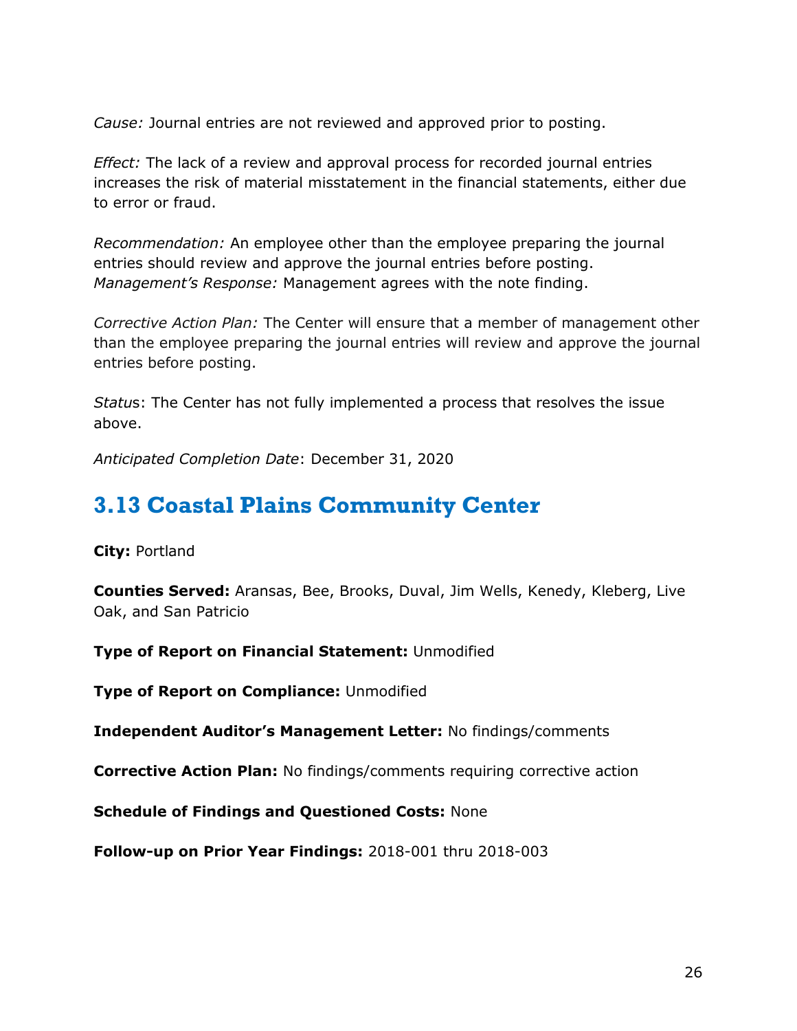*Cause:* Journal entries are not reviewed and approved prior to posting.

*Effect:* The lack of a review and approval process for recorded journal entries increases the risk of material misstatement in the financial statements, either due to error or fraud.

*Recommendation:* An employee other than the employee preparing the journal entries should review and approve the journal entries before posting.
*Management's Response:* Management agrees with the note finding.

*Corrective Action Plan:* The Center will ensure that a member of management other than the employee preparing the journal entries will review and approve the journal entries before posting.

*Status*: The Center has not fully implemented a process that resolves the issue above.

*Anticipated Completion Date*: December 31, 2020

## 3.13 Coastal Plains Community Center

**City:** Portland

**Counties Served:** Aransas, Bee, Brooks, Duval, Jim Wells, Kenedy, Kleberg, Live Oak, and San Patricio

**Type of Report on Financial Statement:** Unmodified

**Type of Report on Compliance:** Unmodified

**Independent Auditor's Management Letter:** No findings/comments

**Corrective Action Plan:** No findings/comments requiring corrective action

**Schedule of Findings and Questioned Costs:** None

**Follow-up on Prior Year Findings:** 2018-001 thru 2018-003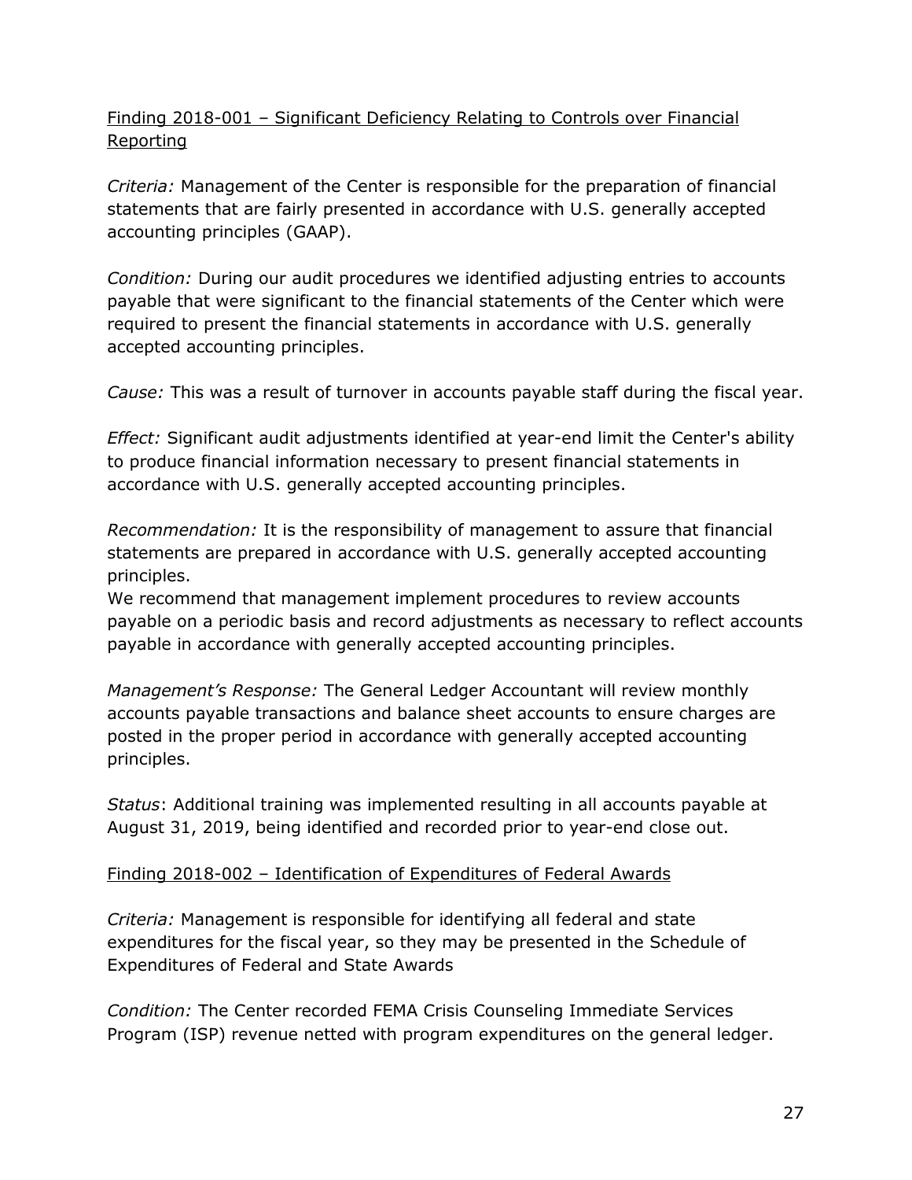Finding 2018-001 – Significant Deficiency Relating to Controls over Financial Reporting

*Criteria:* Management of the Center is responsible for the preparation of financial statements that are fairly presented in accordance with U.S. generally accepted accounting principles (GAAP).

*Condition:* During our audit procedures we identified adjusting entries to accounts payable that were significant to the financial statements of the Center which were required to present the financial statements in accordance with U.S. generally accepted accounting principles.

*Cause:* This was a result of turnover in accounts payable staff during the fiscal year.

*Effect:* Significant audit adjustments identified at year-end limit the Center's ability to produce financial information necessary to present financial statements in accordance with U.S. generally accepted accounting principles.

*Recommendation:* It is the responsibility of management to assure that financial statements are prepared in accordance with U.S. generally accepted accounting principles.
We recommend that management implement procedures to review accounts payable on a periodic basis and record adjustments as necessary to reflect accounts payable in accordance with generally accepted accounting principles.

*Management's Response:* The General Ledger Accountant will review monthly accounts payable transactions and balance sheet accounts to ensure charges are posted in the proper period in accordance with generally accepted accounting principles.

*Status*: Additional training was implemented resulting in all accounts payable at August 31, 2019, being identified and recorded prior to year-end close out.

Finding 2018-002 – Identification of Expenditures of Federal Awards

*Criteria:* Management is responsible for identifying all federal and state expenditures for the fiscal year, so they may be presented in the Schedule of Expenditures of Federal and State Awards

*Condition:* The Center recorded FEMA Crisis Counseling Immediate Services Program (ISP) revenue netted with program expenditures on the general ledger.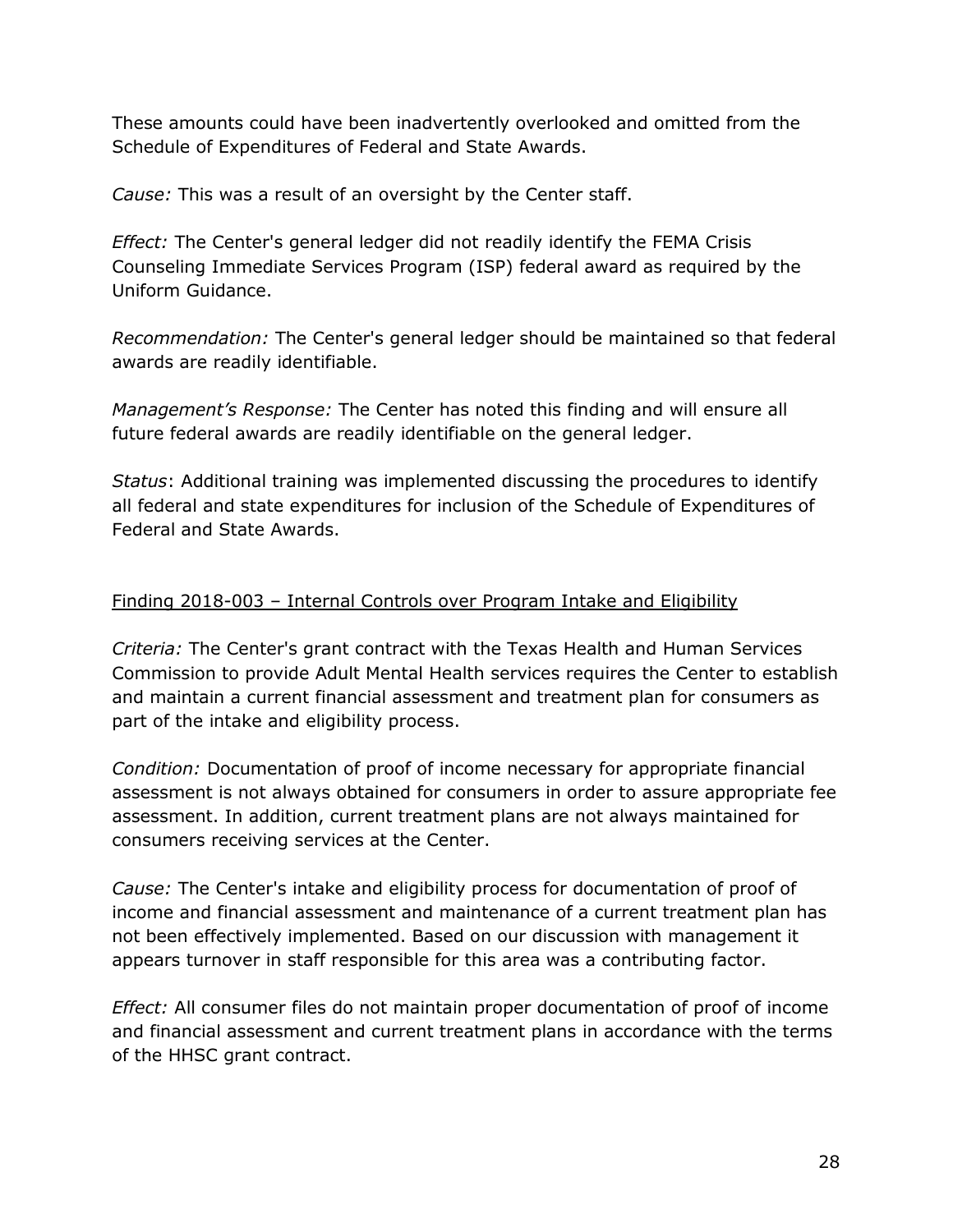These amounts could have been inadvertently overlooked and omitted from the Schedule of Expenditures of Federal and State Awards.

*Cause:* This was a result of an oversight by the Center staff.

*Effect:* The Center's general ledger did not readily identify the FEMA Crisis Counseling Immediate Services Program (ISP) federal award as required by the Uniform Guidance.

*Recommendation:* The Center's general ledger should be maintained so that federal awards are readily identifiable.

*Management's Response:* The Center has noted this finding and will ensure all future federal awards are readily identifiable on the general ledger.

*Status*: Additional training was implemented discussing the procedures to identify all federal and state expenditures for inclusion of the Schedule of Expenditures of Federal and State Awards.

<u>Finding 2018-003 – Internal Controls over Program Intake and Eligibility</u>

*Criteria:* The Center's grant contract with the Texas Health and Human Services Commission to provide Adult Mental Health services requires the Center to establish and maintain a current financial assessment and treatment plan for consumers as part of the intake and eligibility process.

*Condition:* Documentation of proof of income necessary for appropriate financial assessment is not always obtained for consumers in order to assure appropriate fee assessment. In addition, current treatment plans are not always maintained for consumers receiving services at the Center.

*Cause:* The Center's intake and eligibility process for documentation of proof of income and financial assessment and maintenance of a current treatment plan has not been effectively implemented. Based on our discussion with management it appears turnover in staff responsible for this area was a contributing factor.

*Effect:* All consumer files do not maintain proper documentation of proof of income and financial assessment and current treatment plans in accordance with the terms of the HHSC grant contract.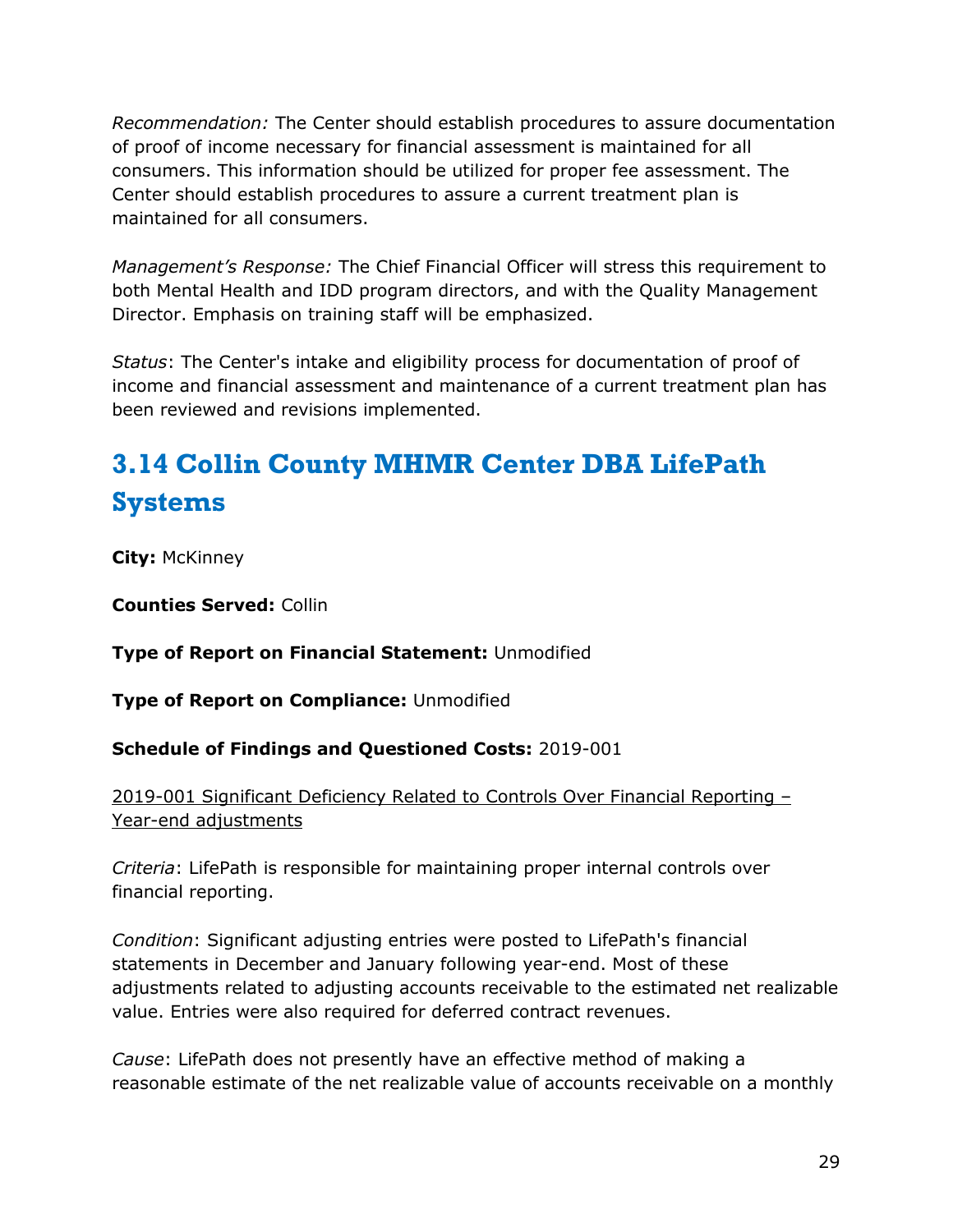*Recommendation:* The Center should establish procedures to assure documentation of proof of income necessary for financial assessment is maintained for all consumers. This information should be utilized for proper fee assessment. The Center should establish procedures to assure a current treatment plan is maintained for all consumers.

*Management's Response:* The Chief Financial Officer will stress this requirement to both Mental Health and IDD program directors, and with the Quality Management Director. Emphasis on training staff will be emphasized.

*Status*: The Center's intake and eligibility process for documentation of proof of income and financial assessment and maintenance of a current treatment plan has been reviewed and revisions implemented.

## 3.14 Collin County MHMR Center DBA LifePath Systems

**City:** McKinney

**Counties Served:** Collin

**Type of Report on Financial Statement:** Unmodified

**Type of Report on Compliance:** Unmodified

**Schedule of Findings and Questioned Costs:** 2019-001

<u>2019-001 Significant Deficiency Related to Controls Over Financial Reporting – Year-end adjustments</u>

*Criteria*: LifePath is responsible for maintaining proper internal controls over financial reporting.

*Condition*: Significant adjusting entries were posted to LifePath's financial statements in December and January following year-end. Most of these adjustments related to adjusting accounts receivable to the estimated net realizable value. Entries were also required for deferred contract revenues.

*Cause*: LifePath does not presently have an effective method of making a reasonable estimate of the net realizable value of accounts receivable on a monthly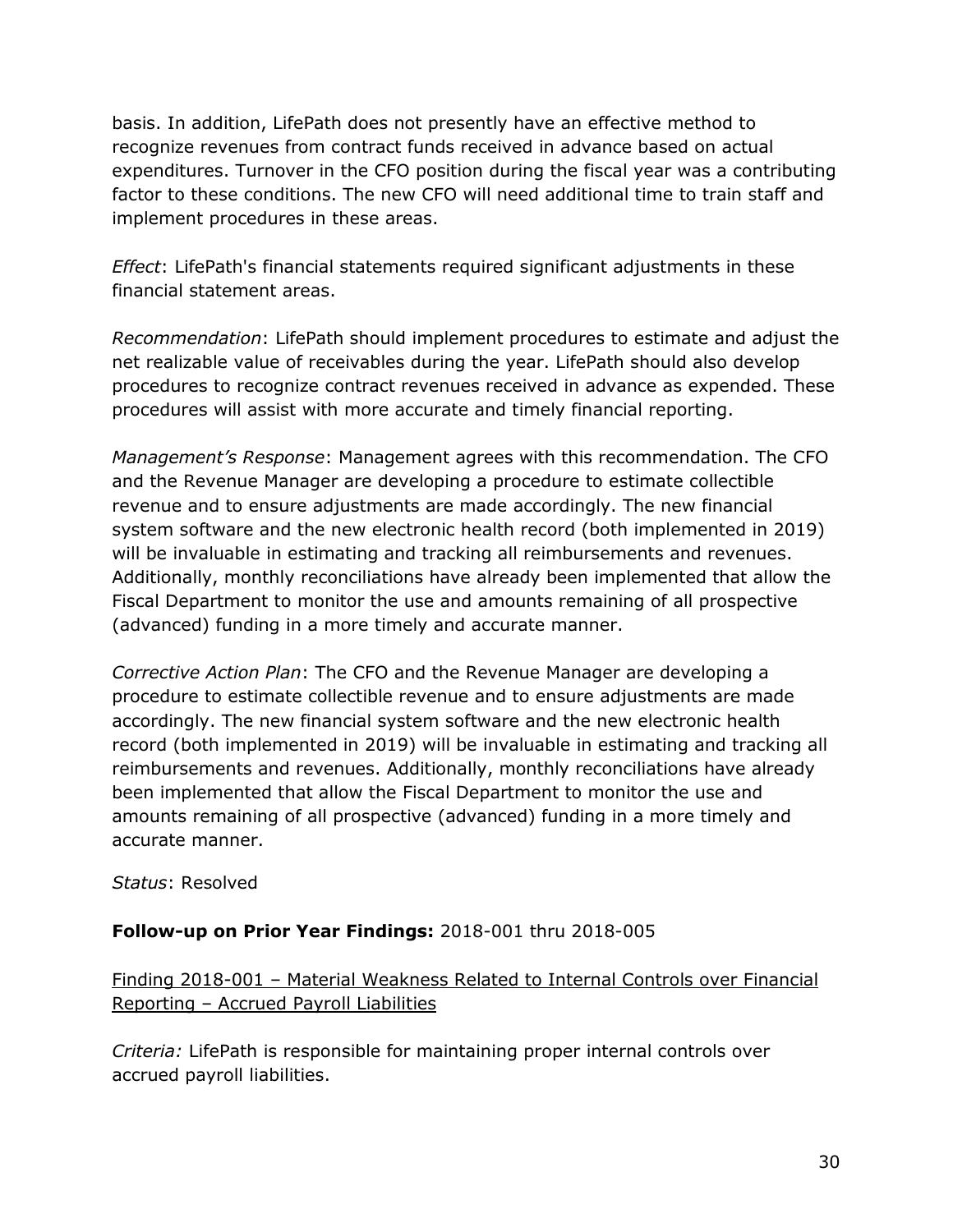basis. In addition, LifePath does not presently have an effective method to recognize revenues from contract funds received in advance based on actual expenditures. Turnover in the CFO position during the fiscal year was a contributing factor to these conditions. The new CFO will need additional time to train staff and implement procedures in these areas.

*Effect*: LifePath's financial statements required significant adjustments in these financial statement areas.

*Recommendation*: LifePath should implement procedures to estimate and adjust the net realizable value of receivables during the year. LifePath should also develop procedures to recognize contract revenues received in advance as expended. These procedures will assist with more accurate and timely financial reporting.

*Management's Response*: Management agrees with this recommendation. The CFO and the Revenue Manager are developing a procedure to estimate collectible revenue and to ensure adjustments are made accordingly. The new financial system software and the new electronic health record (both implemented in 2019) will be invaluable in estimating and tracking all reimbursements and revenues. Additionally, monthly reconciliations have already been implemented that allow the Fiscal Department to monitor the use and amounts remaining of all prospective (advanced) funding in a more timely and accurate manner.

*Corrective Action Plan*: The CFO and the Revenue Manager are developing a procedure to estimate collectible revenue and to ensure adjustments are made accordingly. The new financial system software and the new electronic health record (both implemented in 2019) will be invaluable in estimating and tracking all reimbursements and revenues. Additionally, monthly reconciliations have already been implemented that allow the Fiscal Department to monitor the use and amounts remaining of all prospective (advanced) funding in a more timely and accurate manner.

*Status*: Resolved

**Follow-up on Prior Year Findings:** 2018-001 thru 2018-005

Finding 2018-001 – Material Weakness Related to Internal Controls over Financial Reporting – Accrued Payroll Liabilities

*Criteria:* LifePath is responsible for maintaining proper internal controls over accrued payroll liabilities.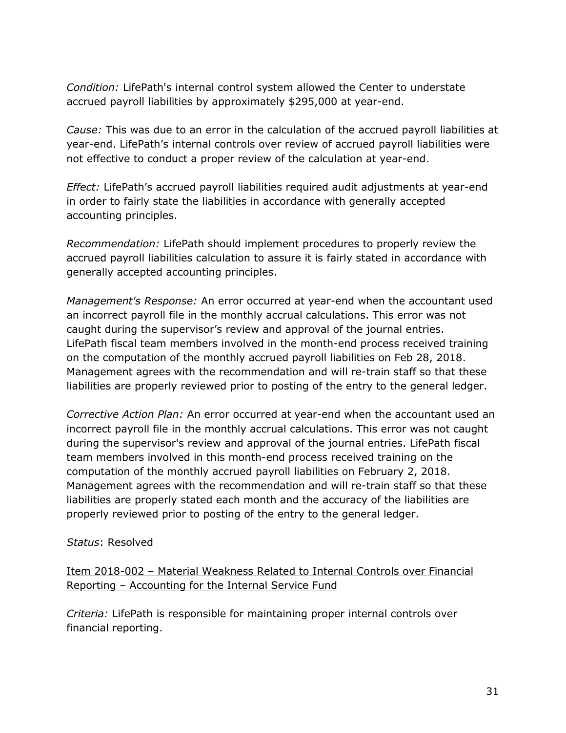*Condition:* LifePath's internal control system allowed the Center to understate accrued payroll liabilities by approximately $295,000 at year-end.

*Cause:* This was due to an error in the calculation of the accrued payroll liabilities at year-end. LifePath's internal controls over review of accrued payroll liabilities were not effective to conduct a proper review of the calculation at year-end.

*Effect:* LifePath's accrued payroll liabilities required audit adjustments at year-end in order to fairly state the liabilities in accordance with generally accepted accounting principles.

*Recommendation:* LifePath should implement procedures to properly review the accrued payroll liabilities calculation to assure it is fairly stated in accordance with generally accepted accounting principles.

*Management's Response:* An error occurred at year-end when the accountant used an incorrect payroll file in the monthly accrual calculations. This error was not caught during the supervisor's review and approval of the journal entries. LifePath fiscal team members involved in the month-end process received training on the computation of the monthly accrued payroll liabilities on Feb 28, 2018. Management agrees with the recommendation and will re-train staff so that these liabilities are properly reviewed prior to posting of the entry to the general ledger.

*Corrective Action Plan:* An error occurred at year-end when the accountant used an incorrect payroll file in the monthly accrual calculations. This error was not caught during the supervisor's review and approval of the journal entries. LifePath fiscal team members involved in this month-end process received training on the computation of the monthly accrued payroll liabilities on February 2, 2018. Management agrees with the recommendation and will re-train staff so that these liabilities are properly stated each month and the accuracy of the liabilities are properly reviewed prior to posting of the entry to the general ledger.

*Status*: Resolved

<u>Item 2018-002 – Material Weakness Related to Internal Controls over Financial Reporting – Accounting for the Internal Service Fund</u>

*Criteria:* LifePath is responsible for maintaining proper internal controls over financial reporting.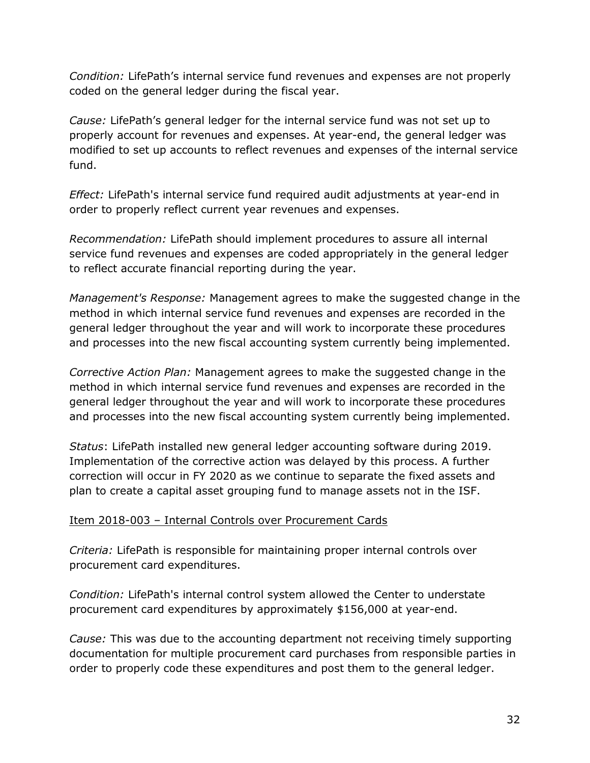*Condition:* LifePath's internal service fund revenues and expenses are not properly coded on the general ledger during the fiscal year.

*Cause:* LifePath's general ledger for the internal service fund was not set up to properly account for revenues and expenses. At year-end, the general ledger was modified to set up accounts to reflect revenues and expenses of the internal service fund.

*Effect:* LifePath's internal service fund required audit adjustments at year-end in order to properly reflect current year revenues and expenses.

*Recommendation:* LifePath should implement procedures to assure all internal service fund revenues and expenses are coded appropriately in the general ledger to reflect accurate financial reporting during the year.

*Management's Response:* Management agrees to make the suggested change in the method in which internal service fund revenues and expenses are recorded in the general ledger throughout the year and will work to incorporate these procedures and processes into the new fiscal accounting system currently being implemented.

*Corrective Action Plan:* Management agrees to make the suggested change in the method in which internal service fund revenues and expenses are recorded in the general ledger throughout the year and will work to incorporate these procedures and processes into the new fiscal accounting system currently being implemented.

*Status*: LifePath installed new general ledger accounting software during 2019. Implementation of the corrective action was delayed by this process. A further correction will occur in FY 2020 as we continue to separate the fixed assets and plan to create a capital asset grouping fund to manage assets not in the ISF.

<u>Item 2018-003 – Internal Controls over Procurement Cards</u>

*Criteria:* LifePath is responsible for maintaining proper internal controls over procurement card expenditures.

*Condition:* LifePath's internal control system allowed the Center to understate procurement card expenditures by approximately $156,000 at year-end.

*Cause:* This was due to the accounting department not receiving timely supporting documentation for multiple procurement card purchases from responsible parties in order to properly code these expenditures and post them to the general ledger.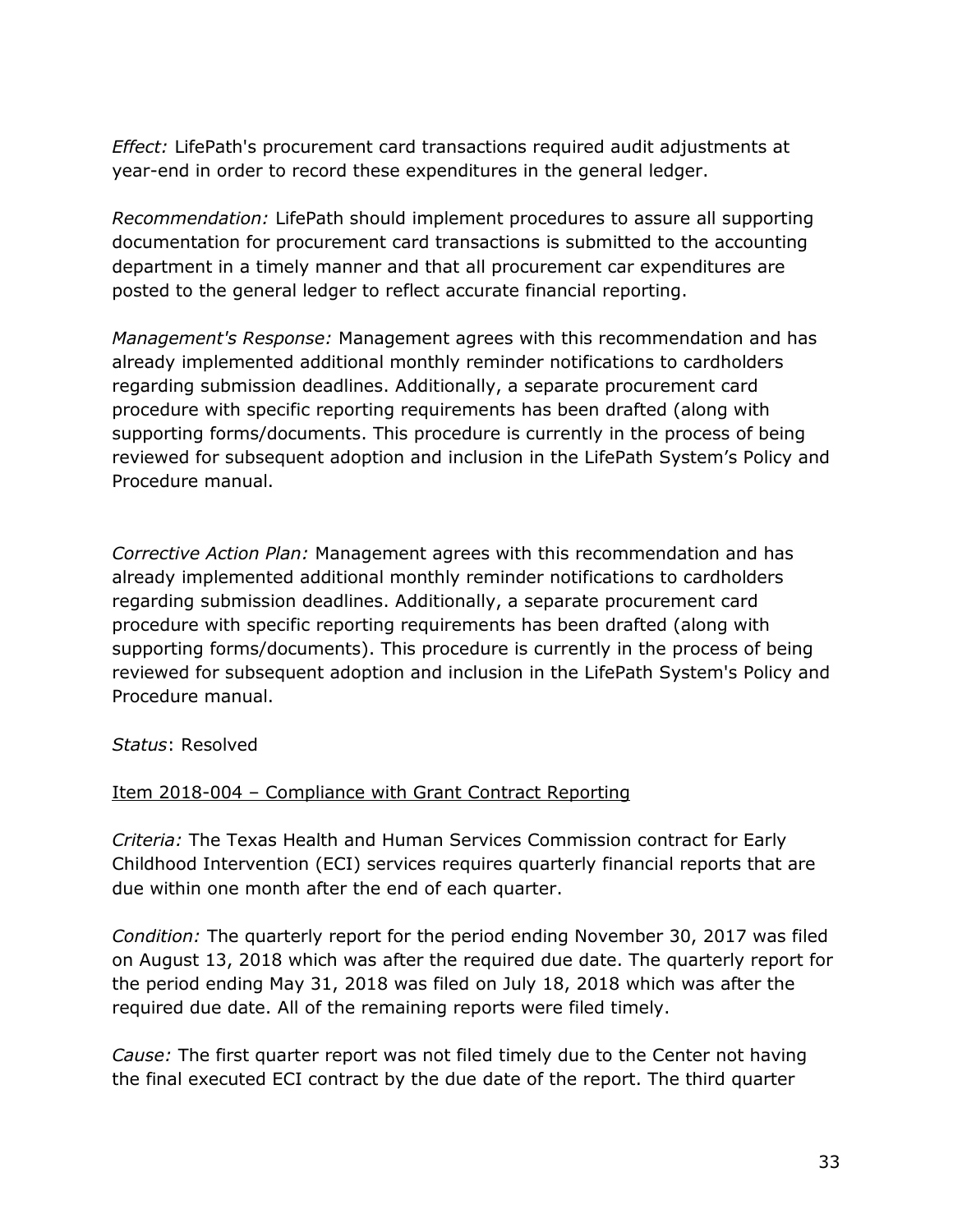*Effect:* LifePath's procurement card transactions required audit adjustments at year-end in order to record these expenditures in the general ledger.

*Recommendation:* LifePath should implement procedures to assure all supporting documentation for procurement card transactions is submitted to the accounting department in a timely manner and that all procurement car expenditures are posted to the general ledger to reflect accurate financial reporting.

*Management's Response:* Management agrees with this recommendation and has already implemented additional monthly reminder notifications to cardholders regarding submission deadlines. Additionally, a separate procurement card procedure with specific reporting requirements has been drafted (along with supporting forms/documents. This procedure is currently in the process of being reviewed for subsequent adoption and inclusion in the LifePath System's Policy and Procedure manual.

*Corrective Action Plan:* Management agrees with this recommendation and has already implemented additional monthly reminder notifications to cardholders regarding submission deadlines. Additionally, a separate procurement card procedure with specific reporting requirements has been drafted (along with supporting forms/documents). This procedure is currently in the process of being reviewed for subsequent adoption and inclusion in the LifePath System's Policy and Procedure manual.

*Status*: Resolved

Item 2018-004 – Compliance with Grant Contract Reporting

*Criteria:* The Texas Health and Human Services Commission contract for Early Childhood Intervention (ECI) services requires quarterly financial reports that are due within one month after the end of each quarter.

*Condition:* The quarterly report for the period ending November 30, 2017 was filed on August 13, 2018 which was after the required due date. The quarterly report for the period ending May 31, 2018 was filed on July 18, 2018 which was after the required due date. All of the remaining reports were filed timely.

*Cause:* The first quarter report was not filed timely due to the Center not having the final executed ECI contract by the due date of the report. The third quarter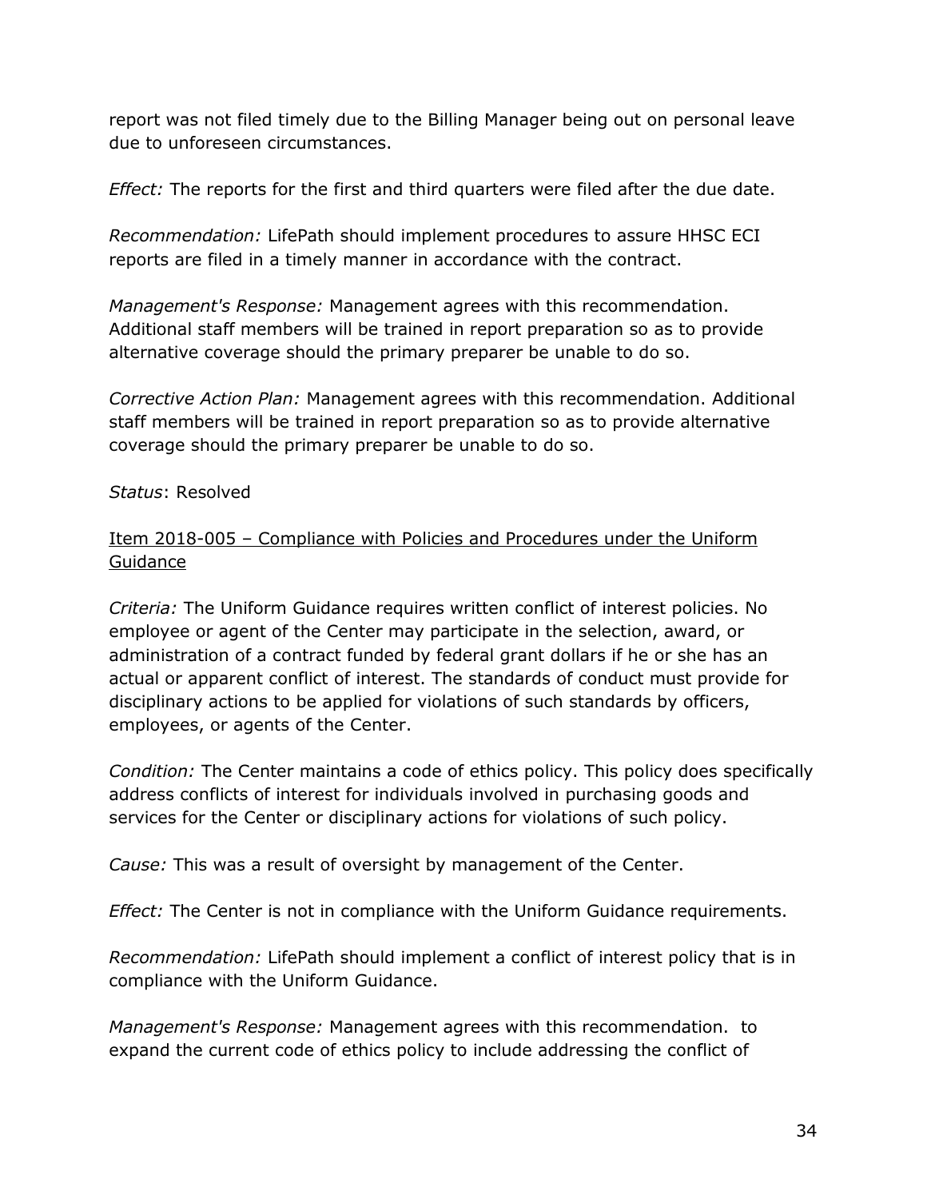report was not filed timely due to the Billing Manager being out on personal leave due to unforeseen circumstances.

*Effect:* The reports for the first and third quarters were filed after the due date.

*Recommendation:* LifePath should implement procedures to assure HHSC ECI reports are filed in a timely manner in accordance with the contract.

*Management's Response:* Management agrees with this recommendation. Additional staff members will be trained in report preparation so as to provide alternative coverage should the primary preparer be unable to do so.

*Corrective Action Plan:* Management agrees with this recommendation. Additional staff members will be trained in report preparation so as to provide alternative coverage should the primary preparer be unable to do so.

*Status*: Resolved

<u>Item 2018-005 – Compliance with Policies and Procedures under the Uniform Guidance</u>

*Criteria:* The Uniform Guidance requires written conflict of interest policies. No employee or agent of the Center may participate in the selection, award, or administration of a contract funded by federal grant dollars if he or she has an actual or apparent conflict of interest. The standards of conduct must provide for disciplinary actions to be applied for violations of such standards by officers, employees, or agents of the Center.

*Condition:* The Center maintains a code of ethics policy. This policy does specifically address conflicts of interest for individuals involved in purchasing goods and services for the Center or disciplinary actions for violations of such policy.

*Cause:* This was a result of oversight by management of the Center.

*Effect:* The Center is not in compliance with the Uniform Guidance requirements.

*Recommendation:* LifePath should implement a conflict of interest policy that is in compliance with the Uniform Guidance.

*Management's Response:* Management agrees with this recommendation.  to expand the current code of ethics policy to include addressing the conflict of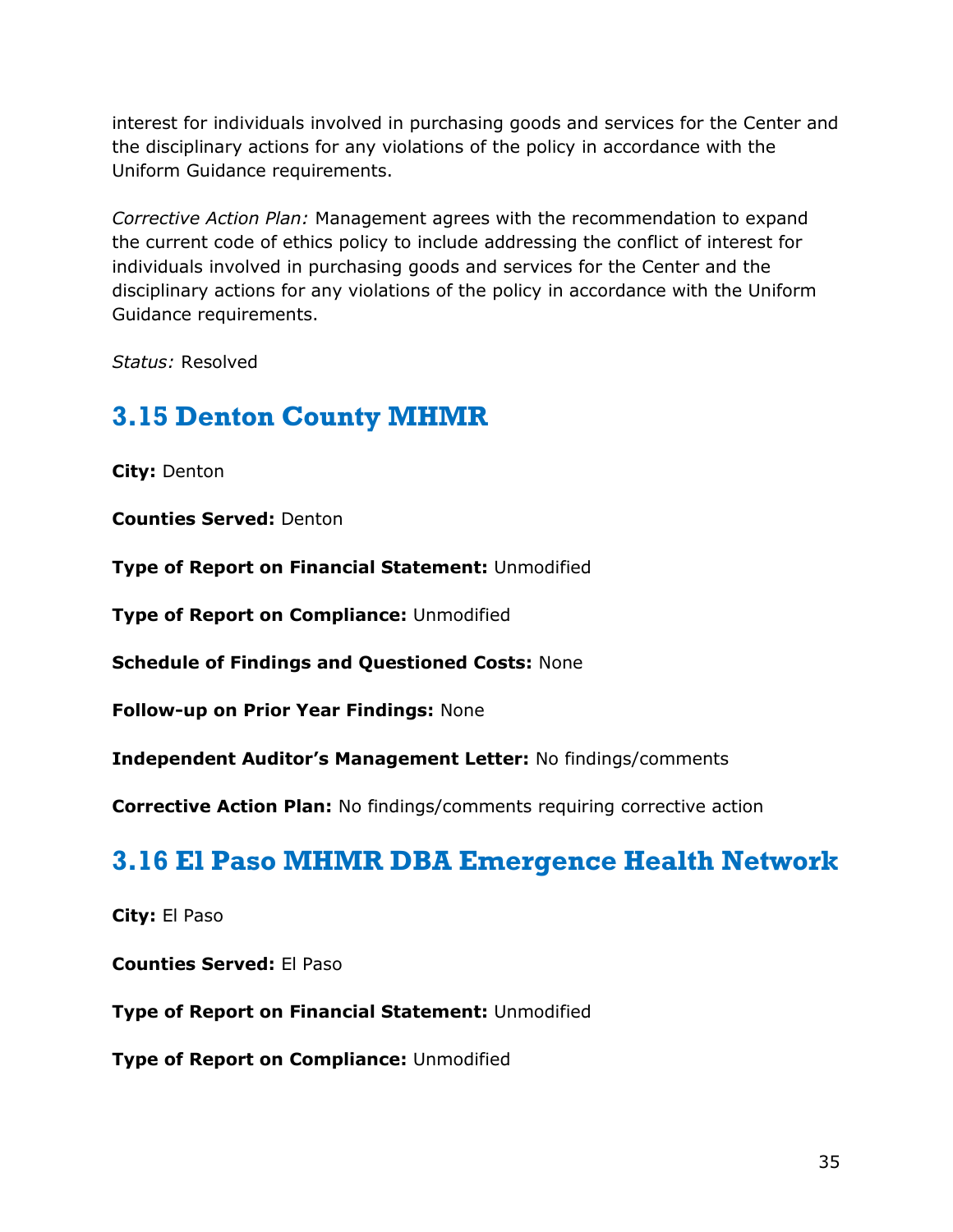interest for individuals involved in purchasing goods and services for the Center and the disciplinary actions for any violations of the policy in accordance with the Uniform Guidance requirements.

*Corrective Action Plan:* Management agrees with the recommendation to expand the current code of ethics policy to include addressing the conflict of interest for individuals involved in purchasing goods and services for the Center and the disciplinary actions for any violations of the policy in accordance with the Uniform Guidance requirements.

*Status:* Resolved

## 3.15 Denton County MHMR

**City:** Denton

**Counties Served:** Denton

**Type of Report on Financial Statement:** Unmodified

**Type of Report on Compliance:** Unmodified

**Schedule of Findings and Questioned Costs:** None

**Follow-up on Prior Year Findings:** None

**Independent Auditor's Management Letter:** No findings/comments

**Corrective Action Plan:** No findings/comments requiring corrective action

## 3.16 El Paso MHMR DBA Emergence Health Network

**City:** El Paso

**Counties Served:** El Paso

**Type of Report on Financial Statement:** Unmodified

**Type of Report on Compliance:** Unmodified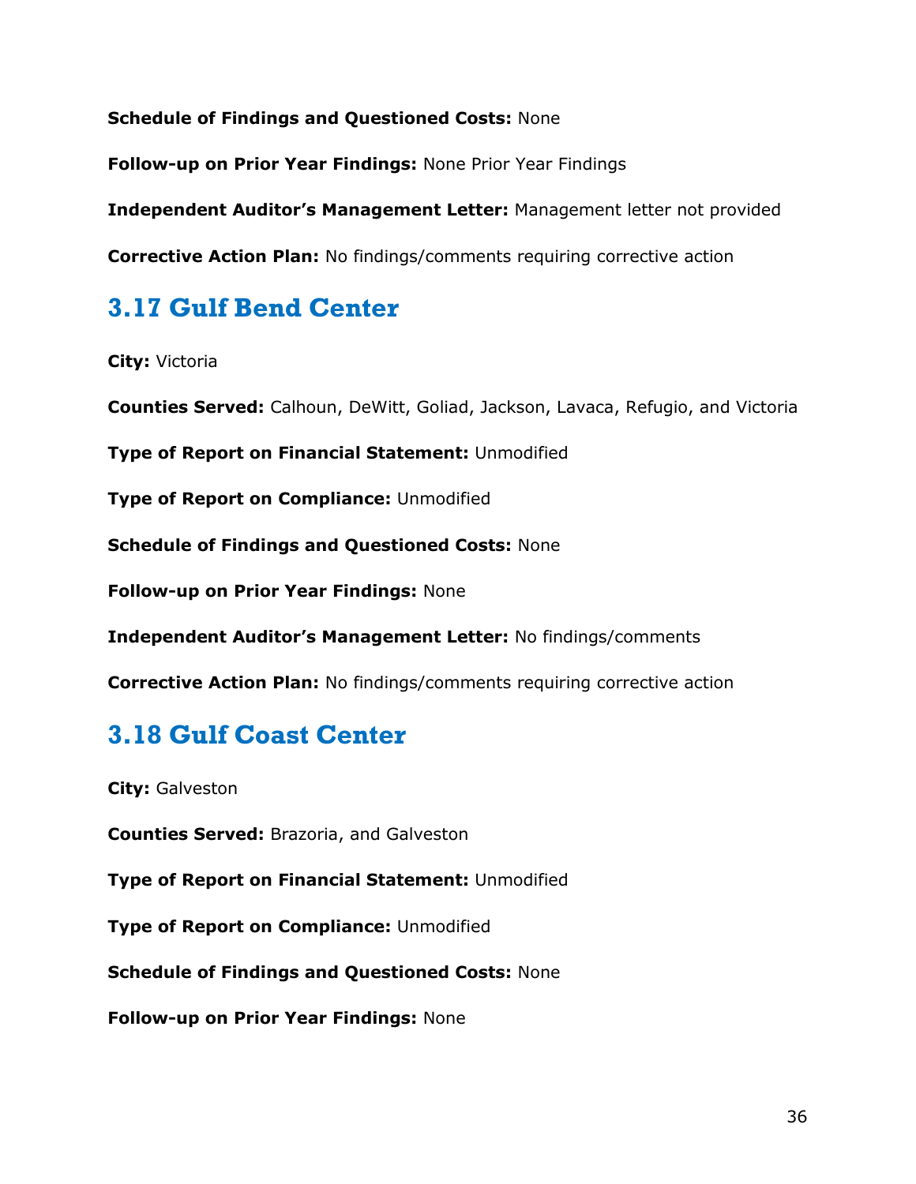**Schedule of Findings and Questioned Costs:** None

**Follow-up on Prior Year Findings:** None Prior Year Findings

**Independent Auditor's Management Letter:** Management letter not provided

**Corrective Action Plan:** No findings/comments requiring corrective action

## 3.17 Gulf Bend Center

**City:** Victoria

**Counties Served:** Calhoun, DeWitt, Goliad, Jackson, Lavaca, Refugio, and Victoria

**Type of Report on Financial Statement:** Unmodified

**Type of Report on Compliance:** Unmodified

**Schedule of Findings and Questioned Costs:** None

**Follow-up on Prior Year Findings:** None

**Independent Auditor's Management Letter:** No findings/comments

**Corrective Action Plan:** No findings/comments requiring corrective action

## 3.18 Gulf Coast Center

**City:** Galveston

**Counties Served:** Brazoria, and Galveston

**Type of Report on Financial Statement:** Unmodified

**Type of Report on Compliance:** Unmodified

**Schedule of Findings and Questioned Costs:** None

**Follow-up on Prior Year Findings:** None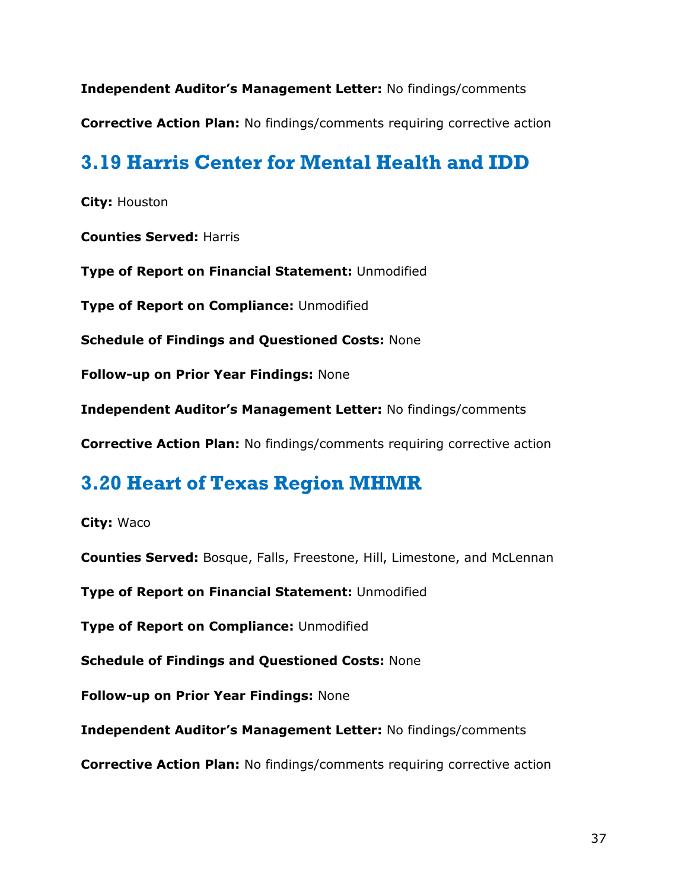**Independent Auditor's Management Letter:** No findings/comments

**Corrective Action Plan:** No findings/comments requiring corrective action

## 3.19 Harris Center for Mental Health and IDD

**City:** Houston

**Counties Served:** Harris

**Type of Report on Financial Statement:** Unmodified

**Type of Report on Compliance:** Unmodified

**Schedule of Findings and Questioned Costs:** None

**Follow-up on Prior Year Findings:** None

**Independent Auditor's Management Letter:** No findings/comments

**Corrective Action Plan:** No findings/comments requiring corrective action

## 3.20 Heart of Texas Region MHMR

**City:** Waco

**Counties Served:** Bosque, Falls, Freestone, Hill, Limestone, and McLennan

**Type of Report on Financial Statement:** Unmodified

**Type of Report on Compliance:** Unmodified

**Schedule of Findings and Questioned Costs:** None

**Follow-up on Prior Year Findings:** None

**Independent Auditor's Management Letter:** No findings/comments

**Corrective Action Plan:** No findings/comments requiring corrective action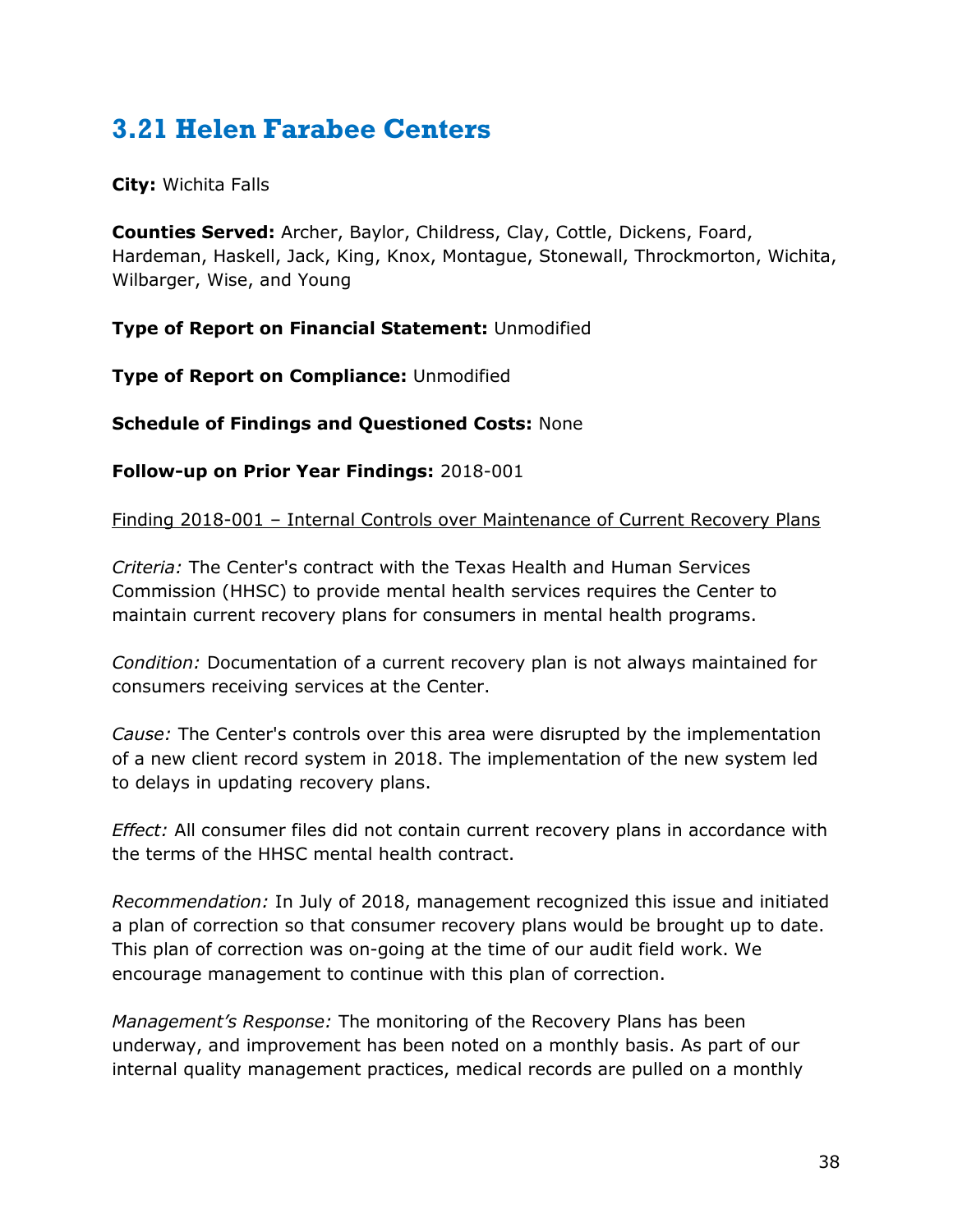## 3.21 Helen Farabee Centers

**City:** Wichita Falls

**Counties Served:** Archer, Baylor, Childress, Clay, Cottle, Dickens, Foard, Hardeman, Haskell, Jack, King, Knox, Montague, Stonewall, Throckmorton, Wichita, Wilbarger, Wise, and Young

**Type of Report on Financial Statement:** Unmodified

**Type of Report on Compliance:** Unmodified

**Schedule of Findings and Questioned Costs:** None

**Follow-up on Prior Year Findings:** 2018-001

Finding 2018-001 – Internal Controls over Maintenance of Current Recovery Plans

*Criteria:* The Center's contract with the Texas Health and Human Services Commission (HHSC) to provide mental health services requires the Center to maintain current recovery plans for consumers in mental health programs.

*Condition:* Documentation of a current recovery plan is not always maintained for consumers receiving services at the Center.

*Cause:* The Center's controls over this area were disrupted by the implementation of a new client record system in 2018. The implementation of the new system led to delays in updating recovery plans.

*Effect:* All consumer files did not contain current recovery plans in accordance with the terms of the HHSC mental health contract.

*Recommendation:* In July of 2018, management recognized this issue and initiated a plan of correction so that consumer recovery plans would be brought up to date. This plan of correction was on-going at the time of our audit field work. We encourage management to continue with this plan of correction.

*Management's Response:* The monitoring of the Recovery Plans has been underway, and improvement has been noted on a monthly basis. As part of our internal quality management practices, medical records are pulled on a monthly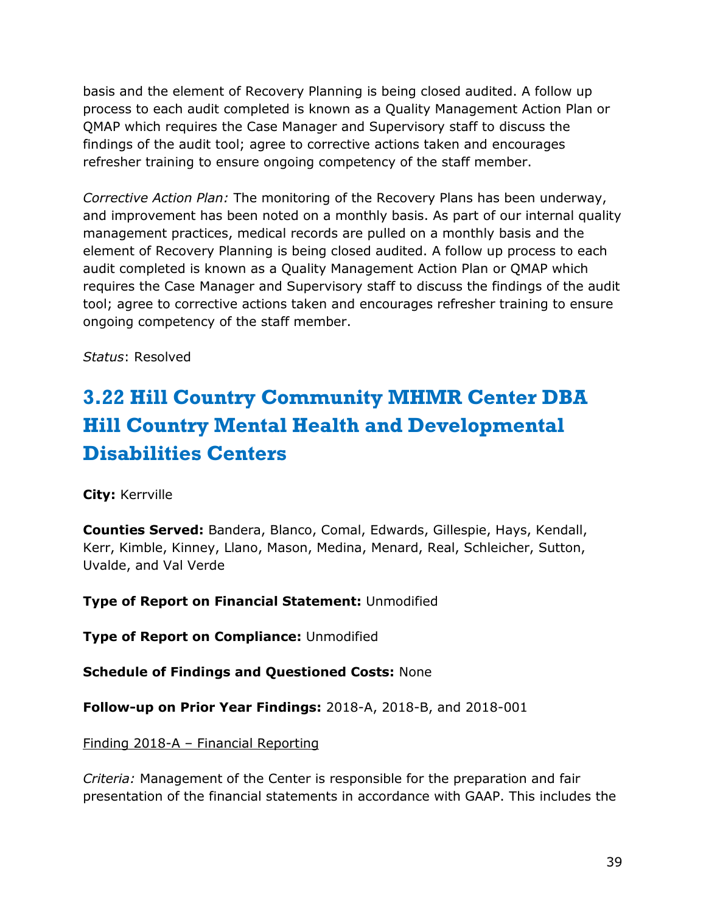basis and the element of Recovery Planning is being closed audited. A follow up process to each audit completed is known as a Quality Management Action Plan or QMAP which requires the Case Manager and Supervisory staff to discuss the findings of the audit tool; agree to corrective actions taken and encourages refresher training to ensure ongoing competency of the staff member.

*Corrective Action Plan:* The monitoring of the Recovery Plans has been underway, and improvement has been noted on a monthly basis. As part of our internal quality management practices, medical records are pulled on a monthly basis and the element of Recovery Planning is being closed audited. A follow up process to each audit completed is known as a Quality Management Action Plan or QMAP which requires the Case Manager and Supervisory staff to discuss the findings of the audit tool; agree to corrective actions taken and encourages refresher training to ensure ongoing competency of the staff member.

*Status*: Resolved

## 3.22 Hill Country Community MHMR Center DBA Hill Country Mental Health and Developmental Disabilities Centers

**City:** Kerrville

**Counties Served:** Bandera, Blanco, Comal, Edwards, Gillespie, Hays, Kendall, Kerr, Kimble, Kinney, Llano, Mason, Medina, Menard, Real, Schleicher, Sutton, Uvalde, and Val Verde

**Type of Report on Financial Statement:** Unmodified

**Type of Report on Compliance:** Unmodified

**Schedule of Findings and Questioned Costs:** None

**Follow-up on Prior Year Findings:** 2018-A, 2018-B, and 2018-001

Finding 2018-A – Financial Reporting

*Criteria:* Management of the Center is responsible for the preparation and fair presentation of the financial statements in accordance with GAAP. This includes the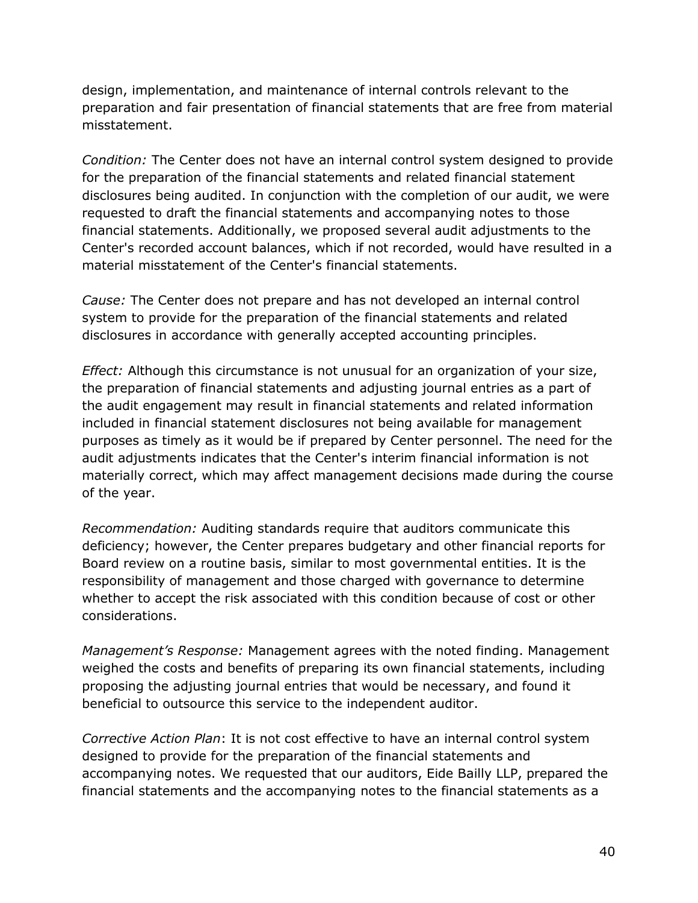design, implementation, and maintenance of internal controls relevant to the preparation and fair presentation of financial statements that are free from material misstatement.

*Condition:* The Center does not have an internal control system designed to provide for the preparation of the financial statements and related financial statement disclosures being audited. In conjunction with the completion of our audit, we were requested to draft the financial statements and accompanying notes to those financial statements. Additionally, we proposed several audit adjustments to the Center's recorded account balances, which if not recorded, would have resulted in a material misstatement of the Center's financial statements.

*Cause:* The Center does not prepare and has not developed an internal control system to provide for the preparation of the financial statements and related disclosures in accordance with generally accepted accounting principles.

*Effect:* Although this circumstance is not unusual for an organization of your size, the preparation of financial statements and adjusting journal entries as a part of the audit engagement may result in financial statements and related information included in financial statement disclosures not being available for management purposes as timely as it would be if prepared by Center personnel. The need for the audit adjustments indicates that the Center's interim financial information is not materially correct, which may affect management decisions made during the course of the year.

*Recommendation:* Auditing standards require that auditors communicate this deficiency; however, the Center prepares budgetary and other financial reports for Board review on a routine basis, similar to most governmental entities. It is the responsibility of management and those charged with governance to determine whether to accept the risk associated with this condition because of cost or other considerations.

*Management's Response:* Management agrees with the noted finding. Management weighed the costs and benefits of preparing its own financial statements, including proposing the adjusting journal entries that would be necessary, and found it beneficial to outsource this service to the independent auditor.

*Corrective Action Plan*: It is not cost effective to have an internal control system designed to provide for the preparation of the financial statements and accompanying notes. We requested that our auditors, Eide Bailly LLP, prepared the financial statements and the accompanying notes to the financial statements as a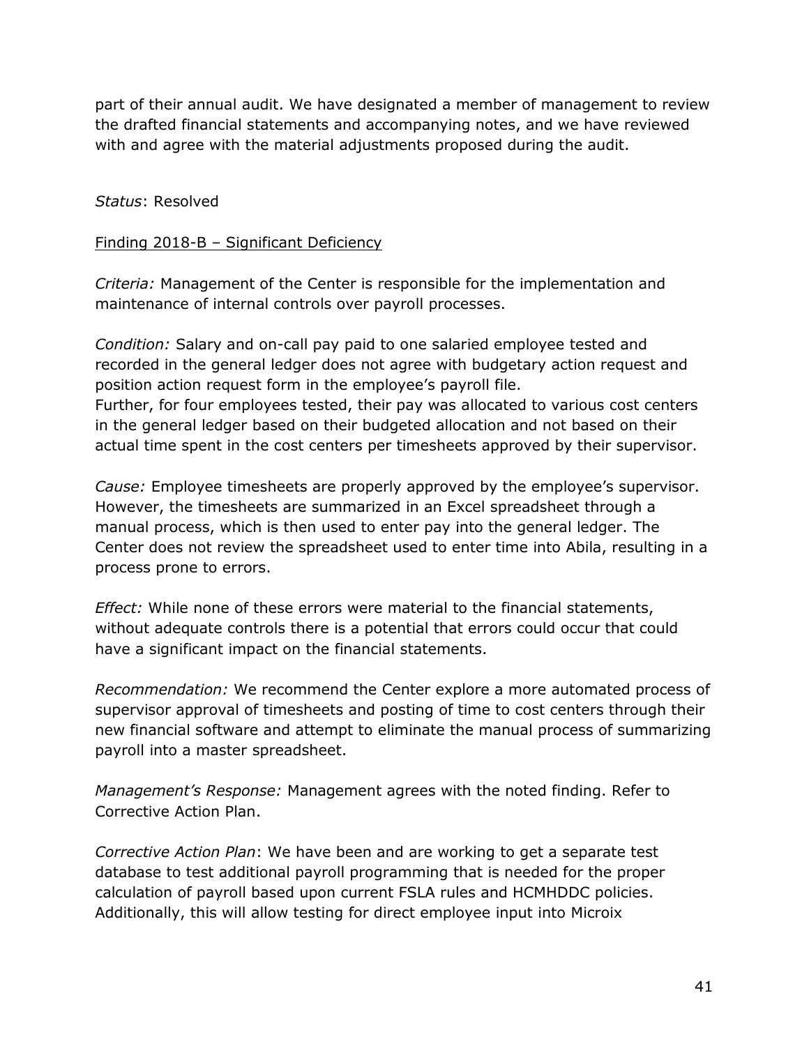part of their annual audit. We have designated a member of management to review the drafted financial statements and accompanying notes, and we have reviewed with and agree with the material adjustments proposed during the audit.

*Status*: Resolved

<u>Finding 2018-B – Significant Deficiency</u>

*Criteria:* Management of the Center is responsible for the implementation and maintenance of internal controls over payroll processes.

*Condition:* Salary and on-call pay paid to one salaried employee tested and recorded in the general ledger does not agree with budgetary action request and position action request form in the employee's payroll file.
Further, for four employees tested, their pay was allocated to various cost centers in the general ledger based on their budgeted allocation and not based on their actual time spent in the cost centers per timesheets approved by their supervisor.

*Cause:* Employee timesheets are properly approved by the employee's supervisor. However, the timesheets are summarized in an Excel spreadsheet through a manual process, which is then used to enter pay into the general ledger. The Center does not review the spreadsheet used to enter time into Abila, resulting in a process prone to errors.

*Effect:* While none of these errors were material to the financial statements, without adequate controls there is a potential that errors could occur that could have a significant impact on the financial statements.

*Recommendation:* We recommend the Center explore a more automated process of supervisor approval of timesheets and posting of time to cost centers through their new financial software and attempt to eliminate the manual process of summarizing payroll into a master spreadsheet.

*Management's Response:* Management agrees with the noted finding. Refer to Corrective Action Plan.

*Corrective Action Plan*: We have been and are working to get a separate test database to test additional payroll programming that is needed for the proper calculation of payroll based upon current FSLA rules and HCMHDDC policies. Additionally, this will allow testing for direct employee input into Microix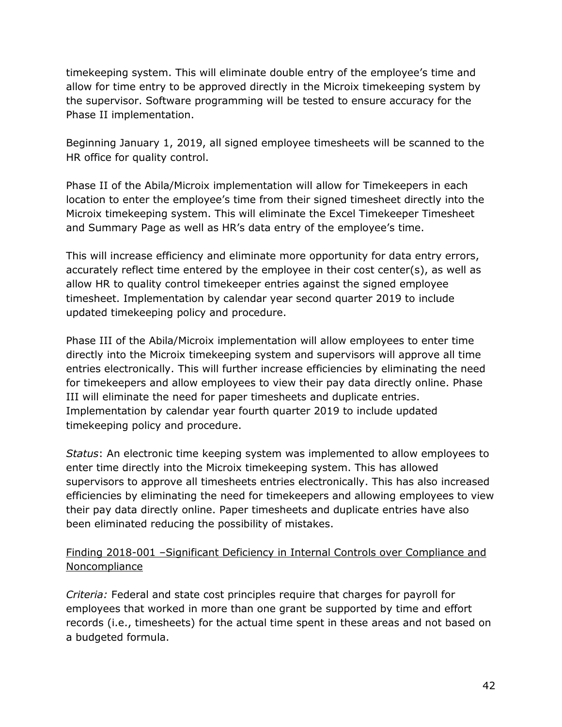timekeeping system. This will eliminate double entry of the employee's time and allow for time entry to be approved directly in the Microix timekeeping system by the supervisor. Software programming will be tested to ensure accuracy for the Phase II implementation.

Beginning January 1, 2019, all signed employee timesheets will be scanned to the HR office for quality control.

Phase II of the Abila/Microix implementation will allow for Timekeepers in each location to enter the employee's time from their signed timesheet directly into the Microix timekeeping system. This will eliminate the Excel Timekeeper Timesheet and Summary Page as well as HR's data entry of the employee's time.

This will increase efficiency and eliminate more opportunity for data entry errors, accurately reflect time entered by the employee in their cost center(s), as well as allow HR to quality control timekeeper entries against the signed employee timesheet. Implementation by calendar year second quarter 2019 to include updated timekeeping policy and procedure.

Phase III of the Abila/Microix implementation will allow employees to enter time directly into the Microix timekeeping system and supervisors will approve all time entries electronically. This will further increase efficiencies by eliminating the need for timekeepers and allow employees to view their pay data directly online. Phase III will eliminate the need for paper timesheets and duplicate entries. Implementation by calendar year fourth quarter 2019 to include updated timekeeping policy and procedure.

*Status*: An electronic time keeping system was implemented to allow employees to enter time directly into the Microix timekeeping system. This has allowed supervisors to approve all timesheets entries electronically. This has also increased efficiencies by eliminating the need for timekeepers and allowing employees to view their pay data directly online. Paper timesheets and duplicate entries have also been eliminated reducing the possibility of mistakes.

<u>Finding 2018-001 –Significant Deficiency in Internal Controls over Compliance and Noncompliance</u>

*Criteria:* Federal and state cost principles require that charges for payroll for employees that worked in more than one grant be supported by time and effort records (i.e., timesheets) for the actual time spent in these areas and not based on a budgeted formula.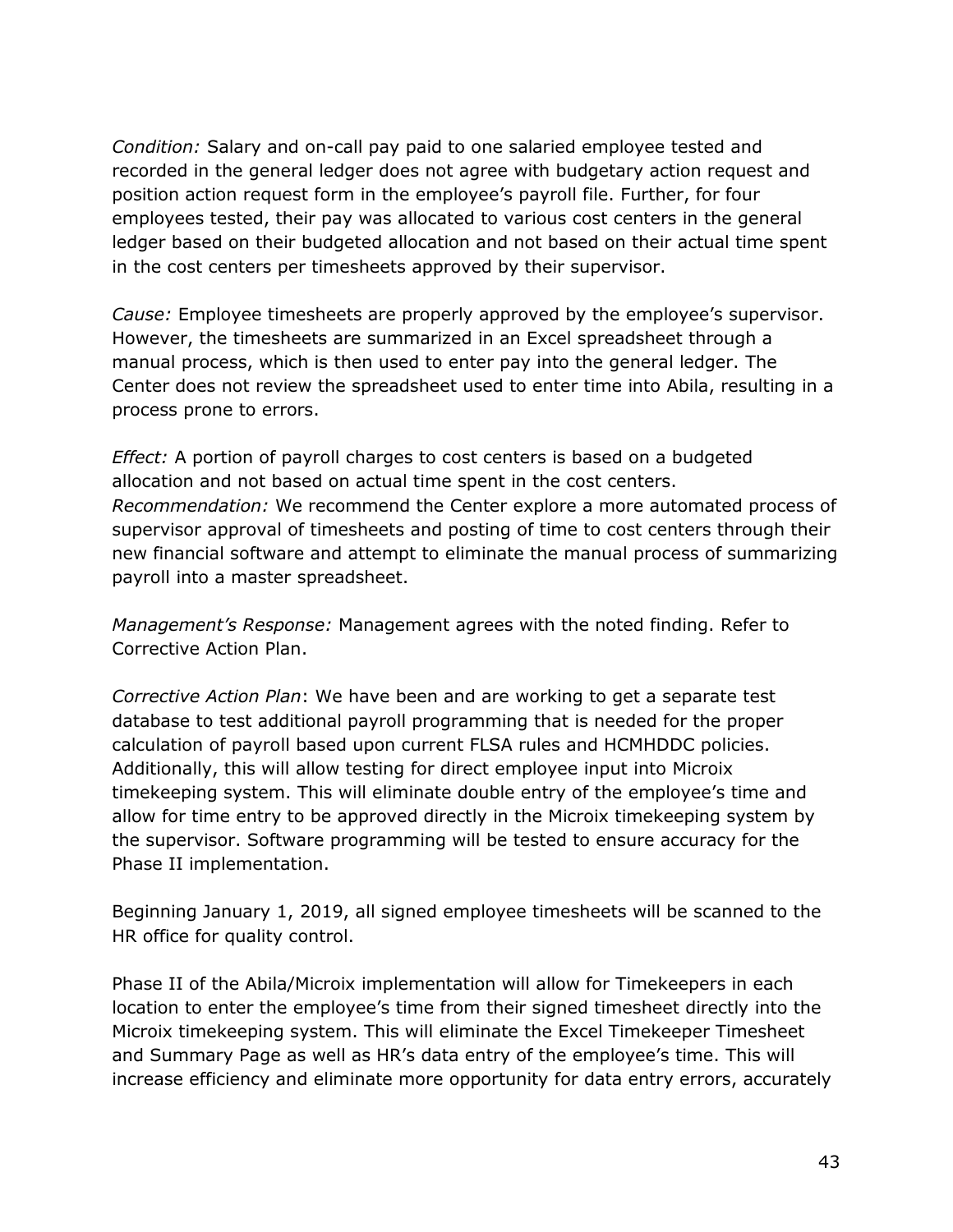*Condition:* Salary and on-call pay paid to one salaried employee tested and recorded in the general ledger does not agree with budgetary action request and position action request form in the employee's payroll file. Further, for four employees tested, their pay was allocated to various cost centers in the general ledger based on their budgeted allocation and not based on their actual time spent in the cost centers per timesheets approved by their supervisor.

*Cause:* Employee timesheets are properly approved by the employee's supervisor. However, the timesheets are summarized in an Excel spreadsheet through a manual process, which is then used to enter pay into the general ledger. The Center does not review the spreadsheet used to enter time into Abila, resulting in a process prone to errors.

*Effect:* A portion of payroll charges to cost centers is based on a budgeted allocation and not based on actual time spent in the cost centers.
*Recommendation:* We recommend the Center explore a more automated process of supervisor approval of timesheets and posting of time to cost centers through their new financial software and attempt to eliminate the manual process of summarizing payroll into a master spreadsheet.

*Management's Response:* Management agrees with the noted finding. Refer to Corrective Action Plan.

*Corrective Action Plan*: We have been and are working to get a separate test database to test additional payroll programming that is needed for the proper calculation of payroll based upon current FLSA rules and HCMHDDC policies. Additionally, this will allow testing for direct employee input into Microix timekeeping system. This will eliminate double entry of the employee's time and allow for time entry to be approved directly in the Microix timekeeping system by the supervisor. Software programming will be tested to ensure accuracy for the Phase II implementation.

Beginning January 1, 2019, all signed employee timesheets will be scanned to the HR office for quality control.

Phase II of the Abila/Microix implementation will allow for Timekeepers in each location to enter the employee's time from their signed timesheet directly into the Microix timekeeping system. This will eliminate the Excel Timekeeper Timesheet and Summary Page as well as HR's data entry of the employee's time. This will increase efficiency and eliminate more opportunity for data entry errors, accurately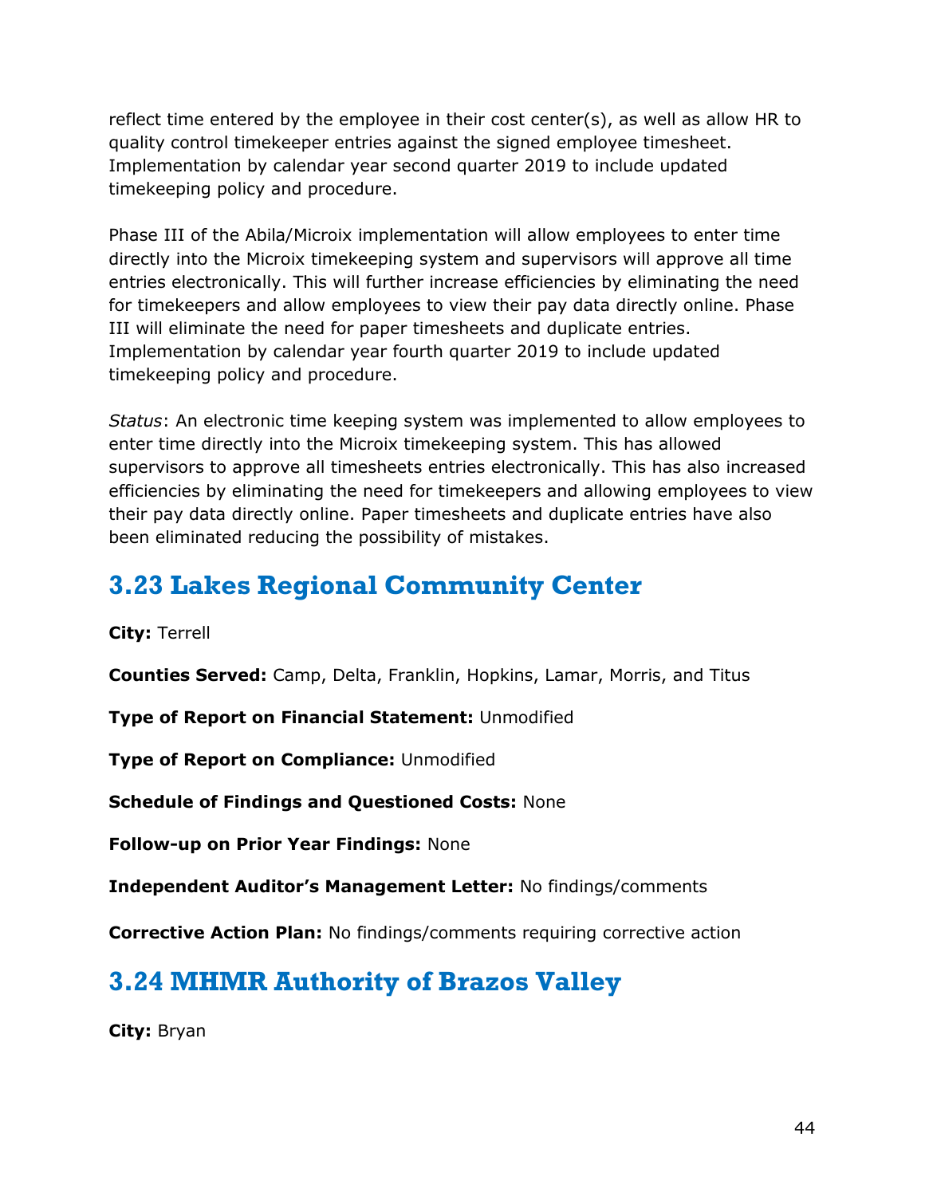reflect time entered by the employee in their cost center(s), as well as allow HR to quality control timekeeper entries against the signed employee timesheet. Implementation by calendar year second quarter 2019 to include updated timekeeping policy and procedure.

Phase III of the Abila/Microix implementation will allow employees to enter time directly into the Microix timekeeping system and supervisors will approve all time entries electronically. This will further increase efficiencies by eliminating the need for timekeepers and allow employees to view their pay data directly online. Phase III will eliminate the need for paper timesheets and duplicate entries. Implementation by calendar year fourth quarter 2019 to include updated timekeeping policy and procedure.

*Status*: An electronic time keeping system was implemented to allow employees to enter time directly into the Microix timekeeping system. This has allowed supervisors to approve all timesheets entries electronically. This has also increased efficiencies by eliminating the need for timekeepers and allowing employees to view their pay data directly online. Paper timesheets and duplicate entries have also been eliminated reducing the possibility of mistakes.

## 3.23 Lakes Regional Community Center

**City:** Terrell

**Counties Served:** Camp, Delta, Franklin, Hopkins, Lamar, Morris, and Titus

**Type of Report on Financial Statement:** Unmodified

**Type of Report on Compliance:** Unmodified

**Schedule of Findings and Questioned Costs:** None

**Follow-up on Prior Year Findings:** None

**Independent Auditor's Management Letter:** No findings/comments

**Corrective Action Plan:** No findings/comments requiring corrective action

## 3.24 MHMR Authority of Brazos Valley

**City:** Bryan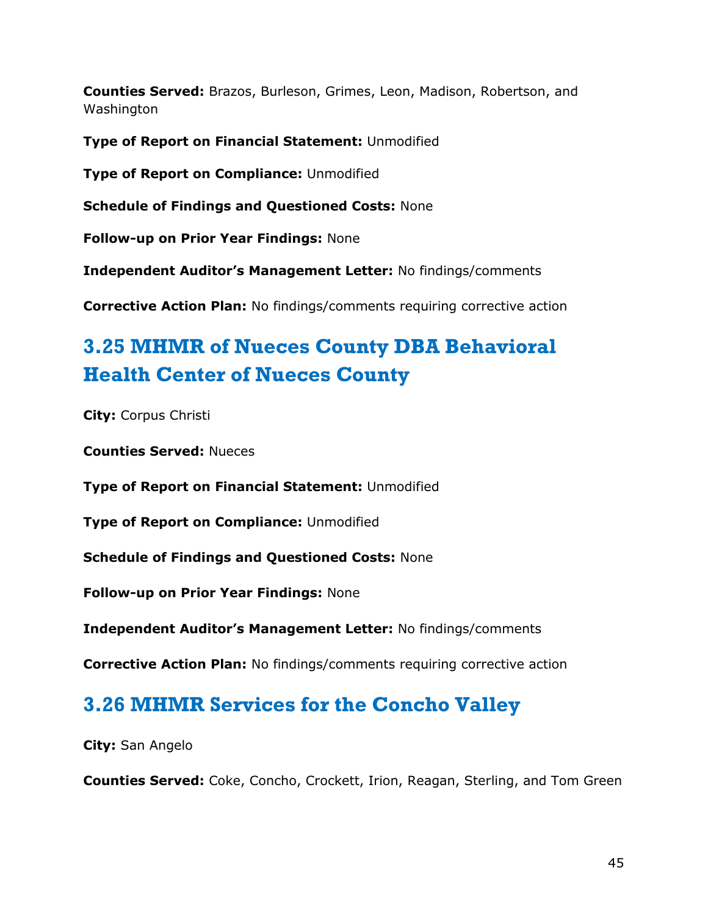**Counties Served:** Brazos, Burleson, Grimes, Leon, Madison, Robertson, and Washington

**Type of Report on Financial Statement:** Unmodified

**Type of Report on Compliance:** Unmodified

**Schedule of Findings and Questioned Costs:** None

**Follow-up on Prior Year Findings:** None

**Independent Auditor's Management Letter:** No findings/comments

**Corrective Action Plan:** No findings/comments requiring corrective action

## 3.25 MHMR of Nueces County DBA Behavioral Health Center of Nueces County

**City:** Corpus Christi

**Counties Served:** Nueces

**Type of Report on Financial Statement:** Unmodified

**Type of Report on Compliance:** Unmodified

**Schedule of Findings and Questioned Costs:** None

**Follow-up on Prior Year Findings:** None

**Independent Auditor's Management Letter:** No findings/comments

**Corrective Action Plan:** No findings/comments requiring corrective action

## 3.26 MHMR Services for the Concho Valley

**City:** San Angelo

**Counties Served:** Coke, Concho, Crockett, Irion, Reagan, Sterling, and Tom Green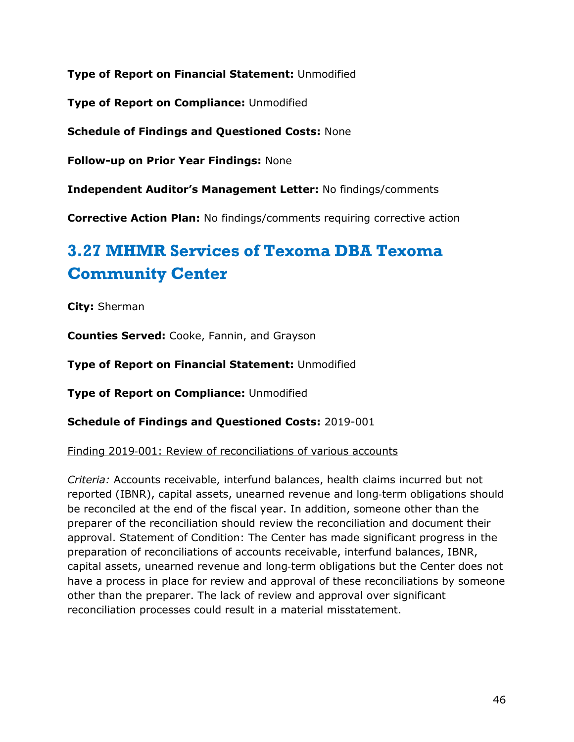**Type of Report on Financial Statement:** Unmodified

**Type of Report on Compliance:** Unmodified

**Schedule of Findings and Questioned Costs:** None

**Follow-up on Prior Year Findings:** None

**Independent Auditor's Management Letter:** No findings/comments

**Corrective Action Plan:** No findings/comments requiring corrective action

## 3.27 MHMR Services of Texoma DBA Texoma Community Center

**City:** Sherman

**Counties Served:** Cooke, Fannin, and Grayson

**Type of Report on Financial Statement:** Unmodified

**Type of Report on Compliance:** Unmodified

**Schedule of Findings and Questioned Costs:** 2019-001

<u>Finding 2019-001: Review of reconciliations of various accounts</u>

*Criteria:* Accounts receivable, interfund balances, health claims incurred but not reported (IBNR), capital assets, unearned revenue and long-term obligations should be reconciled at the end of the fiscal year. In addition, someone other than the preparer of the reconciliation should review the reconciliation and document their approval. Statement of Condition: The Center has made significant progress in the preparation of reconciliations of accounts receivable, interfund balances, IBNR, capital assets, unearned revenue and long-term obligations but the Center does not have a process in place for review and approval of these reconciliations by someone other than the preparer. The lack of review and approval over significant reconciliation processes could result in a material misstatement.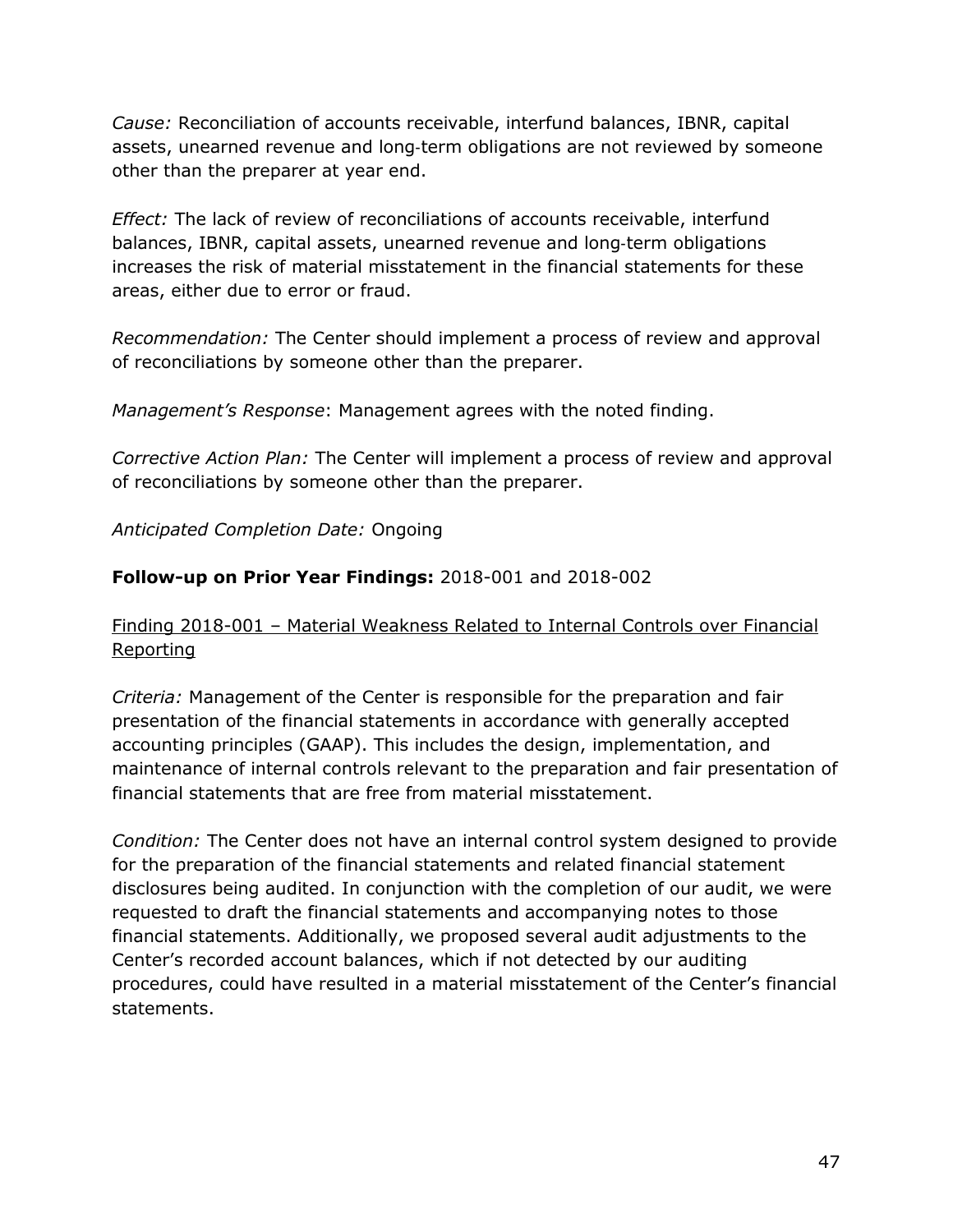*Cause:* Reconciliation of accounts receivable, interfund balances, IBNR, capital assets, unearned revenue and long-term obligations are not reviewed by someone other than the preparer at year end.

*Effect:* The lack of review of reconciliations of accounts receivable, interfund balances, IBNR, capital assets, unearned revenue and long-term obligations increases the risk of material misstatement in the financial statements for these areas, either due to error or fraud.

*Recommendation:* The Center should implement a process of review and approval of reconciliations by someone other than the preparer.

*Management's Response*: Management agrees with the noted finding.

*Corrective Action Plan:* The Center will implement a process of review and approval of reconciliations by someone other than the preparer.

*Anticipated Completion Date:* Ongoing

**Follow-up on Prior Year Findings:** 2018-001 and 2018-002

<u>Finding 2018-001 – Material Weakness Related to Internal Controls over Financial Reporting</u>

*Criteria:* Management of the Center is responsible for the preparation and fair presentation of the financial statements in accordance with generally accepted accounting principles (GAAP). This includes the design, implementation, and maintenance of internal controls relevant to the preparation and fair presentation of financial statements that are free from material misstatement.

*Condition:* The Center does not have an internal control system designed to provide for the preparation of the financial statements and related financial statement disclosures being audited. In conjunction with the completion of our audit, we were requested to draft the financial statements and accompanying notes to those financial statements. Additionally, we proposed several audit adjustments to the Center's recorded account balances, which if not detected by our auditing procedures, could have resulted in a material misstatement of the Center's financial statements.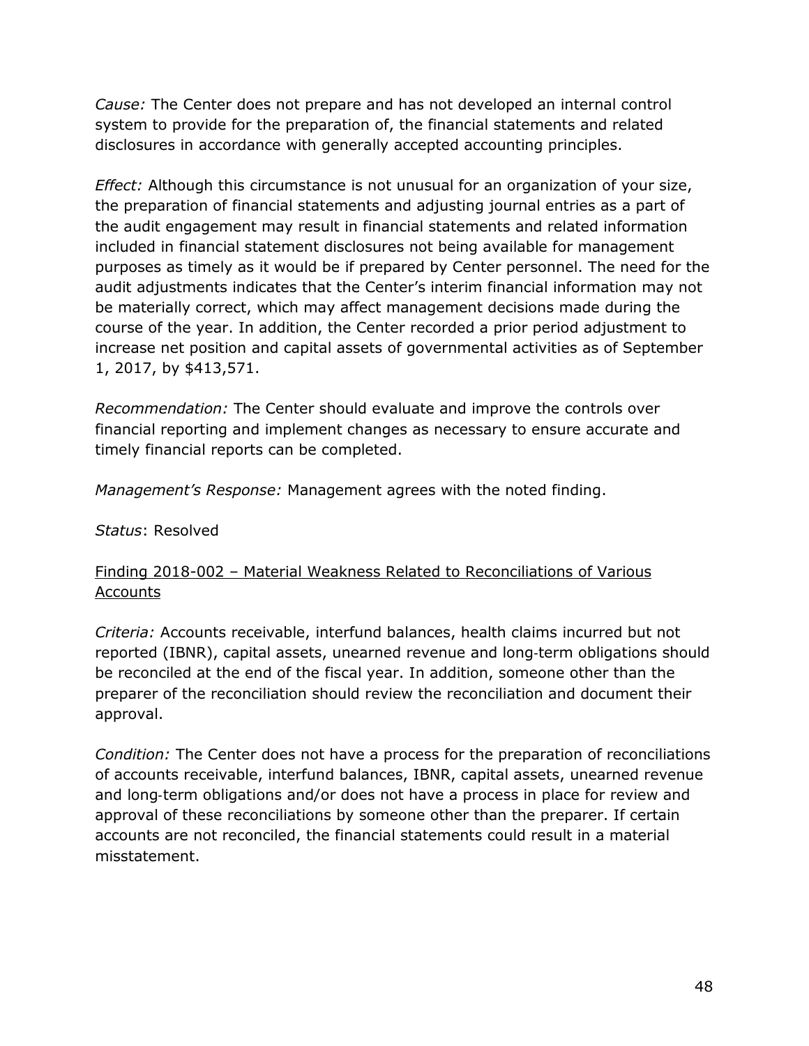*Cause:* The Center does not prepare and has not developed an internal control system to provide for the preparation of, the financial statements and related disclosures in accordance with generally accepted accounting principles.

*Effect:* Although this circumstance is not unusual for an organization of your size, the preparation of financial statements and adjusting journal entries as a part of the audit engagement may result in financial statements and related information included in financial statement disclosures not being available for management purposes as timely as it would be if prepared by Center personnel. The need for the audit adjustments indicates that the Center's interim financial information may not be materially correct, which may affect management decisions made during the course of the year. In addition, the Center recorded a prior period adjustment to increase net position and capital assets of governmental activities as of September 1, 2017, by $413,571.

*Recommendation:* The Center should evaluate and improve the controls over financial reporting and implement changes as necessary to ensure accurate and timely financial reports can be completed.

*Management's Response:* Management agrees with the noted finding.

*Status*: Resolved

<u>Finding 2018-002 – Material Weakness Related to Reconciliations of Various Accounts</u>

*Criteria:* Accounts receivable, interfund balances, health claims incurred but not reported (IBNR), capital assets, unearned revenue and long-term obligations should be reconciled at the end of the fiscal year. In addition, someone other than the preparer of the reconciliation should review the reconciliation and document their approval.

*Condition:* The Center does not have a process for the preparation of reconciliations of accounts receivable, interfund balances, IBNR, capital assets, unearned revenue and long-term obligations and/or does not have a process in place for review and approval of these reconciliations by someone other than the preparer. If certain accounts are not reconciled, the financial statements could result in a material misstatement.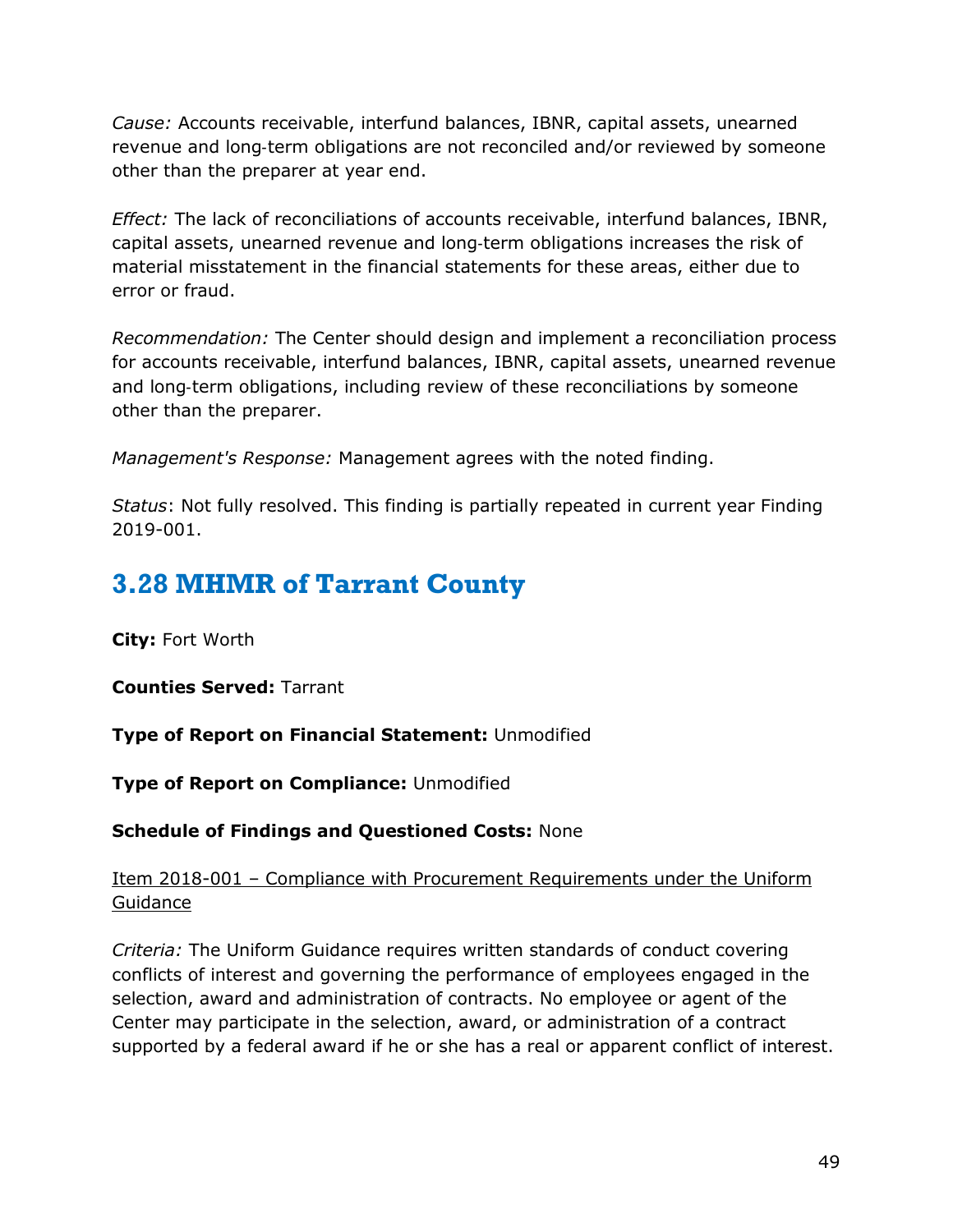*Cause:* Accounts receivable, interfund balances, IBNR, capital assets, unearned revenue and long-term obligations are not reconciled and/or reviewed by someone other than the preparer at year end.

*Effect:* The lack of reconciliations of accounts receivable, interfund balances, IBNR, capital assets, unearned revenue and long-term obligations increases the risk of material misstatement in the financial statements for these areas, either due to error or fraud.

*Recommendation:* The Center should design and implement a reconciliation process for accounts receivable, interfund balances, IBNR, capital assets, unearned revenue and long-term obligations, including review of these reconciliations by someone other than the preparer.

*Management's Response:* Management agrees with the noted finding.

*Status*: Not fully resolved. This finding is partially repeated in current year Finding 2019-001.

## 3.28 MHMR of Tarrant County

**City:** Fort Worth

**Counties Served:** Tarrant

**Type of Report on Financial Statement:** Unmodified

**Type of Report on Compliance:** Unmodified

**Schedule of Findings and Questioned Costs:** None

Item 2018-001 – Compliance with Procurement Requirements under the Uniform Guidance

*Criteria:* The Uniform Guidance requires written standards of conduct covering conflicts of interest and governing the performance of employees engaged in the selection, award and administration of contracts. No employee or agent of the Center may participate in the selection, award, or administration of a contract supported by a federal award if he or she has a real or apparent conflict of interest.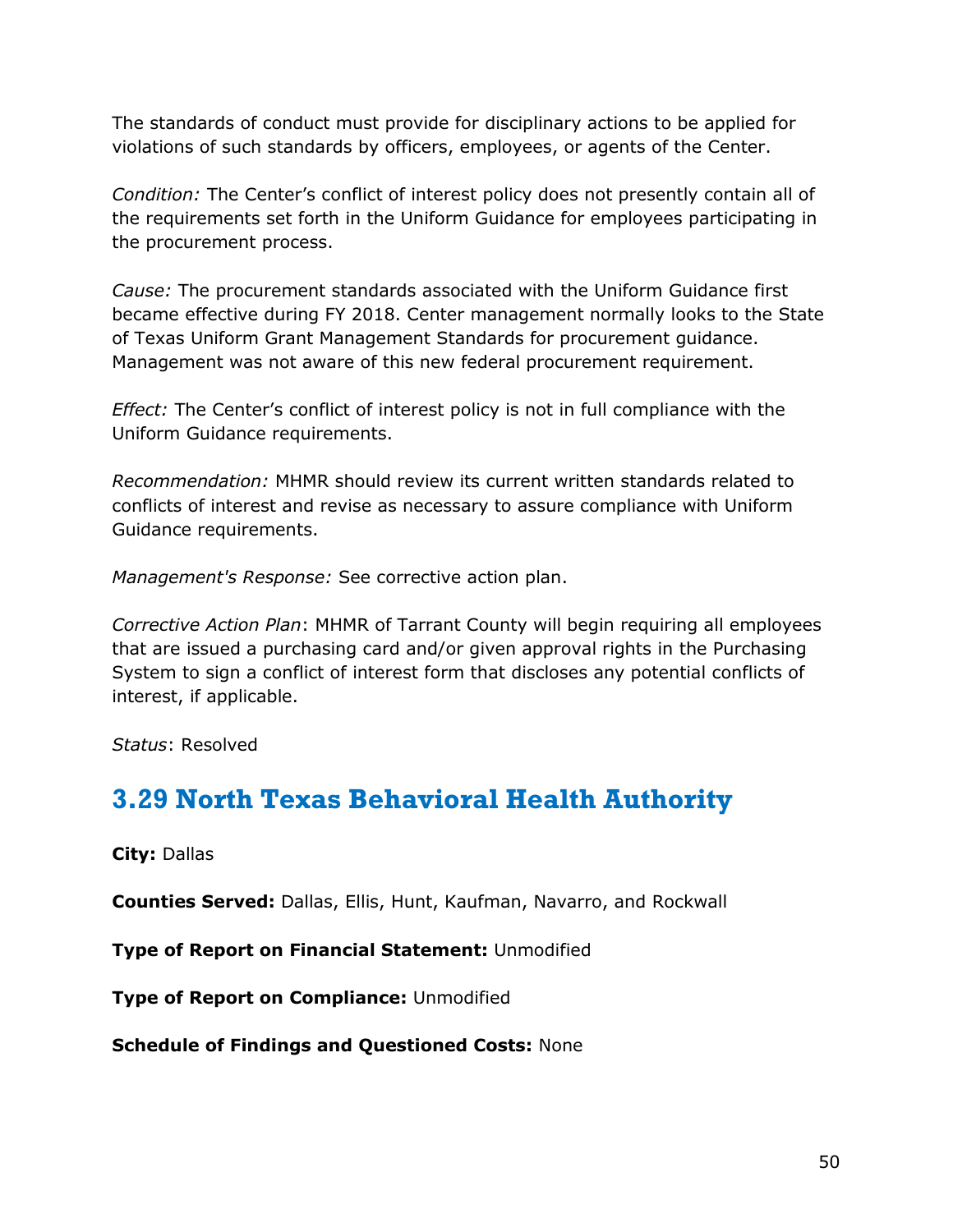The standards of conduct must provide for disciplinary actions to be applied for violations of such standards by officers, employees, or agents of the Center.

*Condition:* The Center's conflict of interest policy does not presently contain all of the requirements set forth in the Uniform Guidance for employees participating in the procurement process.

*Cause:* The procurement standards associated with the Uniform Guidance first became effective during FY 2018. Center management normally looks to the State of Texas Uniform Grant Management Standards for procurement guidance. Management was not aware of this new federal procurement requirement.

*Effect:* The Center's conflict of interest policy is not in full compliance with the Uniform Guidance requirements.

*Recommendation:* MHMR should review its current written standards related to conflicts of interest and revise as necessary to assure compliance with Uniform Guidance requirements.

*Management's Response:* See corrective action plan.

*Corrective Action Plan*: MHMR of Tarrant County will begin requiring all employees that are issued a purchasing card and/or given approval rights in the Purchasing System to sign a conflict of interest form that discloses any potential conflicts of interest, if applicable.

*Status*: Resolved

## 3.29 North Texas Behavioral Health Authority

**City:** Dallas

**Counties Served:** Dallas, Ellis, Hunt, Kaufman, Navarro, and Rockwall

**Type of Report on Financial Statement:** Unmodified

**Type of Report on Compliance:** Unmodified

**Schedule of Findings and Questioned Costs:** None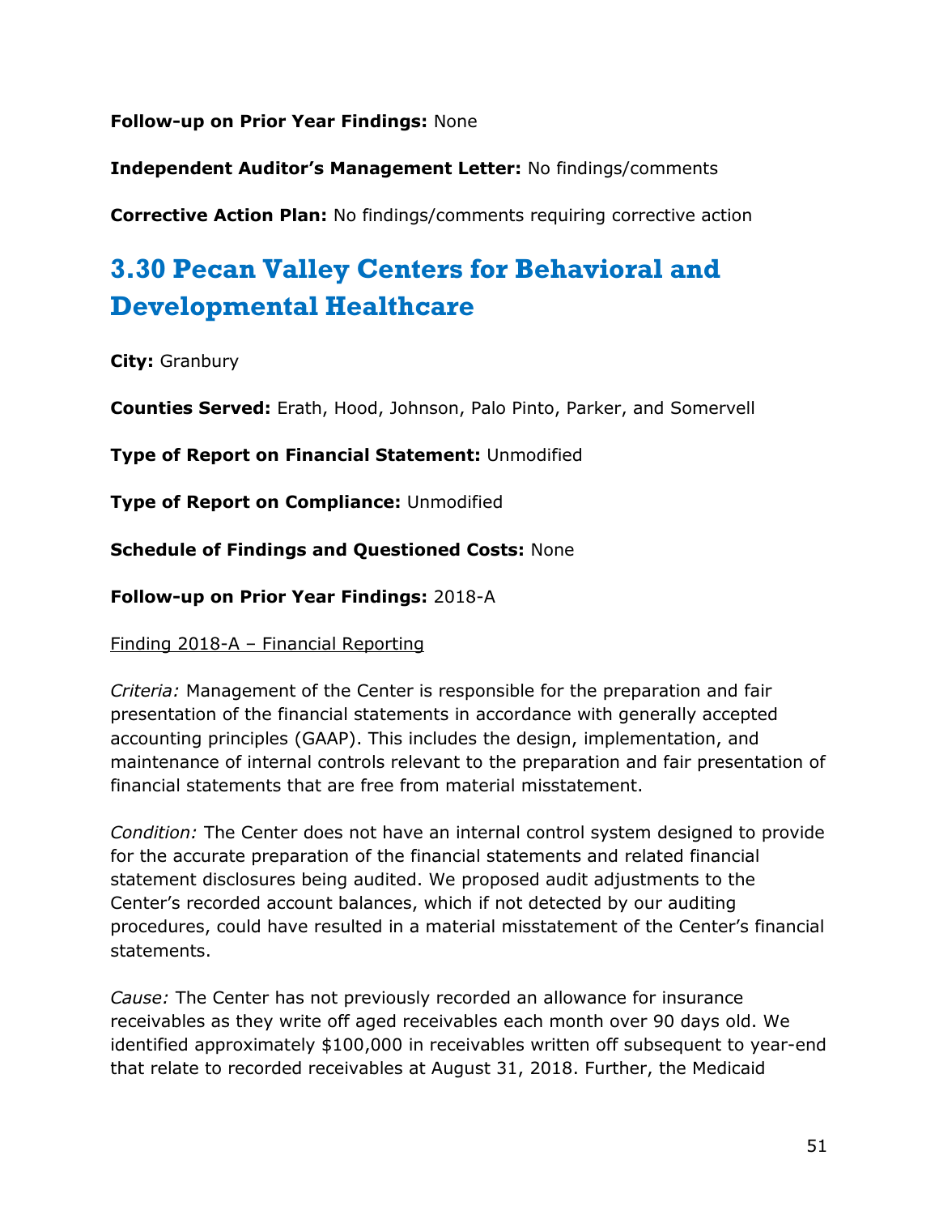**Follow-up on Prior Year Findings:** None

**Independent Auditor's Management Letter:** No findings/comments

**Corrective Action Plan:** No findings/comments requiring corrective action

## 3.30 Pecan Valley Centers for Behavioral and Developmental Healthcare

**City:** Granbury

**Counties Served:** Erath, Hood, Johnson, Palo Pinto, Parker, and Somervell

**Type of Report on Financial Statement:** Unmodified

**Type of Report on Compliance:** Unmodified

**Schedule of Findings and Questioned Costs:** None

**Follow-up on Prior Year Findings:** 2018-A

Finding 2018-A – Financial Reporting

*Criteria:* Management of the Center is responsible for the preparation and fair presentation of the financial statements in accordance with generally accepted accounting principles (GAAP). This includes the design, implementation, and maintenance of internal controls relevant to the preparation and fair presentation of financial statements that are free from material misstatement.

*Condition:* The Center does not have an internal control system designed to provide for the accurate preparation of the financial statements and related financial statement disclosures being audited. We proposed audit adjustments to the Center's recorded account balances, which if not detected by our auditing procedures, could have resulted in a material misstatement of the Center's financial statements.

*Cause:* The Center has not previously recorded an allowance for insurance receivables as they write off aged receivables each month over 90 days old. We identified approximately $100,000 in receivables written off subsequent to year-end that relate to recorded receivables at August 31, 2018. Further, the Medicaid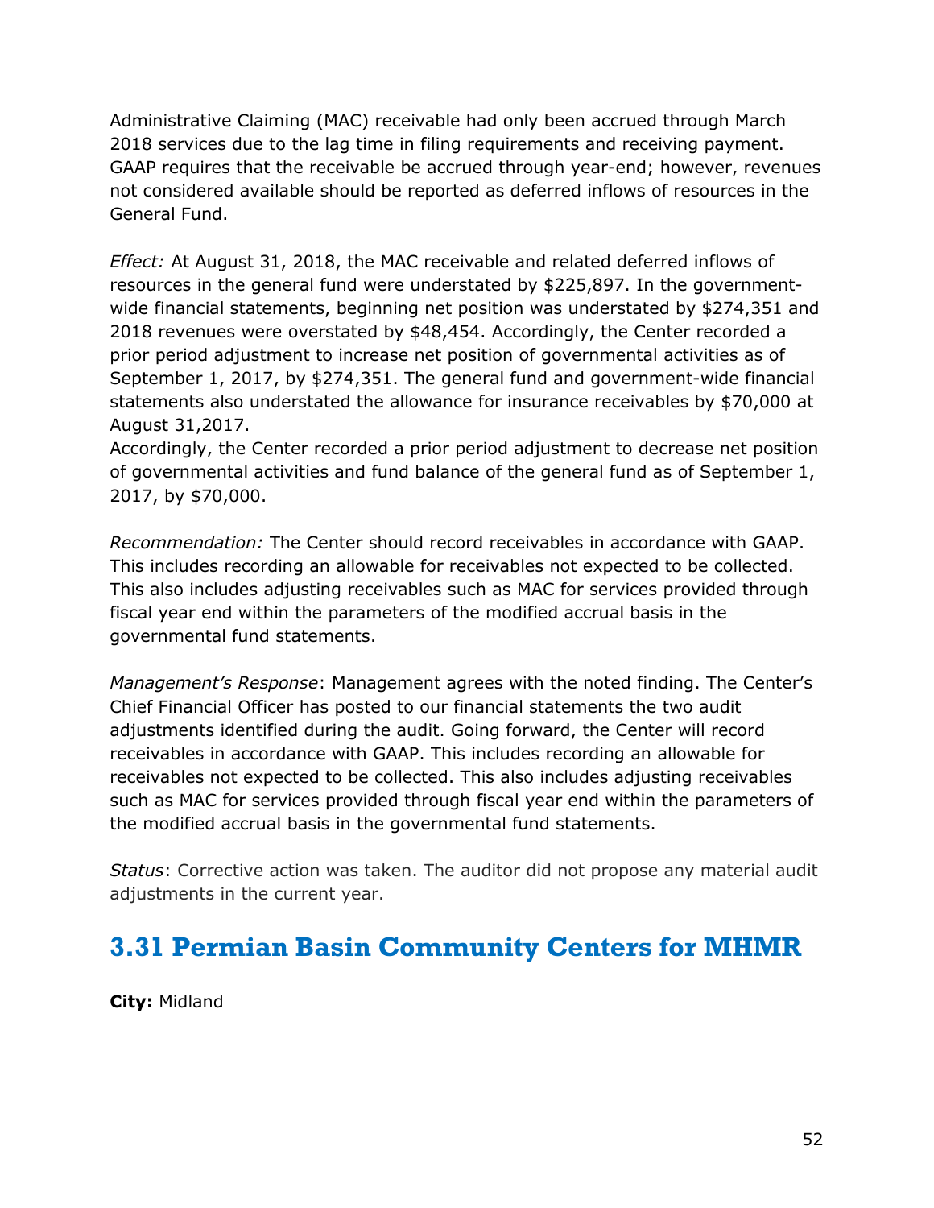Administrative Claiming (MAC) receivable had only been accrued through March 2018 services due to the lag time in filing requirements and receiving payment. GAAP requires that the receivable be accrued through year-end; however, revenues not considered available should be reported as deferred inflows of resources in the General Fund.

*Effect:* At August 31, 2018, the MAC receivable and related deferred inflows of resources in the general fund were understated by $225,897. In the government-wide financial statements, beginning net position was understated by $274,351 and 2018 revenues were overstated by $48,454. Accordingly, the Center recorded a prior period adjustment to increase net position of governmental activities as of September 1, 2017, by $274,351. The general fund and government-wide financial statements also understated the allowance for insurance receivables by $70,000 at August 31,2017.
Accordingly, the Center recorded a prior period adjustment to decrease net position of governmental activities and fund balance of the general fund as of September 1, 2017, by $70,000.

*Recommendation:* The Center should record receivables in accordance with GAAP. This includes recording an allowable for receivables not expected to be collected. This also includes adjusting receivables such as MAC for services provided through fiscal year end within the parameters of the modified accrual basis in the governmental fund statements.

*Management's Response*: Management agrees with the noted finding. The Center's Chief Financial Officer has posted to our financial statements the two audit adjustments identified during the audit. Going forward, the Center will record receivables in accordance with GAAP. This includes recording an allowable for receivables not expected to be collected. This also includes adjusting receivables such as MAC for services provided through fiscal year end within the parameters of the modified accrual basis in the governmental fund statements.

*Status*: Corrective action was taken. The auditor did not propose any material audit adjustments in the current year.

## 3.31 Permian Basin Community Centers for MHMR

**City:** Midland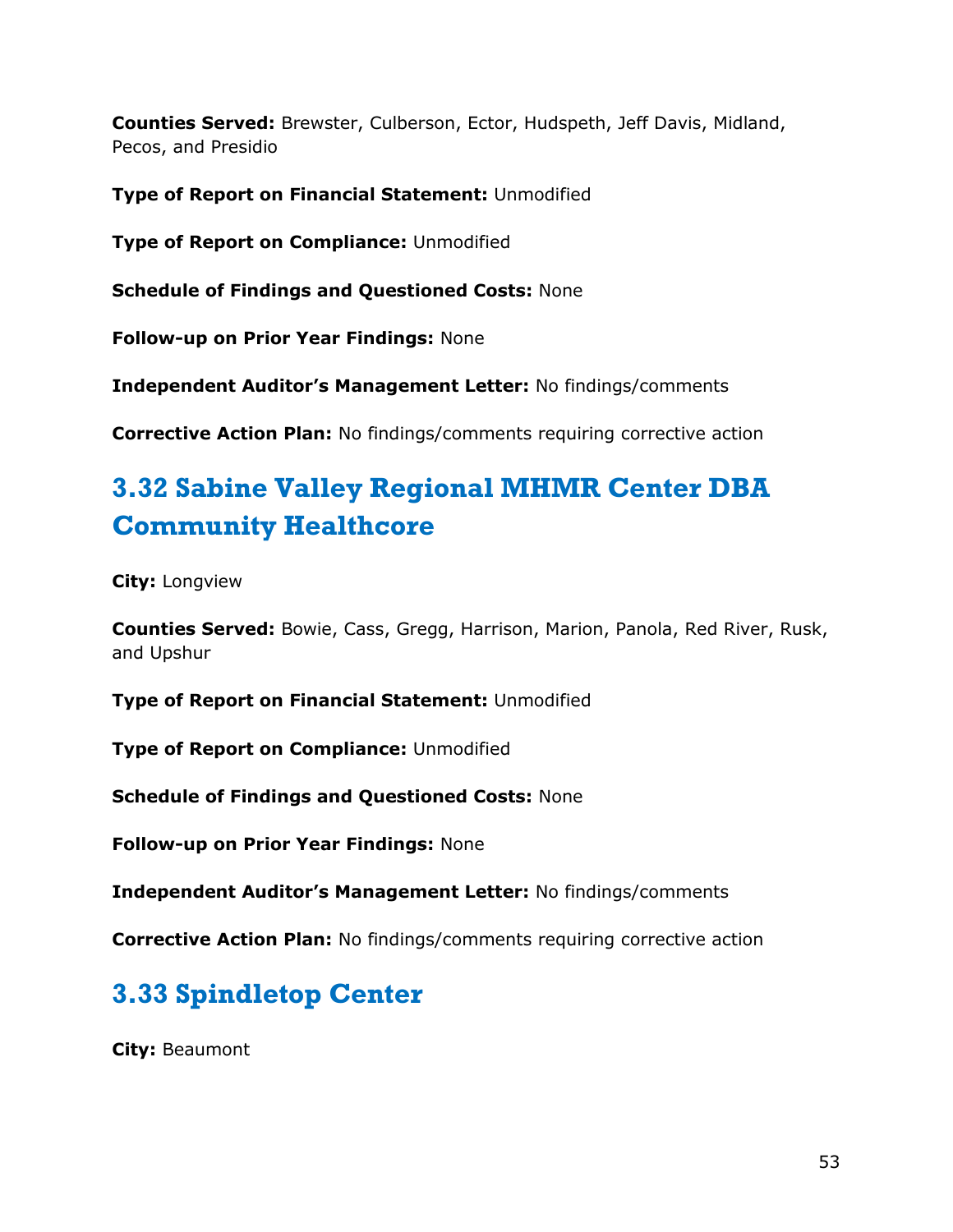**Counties Served:** Brewster, Culberson, Ector, Hudspeth, Jeff Davis, Midland, Pecos, and Presidio

**Type of Report on Financial Statement:** Unmodified

**Type of Report on Compliance:** Unmodified

**Schedule of Findings and Questioned Costs:** None

**Follow-up on Prior Year Findings:** None

**Independent Auditor's Management Letter:** No findings/comments

**Corrective Action Plan:** No findings/comments requiring corrective action

## 3.32 Sabine Valley Regional MHMR Center DBA Community Healthcore

**City:** Longview

**Counties Served:** Bowie, Cass, Gregg, Harrison, Marion, Panola, Red River, Rusk, and Upshur

**Type of Report on Financial Statement:** Unmodified

**Type of Report on Compliance:** Unmodified

**Schedule of Findings and Questioned Costs:** None

**Follow-up on Prior Year Findings:** None

**Independent Auditor's Management Letter:** No findings/comments

**Corrective Action Plan:** No findings/comments requiring corrective action

## 3.33 Spindletop Center

**City:** Beaumont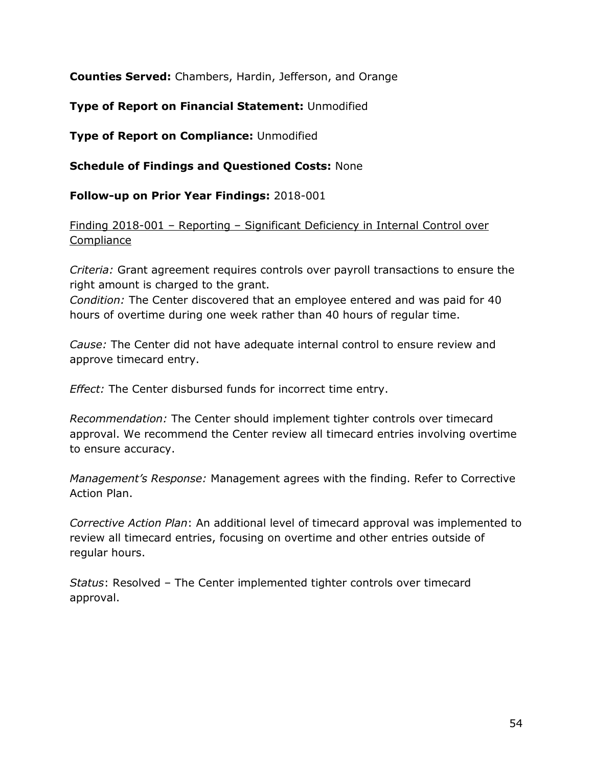**Counties Served:** Chambers, Hardin, Jefferson, and Orange

**Type of Report on Financial Statement:** Unmodified

**Type of Report on Compliance:** Unmodified

**Schedule of Findings and Questioned Costs:** None

**Follow-up on Prior Year Findings:** 2018-001

<u>Finding 2018-001 – Reporting – Significant Deficiency in Internal Control over Compliance</u>

*Criteria:* Grant agreement requires controls over payroll transactions to ensure the right amount is charged to the grant.
*Condition:* The Center discovered that an employee entered and was paid for 40 hours of overtime during one week rather than 40 hours of regular time.

*Cause:* The Center did not have adequate internal control to ensure review and approve timecard entry.

*Effect:* The Center disbursed funds for incorrect time entry.

*Recommendation:* The Center should implement tighter controls over timecard approval. We recommend the Center review all timecard entries involving overtime to ensure accuracy.

*Management's Response:* Management agrees with the finding. Refer to Corrective Action Plan.

*Corrective Action Plan*: An additional level of timecard approval was implemented to review all timecard entries, focusing on overtime and other entries outside of regular hours.

*Status*: Resolved – The Center implemented tighter controls over timecard approval.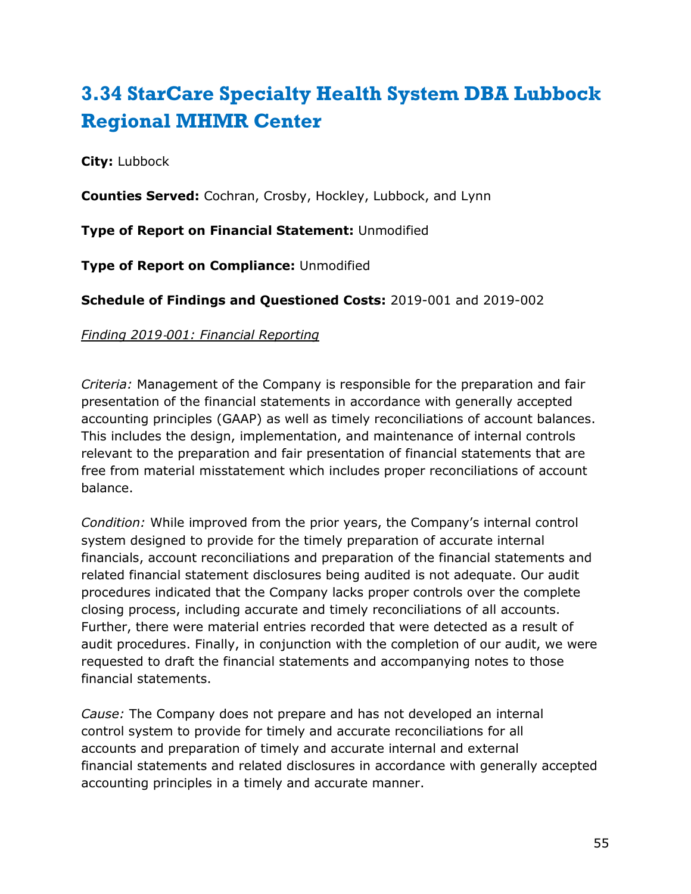## 3.34 StarCare Specialty Health System DBA Lubbock Regional MHMR Center

**City:** Lubbock

**Counties Served:** Cochran, Crosby, Hockley, Lubbock, and Lynn

**Type of Report on Financial Statement:** Unmodified

**Type of Report on Compliance:** Unmodified

**Schedule of Findings and Questioned Costs:** 2019-001 and 2019-002

*Finding 2019-001: Financial Reporting*

*Criteria:* Management of the Company is responsible for the preparation and fair presentation of the financial statements in accordance with generally accepted accounting principles (GAAP) as well as timely reconciliations of account balances. This includes the design, implementation, and maintenance of internal controls relevant to the preparation and fair presentation of financial statements that are free from material misstatement which includes proper reconciliations of account balance.

*Condition:* While improved from the prior years, the Company's internal control system designed to provide for the timely preparation of accurate internal financials, account reconciliations and preparation of the financial statements and related financial statement disclosures being audited is not adequate. Our audit procedures indicated that the Company lacks proper controls over the complete closing process, including accurate and timely reconciliations of all accounts. Further, there were material entries recorded that were detected as a result of audit procedures. Finally, in conjunction with the completion of our audit, we were requested to draft the financial statements and accompanying notes to those financial statements.

*Cause:* The Company does not prepare and has not developed an internal control system to provide for timely and accurate reconciliations for all accounts and preparation of timely and accurate internal and external financial statements and related disclosures in accordance with generally accepted accounting principles in a timely and accurate manner.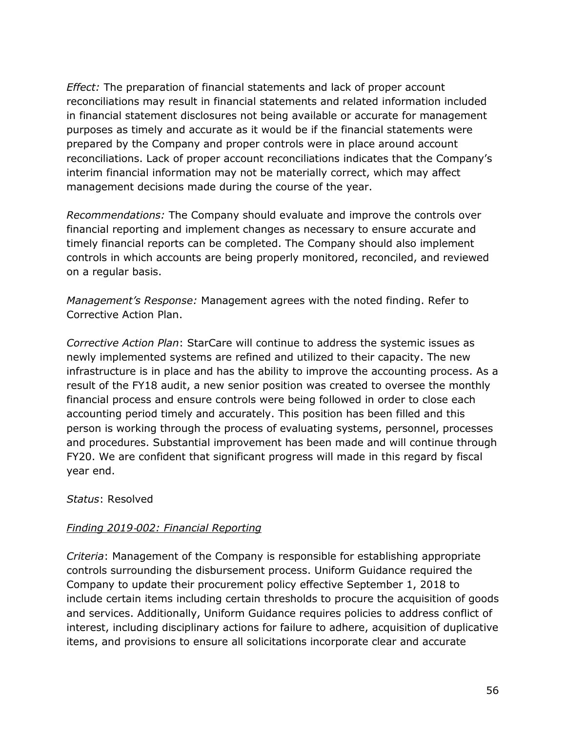*Effect:* The preparation of financial statements and lack of proper account reconciliations may result in financial statements and related information included in financial statement disclosures not being available or accurate for management purposes as timely and accurate as it would be if the financial statements were prepared by the Company and proper controls were in place around account reconciliations. Lack of proper account reconciliations indicates that the Company's interim financial information may not be materially correct, which may affect management decisions made during the course of the year.

*Recommendations:* The Company should evaluate and improve the controls over financial reporting and implement changes as necessary to ensure accurate and timely financial reports can be completed. The Company should also implement controls in which accounts are being properly monitored, reconciled, and reviewed on a regular basis.

*Management's Response:* Management agrees with the noted finding. Refer to Corrective Action Plan.

*Corrective Action Plan*: StarCare will continue to address the systemic issues as newly implemented systems are refined and utilized to their capacity. The new infrastructure is in place and has the ability to improve the accounting process. As a result of the FY18 audit, a new senior position was created to oversee the monthly financial process and ensure controls were being followed in order to close each accounting period timely and accurately. This position has been filled and this person is working through the process of evaluating systems, personnel, processes and procedures. Substantial improvement has been made and will continue through FY20. We are confident that significant progress will made in this regard by fiscal year end.

*Status*: Resolved

*Finding 2019-002: Financial Reporting*

*Criteria*: Management of the Company is responsible for establishing appropriate controls surrounding the disbursement process. Uniform Guidance required the Company to update their procurement policy effective September 1, 2018 to include certain items including certain thresholds to procure the acquisition of goods and services. Additionally, Uniform Guidance requires policies to address conflict of interest, including disciplinary actions for failure to adhere, acquisition of duplicative items, and provisions to ensure all solicitations incorporate clear and accurate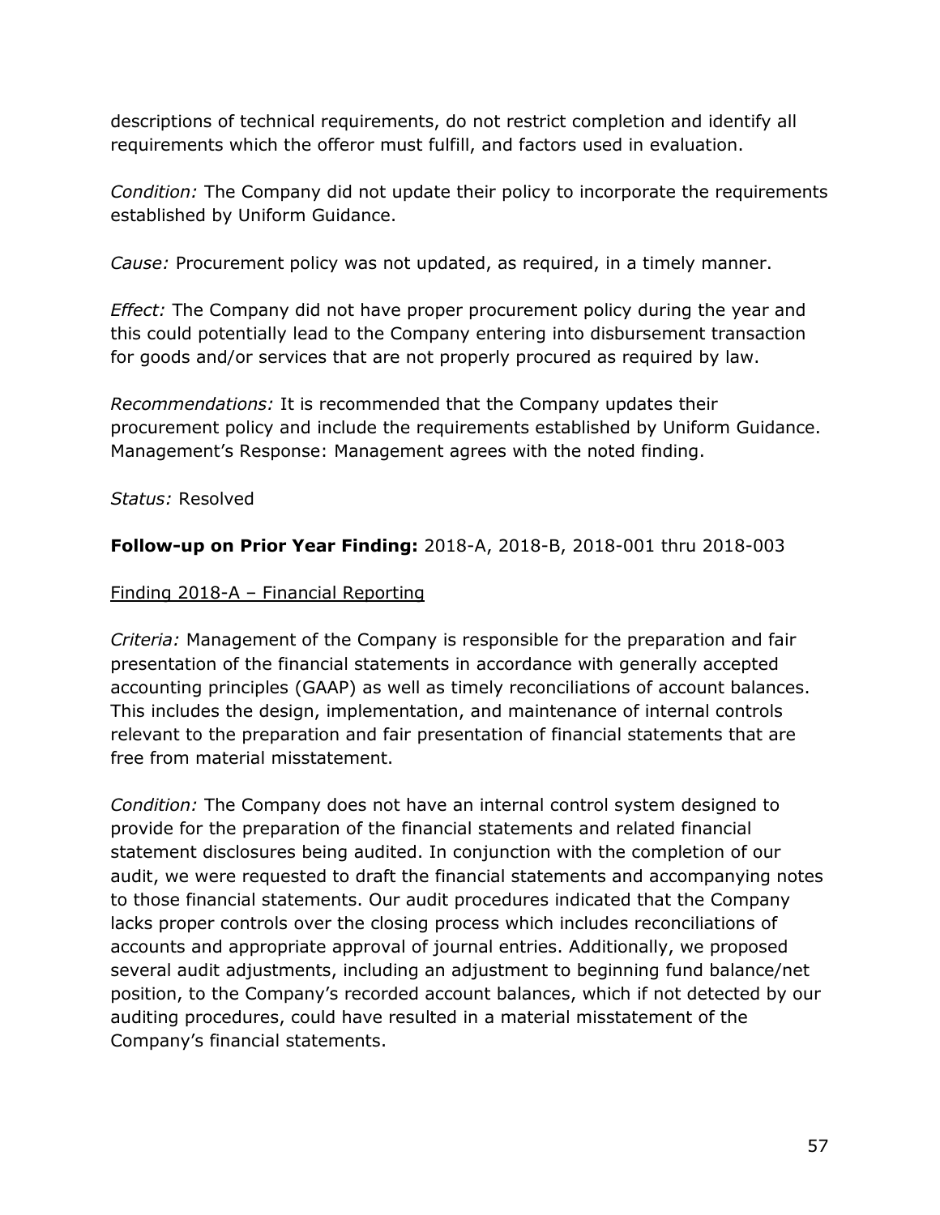descriptions of technical requirements, do not restrict completion and identify all requirements which the offeror must fulfill, and factors used in evaluation.

*Condition:* The Company did not update their policy to incorporate the requirements established by Uniform Guidance.

*Cause:* Procurement policy was not updated, as required, in a timely manner.

*Effect:* The Company did not have proper procurement policy during the year and this could potentially lead to the Company entering into disbursement transaction for goods and/or services that are not properly procured as required by law.

*Recommendations:* It is recommended that the Company updates their procurement policy and include the requirements established by Uniform Guidance. Management's Response: Management agrees with the noted finding.

*Status:* Resolved

**Follow-up on Prior Year Finding:** 2018-A, 2018-B, 2018-001 thru 2018-003

<u>Finding 2018-A – Financial Reporting</u>

*Criteria:* Management of the Company is responsible for the preparation and fair presentation of the financial statements in accordance with generally accepted accounting principles (GAAP) as well as timely reconciliations of account balances. This includes the design, implementation, and maintenance of internal controls relevant to the preparation and fair presentation of financial statements that are free from material misstatement.

*Condition:* The Company does not have an internal control system designed to provide for the preparation of the financial statements and related financial statement disclosures being audited. In conjunction with the completion of our audit, we were requested to draft the financial statements and accompanying notes to those financial statements. Our audit procedures indicated that the Company lacks proper controls over the closing process which includes reconciliations of accounts and appropriate approval of journal entries. Additionally, we proposed several audit adjustments, including an adjustment to beginning fund balance/net position, to the Company's recorded account balances, which if not detected by our auditing procedures, could have resulted in a material misstatement of the Company's financial statements.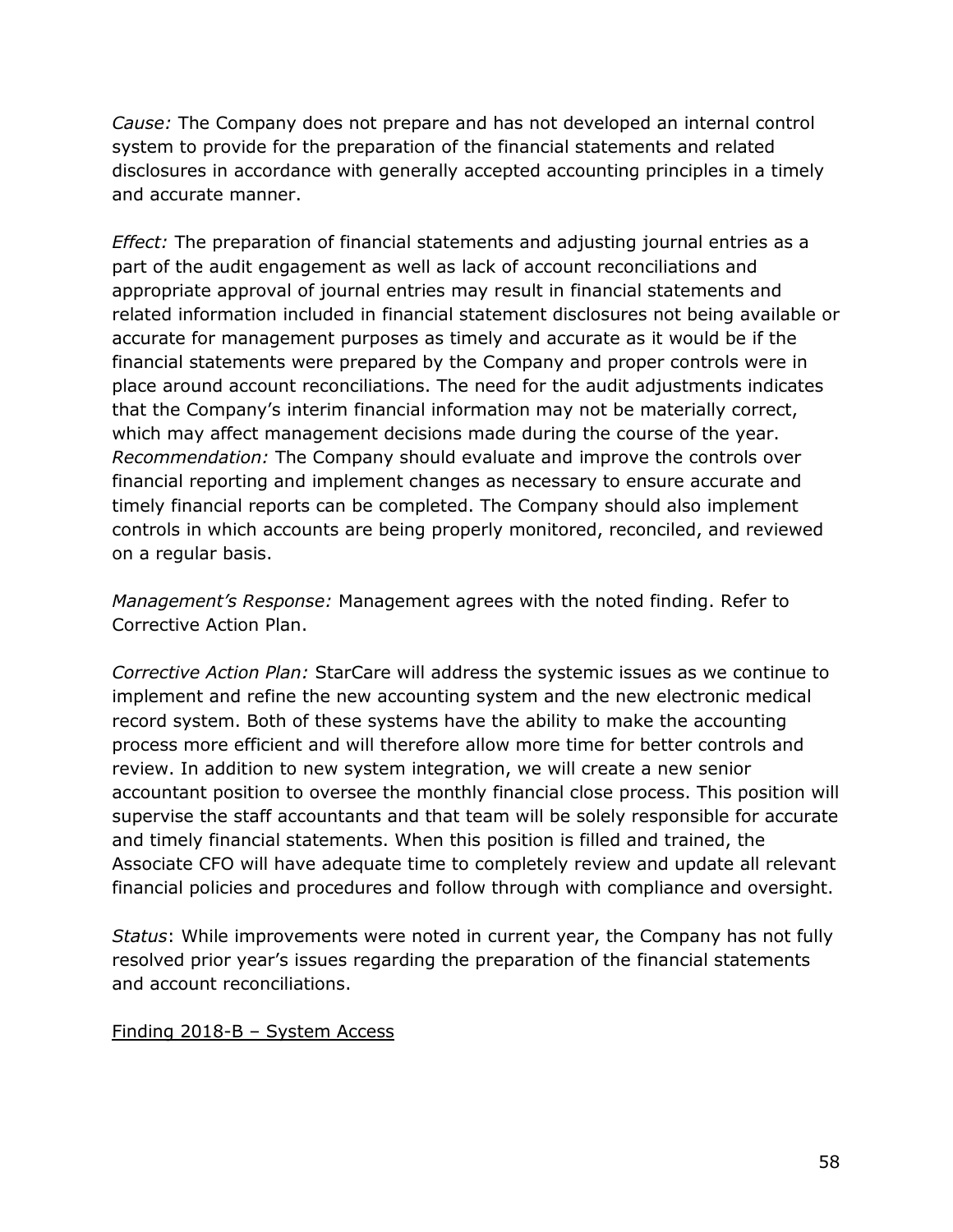*Cause:* The Company does not prepare and has not developed an internal control system to provide for the preparation of the financial statements and related disclosures in accordance with generally accepted accounting principles in a timely and accurate manner.

*Effect:* The preparation of financial statements and adjusting journal entries as a part of the audit engagement as well as lack of account reconciliations and appropriate approval of journal entries may result in financial statements and related information included in financial statement disclosures not being available or accurate for management purposes as timely and accurate as it would be if the financial statements were prepared by the Company and proper controls were in place around account reconciliations. The need for the audit adjustments indicates that the Company's interim financial information may not be materially correct, which may affect management decisions made during the course of the year.
*Recommendation:* The Company should evaluate and improve the controls over financial reporting and implement changes as necessary to ensure accurate and timely financial reports can be completed. The Company should also implement controls in which accounts are being properly monitored, reconciled, and reviewed on a regular basis.

*Management's Response:* Management agrees with the noted finding. Refer to Corrective Action Plan.

*Corrective Action Plan:* StarCare will address the systemic issues as we continue to implement and refine the new accounting system and the new electronic medical record system. Both of these systems have the ability to make the accounting process more efficient and will therefore allow more time for better controls and review. In addition to new system integration, we will create a new senior accountant position to oversee the monthly financial close process. This position will supervise the staff accountants and that team will be solely responsible for accurate and timely financial statements. When this position is filled and trained, the Associate CFO will have adequate time to completely review and update all relevant financial policies and procedures and follow through with compliance and oversight.

*Status*: While improvements were noted in current year, the Company has not fully resolved prior year's issues regarding the preparation of the financial statements and account reconciliations.

Finding 2018-B – System Access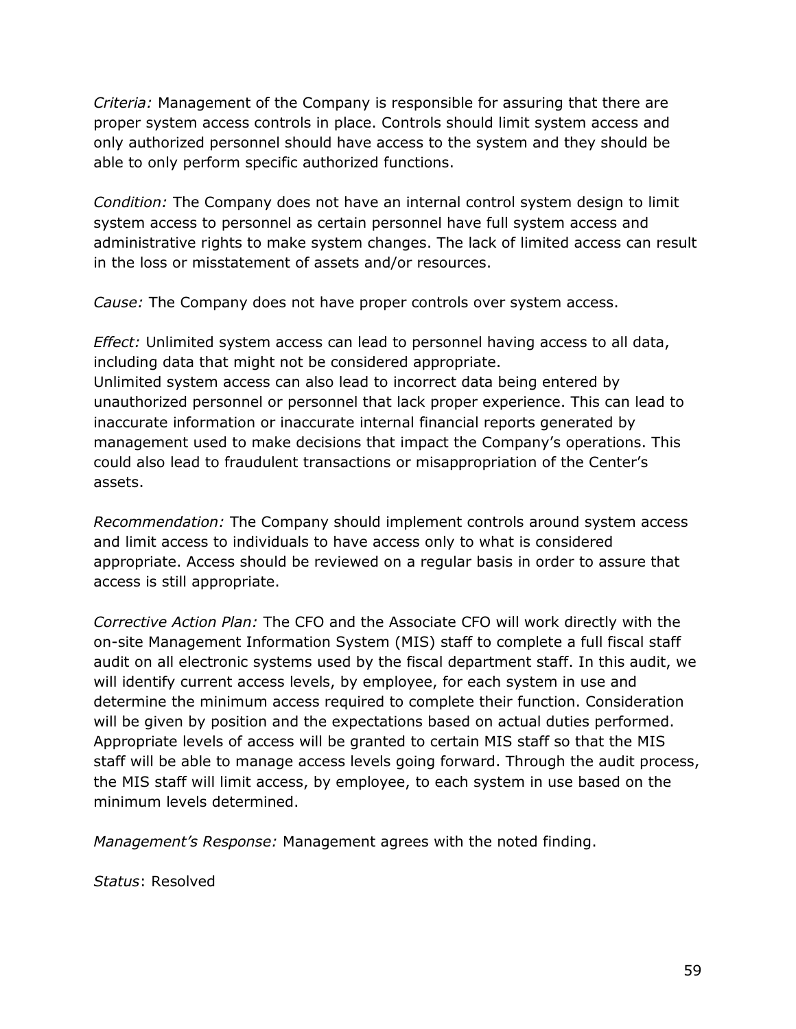*Criteria:* Management of the Company is responsible for assuring that there are proper system access controls in place. Controls should limit system access and only authorized personnel should have access to the system and they should be able to only perform specific authorized functions.

*Condition:* The Company does not have an internal control system design to limit system access to personnel as certain personnel have full system access and administrative rights to make system changes. The lack of limited access can result in the loss or misstatement of assets and/or resources.

*Cause:* The Company does not have proper controls over system access.

*Effect:* Unlimited system access can lead to personnel having access to all data, including data that might not be considered appropriate.
Unlimited system access can also lead to incorrect data being entered by unauthorized personnel or personnel that lack proper experience. This can lead to inaccurate information or inaccurate internal financial reports generated by management used to make decisions that impact the Company's operations. This could also lead to fraudulent transactions or misappropriation of the Center's assets.

*Recommendation:* The Company should implement controls around system access and limit access to individuals to have access only to what is considered appropriate. Access should be reviewed on a regular basis in order to assure that access is still appropriate.

*Corrective Action Plan:* The CFO and the Associate CFO will work directly with the on-site Management Information System (MIS) staff to complete a full fiscal staff audit on all electronic systems used by the fiscal department staff. In this audit, we will identify current access levels, by employee, for each system in use and determine the minimum access required to complete their function. Consideration will be given by position and the expectations based on actual duties performed. Appropriate levels of access will be granted to certain MIS staff so that the MIS staff will be able to manage access levels going forward. Through the audit process, the MIS staff will limit access, by employee, to each system in use based on the minimum levels determined.

*Management's Response:* Management agrees with the noted finding.

*Status*: Resolved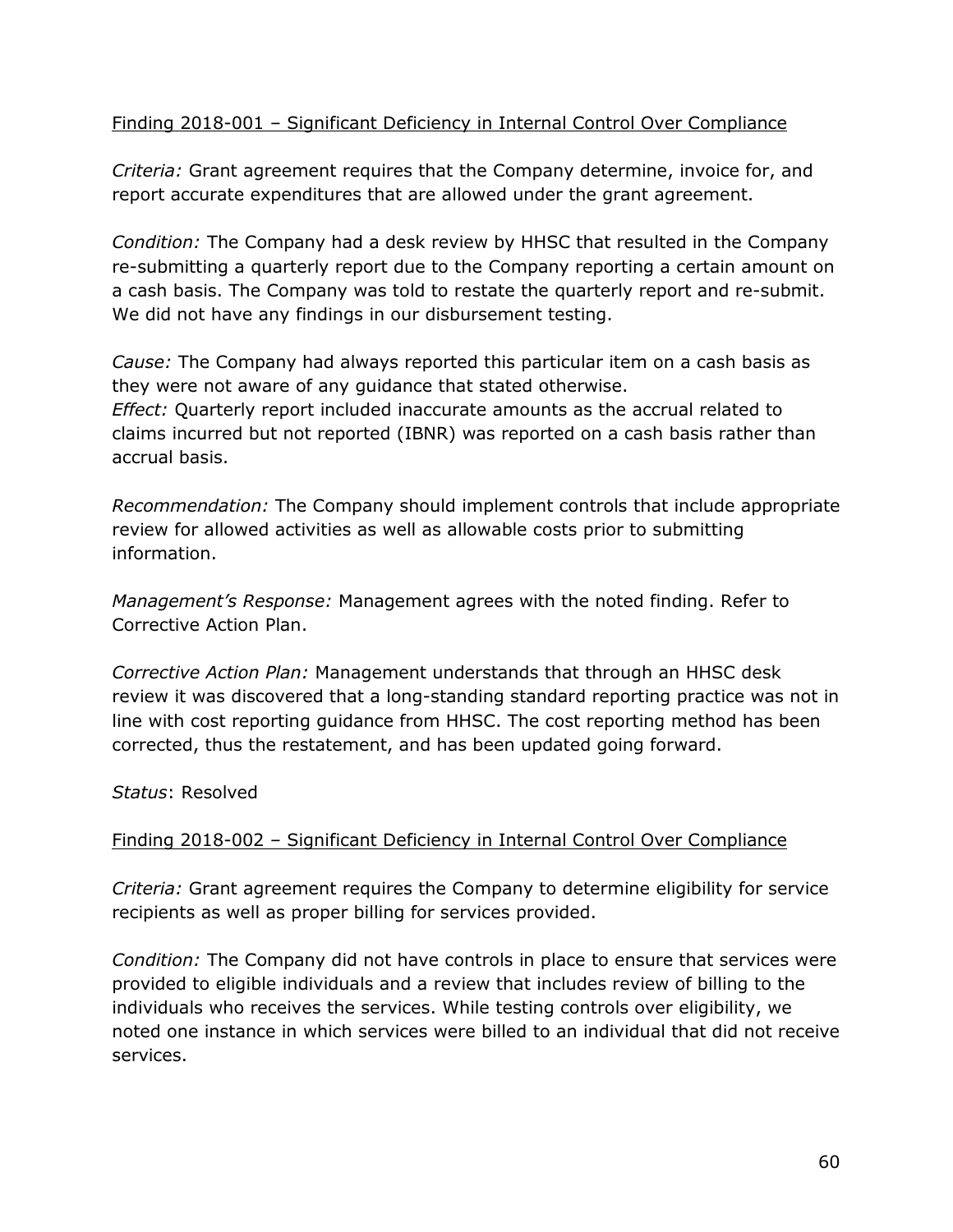Finding 2018-001 – Significant Deficiency in Internal Control Over Compliance

*Criteria:* Grant agreement requires that the Company determine, invoice for, and report accurate expenditures that are allowed under the grant agreement.

*Condition:* The Company had a desk review by HHSC that resulted in the Company re-submitting a quarterly report due to the Company reporting a certain amount on a cash basis. The Company was told to restate the quarterly report and re-submit. We did not have any findings in our disbursement testing.

*Cause:* The Company had always reported this particular item on a cash basis as they were not aware of any guidance that stated otherwise.
*Effect:* Quarterly report included inaccurate amounts as the accrual related to claims incurred but not reported (IBNR) was reported on a cash basis rather than accrual basis.

*Recommendation:* The Company should implement controls that include appropriate review for allowed activities as well as allowable costs prior to submitting information.

*Management's Response:* Management agrees with the noted finding. Refer to Corrective Action Plan.

*Corrective Action Plan:* Management understands that through an HHSC desk review it was discovered that a long-standing standard reporting practice was not in line with cost reporting guidance from HHSC. The cost reporting method has been corrected, thus the restatement, and has been updated going forward.

*Status*: Resolved

Finding 2018-002 – Significant Deficiency in Internal Control Over Compliance

*Criteria:* Grant agreement requires the Company to determine eligibility for service recipients as well as proper billing for services provided.

*Condition:* The Company did not have controls in place to ensure that services were provided to eligible individuals and a review that includes review of billing to the individuals who receives the services. While testing controls over eligibility, we noted one instance in which services were billed to an individual that did not receive services.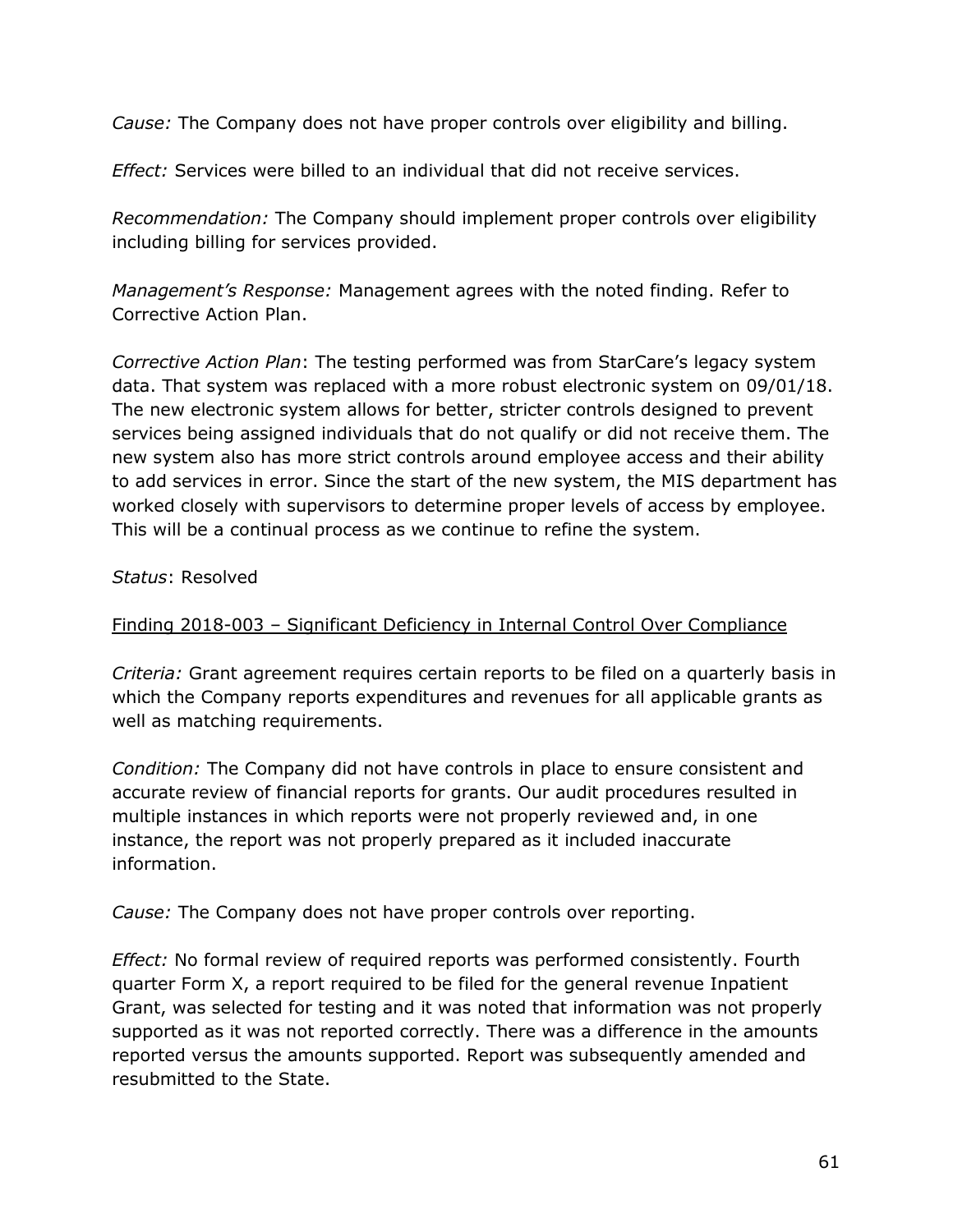*Cause:* The Company does not have proper controls over eligibility and billing.

*Effect:* Services were billed to an individual that did not receive services.

*Recommendation:* The Company should implement proper controls over eligibility including billing for services provided.

*Management's Response:* Management agrees with the noted finding. Refer to Corrective Action Plan.

*Corrective Action Plan*: The testing performed was from StarCare's legacy system data. That system was replaced with a more robust electronic system on 09/01/18. The new electronic system allows for better, stricter controls designed to prevent services being assigned individuals that do not qualify or did not receive them. The new system also has more strict controls around employee access and their ability to add services in error. Since the start of the new system, the MIS department has worked closely with supervisors to determine proper levels of access by employee. This will be a continual process as we continue to refine the system.

*Status*: Resolved

<u>Finding 2018-003 – Significant Deficiency in Internal Control Over Compliance</u>

*Criteria:* Grant agreement requires certain reports to be filed on a quarterly basis in which the Company reports expenditures and revenues for all applicable grants as well as matching requirements.

*Condition:* The Company did not have controls in place to ensure consistent and accurate review of financial reports for grants. Our audit procedures resulted in multiple instances in which reports were not properly reviewed and, in one instance, the report was not properly prepared as it included inaccurate information.

*Cause:* The Company does not have proper controls over reporting.

*Effect:* No formal review of required reports was performed consistently. Fourth quarter Form X, a report required to be filed for the general revenue Inpatient Grant, was selected for testing and it was noted that information was not properly supported as it was not reported correctly. There was a difference in the amounts reported versus the amounts supported. Report was subsequently amended and resubmitted to the State.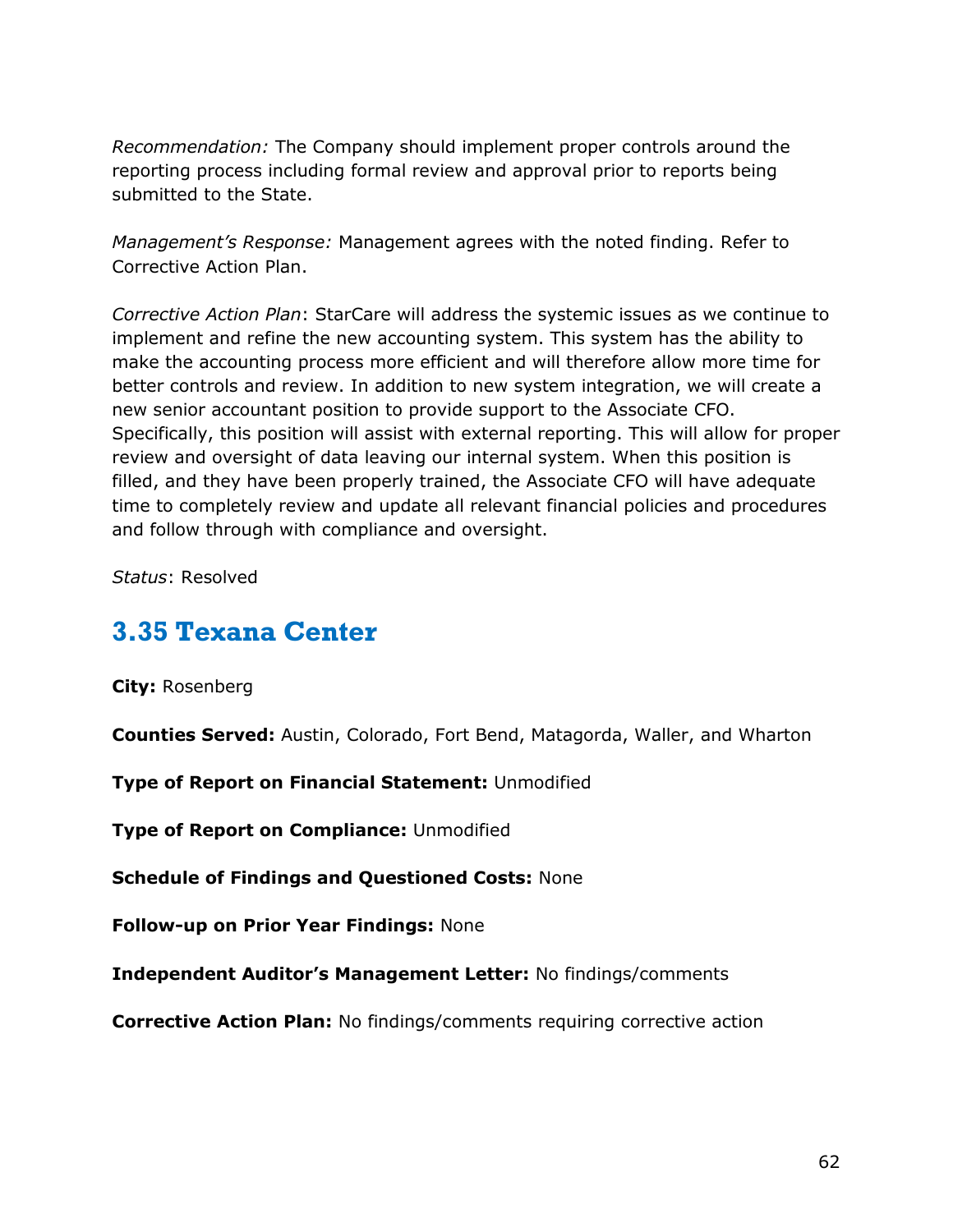*Recommendation:* The Company should implement proper controls around the reporting process including formal review and approval prior to reports being submitted to the State.

*Management's Response:* Management agrees with the noted finding. Refer to Corrective Action Plan.

*Corrective Action Plan*: StarCare will address the systemic issues as we continue to implement and refine the new accounting system. This system has the ability to make the accounting process more efficient and will therefore allow more time for better controls and review. In addition to new system integration, we will create a new senior accountant position to provide support to the Associate CFO. Specifically, this position will assist with external reporting. This will allow for proper review and oversight of data leaving our internal system. When this position is filled, and they have been properly trained, the Associate CFO will have adequate time to completely review and update all relevant financial policies and procedures and follow through with compliance and oversight.

*Status*: Resolved

## 3.35 Texana Center

**City:** Rosenberg

**Counties Served:** Austin, Colorado, Fort Bend, Matagorda, Waller, and Wharton

**Type of Report on Financial Statement:** Unmodified

**Type of Report on Compliance:** Unmodified

**Schedule of Findings and Questioned Costs:** None

**Follow-up on Prior Year Findings:** None

**Independent Auditor's Management Letter:** No findings/comments

**Corrective Action Plan:** No findings/comments requiring corrective action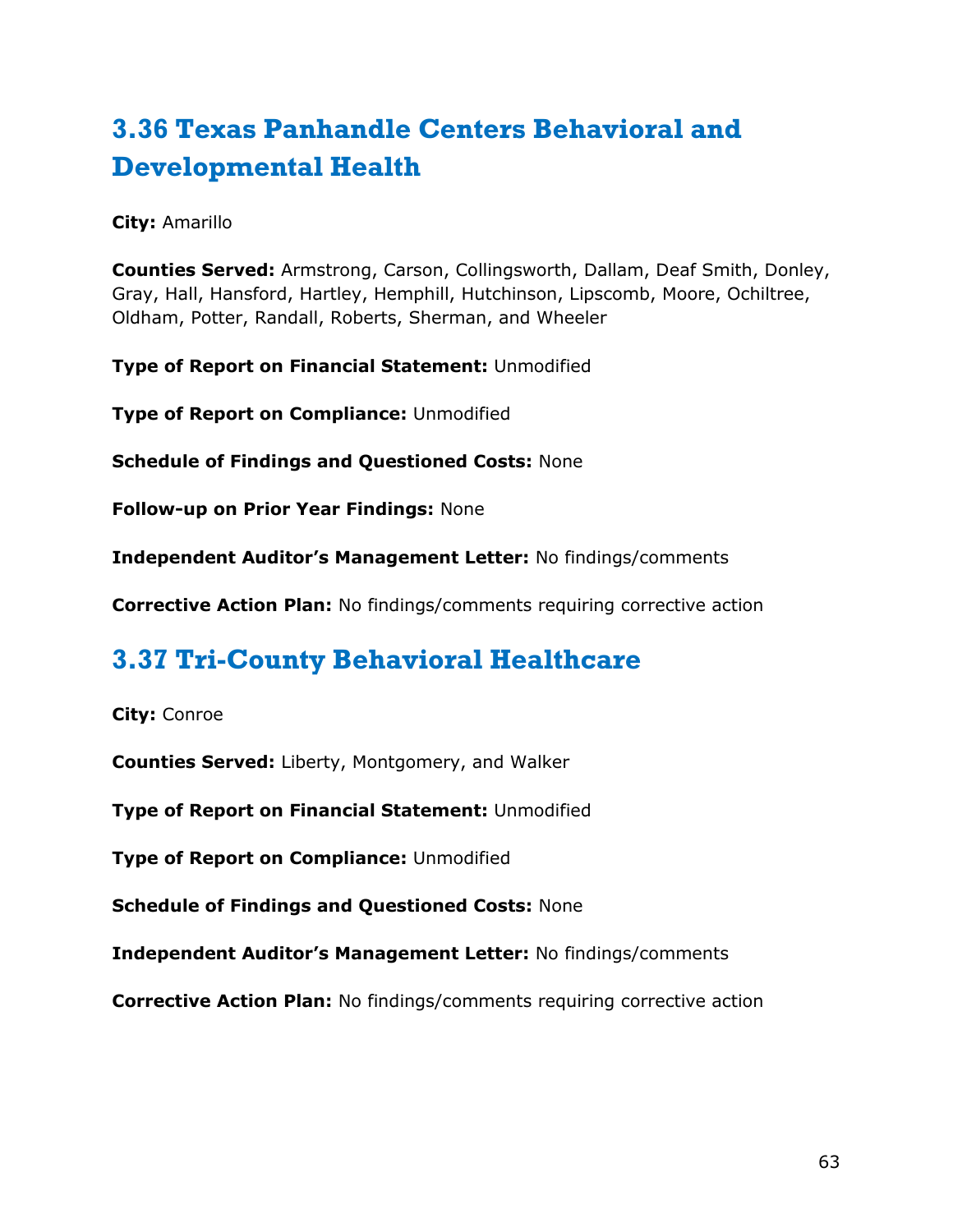## 3.36 Texas Panhandle Centers Behavioral and Developmental Health

**City:** Amarillo

**Counties Served:** Armstrong, Carson, Collingsworth, Dallam, Deaf Smith, Donley, Gray, Hall, Hansford, Hartley, Hemphill, Hutchinson, Lipscomb, Moore, Ochiltree, Oldham, Potter, Randall, Roberts, Sherman, and Wheeler

**Type of Report on Financial Statement:** Unmodified

**Type of Report on Compliance:** Unmodified

**Schedule of Findings and Questioned Costs:** None

**Follow-up on Prior Year Findings:** None

**Independent Auditor's Management Letter:** No findings/comments

**Corrective Action Plan:** No findings/comments requiring corrective action

## 3.37 Tri-County Behavioral Healthcare

**City:** Conroe

**Counties Served:** Liberty, Montgomery, and Walker

**Type of Report on Financial Statement:** Unmodified

**Type of Report on Compliance:** Unmodified

**Schedule of Findings and Questioned Costs:** None

**Independent Auditor's Management Letter:** No findings/comments

**Corrective Action Plan:** No findings/comments requiring corrective action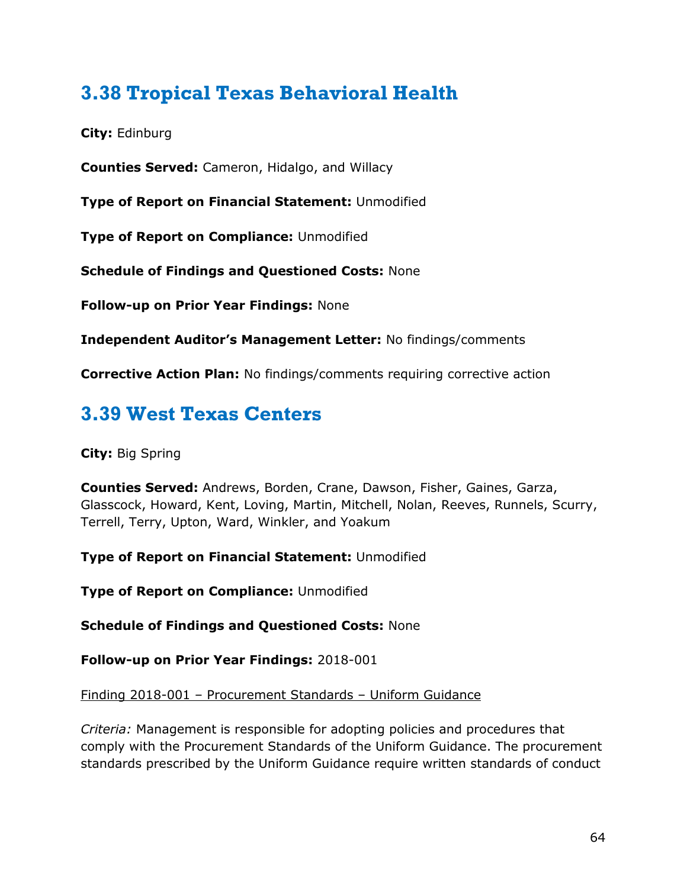## 3.38 Tropical Texas Behavioral Health

**City:** Edinburg

**Counties Served:** Cameron, Hidalgo, and Willacy

**Type of Report on Financial Statement:** Unmodified

**Type of Report on Compliance:** Unmodified

**Schedule of Findings and Questioned Costs:** None

**Follow-up on Prior Year Findings:** None

**Independent Auditor's Management Letter:** No findings/comments

**Corrective Action Plan:** No findings/comments requiring corrective action

## 3.39 West Texas Centers

**City:** Big Spring

**Counties Served:** Andrews, Borden, Crane, Dawson, Fisher, Gaines, Garza, Glasscock, Howard, Kent, Loving, Martin, Mitchell, Nolan, Reeves, Runnels, Scurry, Terrell, Terry, Upton, Ward, Winkler, and Yoakum

**Type of Report on Financial Statement:** Unmodified

**Type of Report on Compliance:** Unmodified

**Schedule of Findings and Questioned Costs:** None

**Follow-up on Prior Year Findings:** 2018-001

Finding 2018-001 – Procurement Standards – Uniform Guidance

*Criteria:* Management is responsible for adopting policies and procedures that comply with the Procurement Standards of the Uniform Guidance. The procurement standards prescribed by the Uniform Guidance require written standards of conduct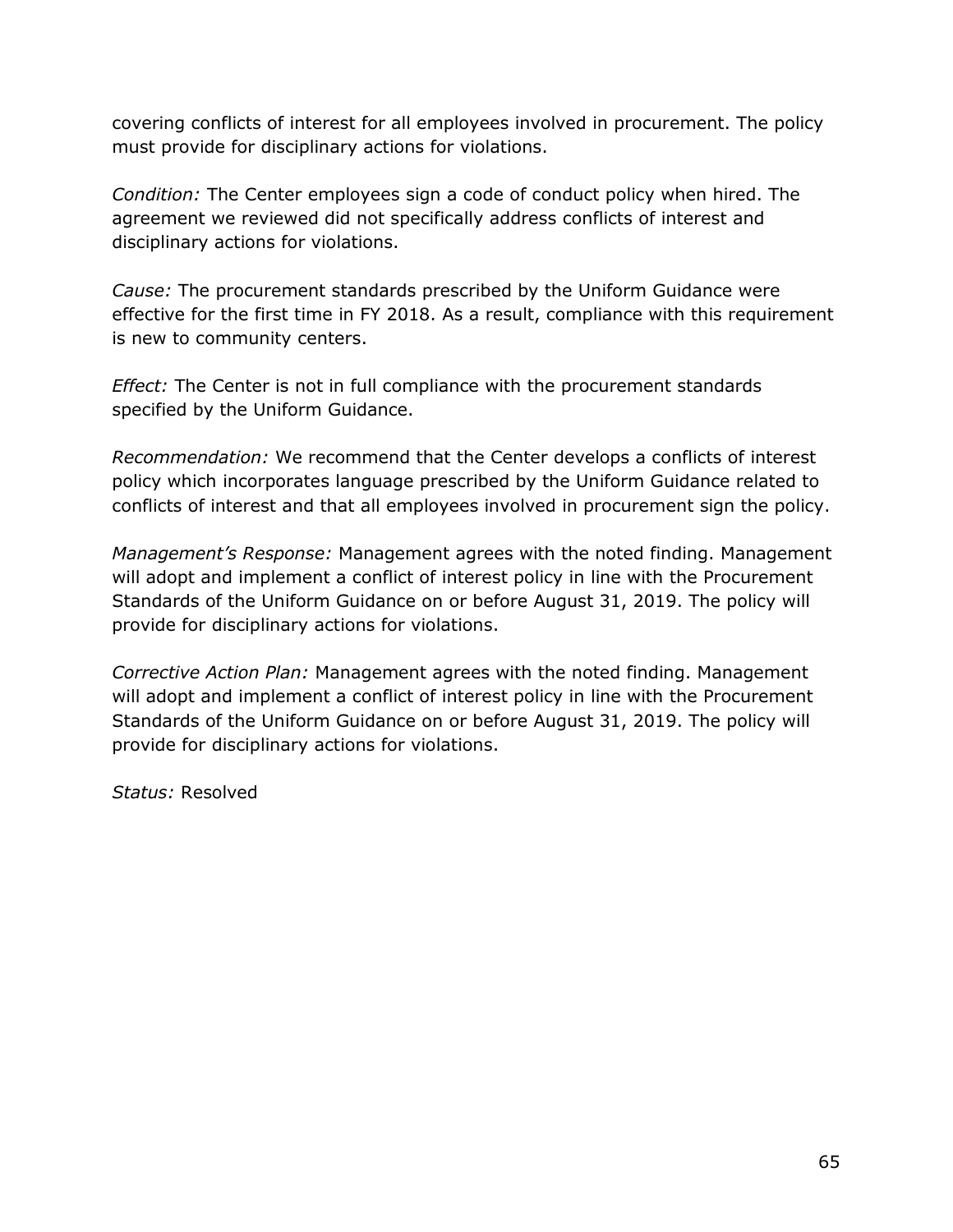covering conflicts of interest for all employees involved in procurement. The policy must provide for disciplinary actions for violations.

*Condition:* The Center employees sign a code of conduct policy when hired. The agreement we reviewed did not specifically address conflicts of interest and disciplinary actions for violations.

*Cause:* The procurement standards prescribed by the Uniform Guidance were effective for the first time in FY 2018. As a result, compliance with this requirement is new to community centers.

*Effect:* The Center is not in full compliance with the procurement standards specified by the Uniform Guidance.

*Recommendation:* We recommend that the Center develops a conflicts of interest policy which incorporates language prescribed by the Uniform Guidance related to conflicts of interest and that all employees involved in procurement sign the policy.

*Management's Response:* Management agrees with the noted finding. Management will adopt and implement a conflict of interest policy in line with the Procurement Standards of the Uniform Guidance on or before August 31, 2019. The policy will provide for disciplinary actions for violations.

*Corrective Action Plan:* Management agrees with the noted finding. Management will adopt and implement a conflict of interest policy in line with the Procurement Standards of the Uniform Guidance on or before August 31, 2019. The policy will provide for disciplinary actions for violations.

*Status:* Resolved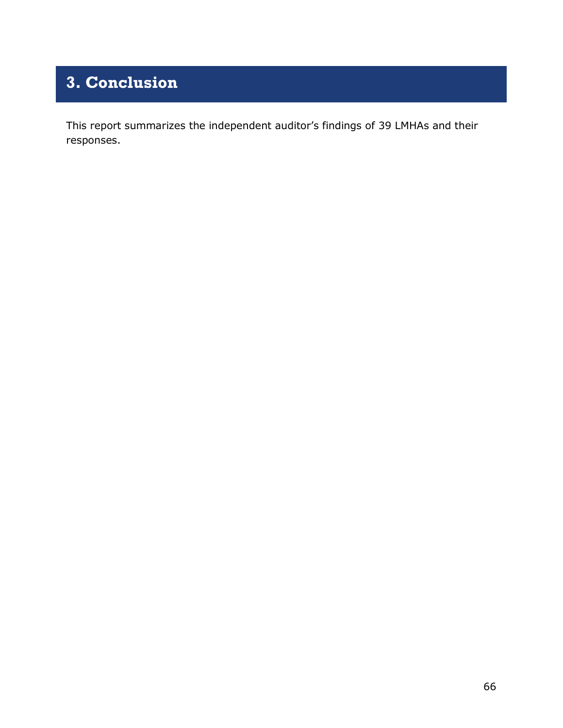# 3. Conclusion

This report summarizes the independent auditor’s findings of 39 LMHAs and their responses.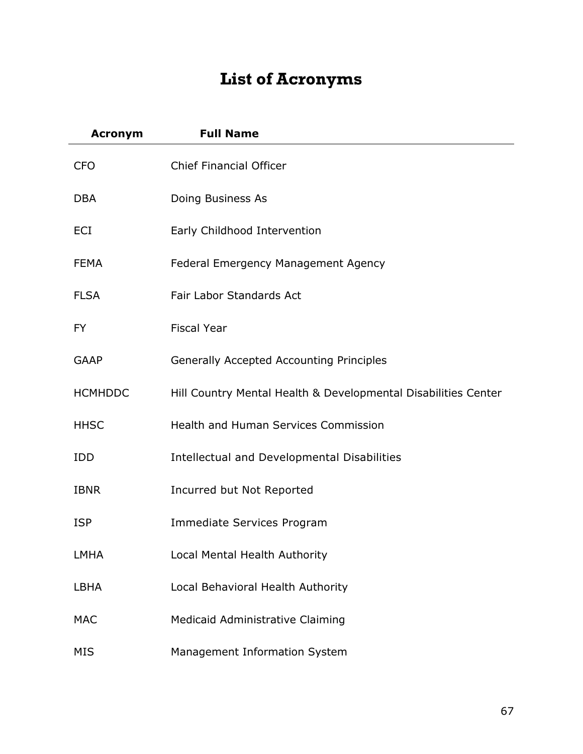# List of Acronyms

| Acronym | Full Name |
|---|---|
| CFO | Chief Financial Officer |
| DBA | Doing Business As |
| ECI | Early Childhood Intervention |
| FEMA | Federal Emergency Management Agency |
| FLSA | Fair Labor Standards Act |
| FY | Fiscal Year |
| GAAP | Generally Accepted Accounting Principles |
| HCMHDDC | Hill Country Mental Health & Developmental Disabilities Center |
| HHSC | Health and Human Services Commission |
| IDD | Intellectual and Developmental Disabilities |
| IBNR | Incurred but Not Reported |
| ISP | Immediate Services Program |
| LMHA | Local Mental Health Authority |
| LBHA | Local Behavioral Health Authority |
| MAC | Medicaid Administrative Claiming |
| MIS | Management Information System |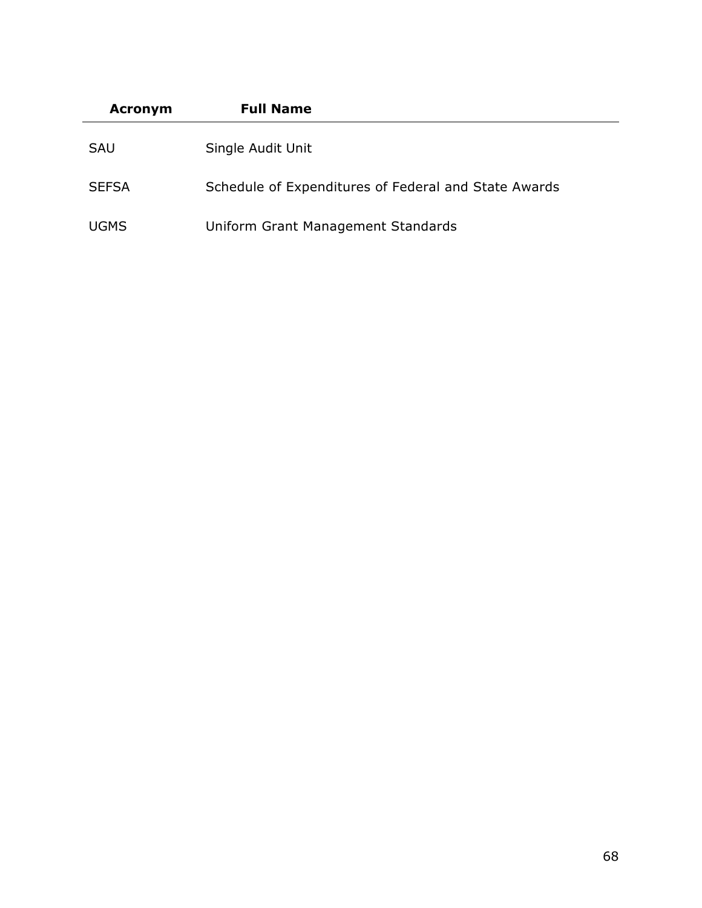| Acronym | Full Name |
|---|---|
| SAU | Single Audit Unit |
| SEFSA | Schedule of Expenditures of Federal and State Awards |
| UGMS | Uniform Grant Management Standards |